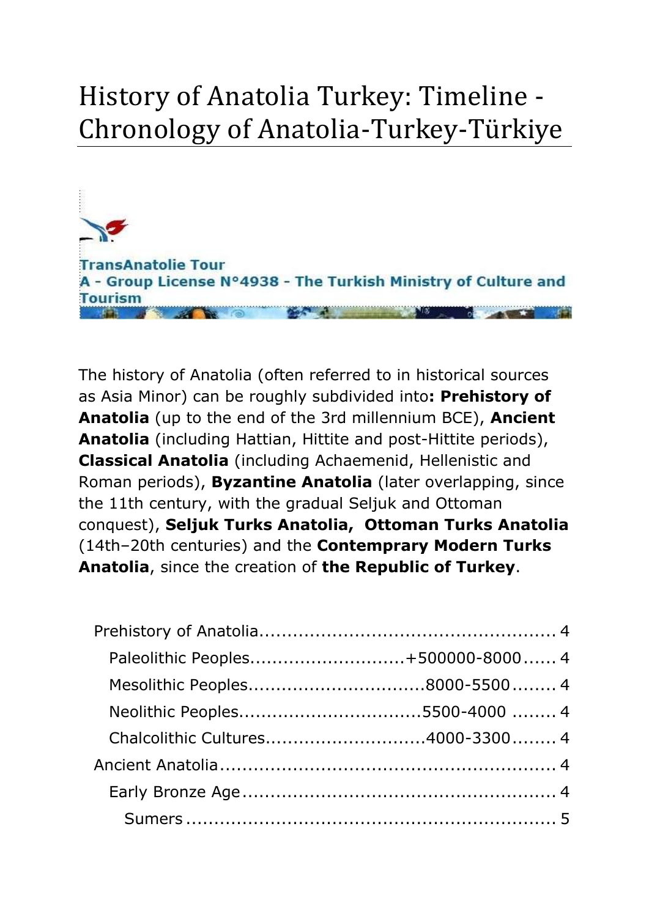# History of Anatolia Turkey: Timeline - Chronology of Anatolia-Turkey-Türkiye

**TransAnatolie Tour**
**A - Group License N°4938 - The Turkish Ministry of Culture and Tourism**

The history of Anatolia (often referred to in historical sources as Asia Minor) can be roughly subdivided into**: Prehistory of Anatolia** (up to the end of the 3rd millennium BCE), **Ancient Anatolia** (including Hattian, Hittite and post-Hittite periods), **Classical Anatolia** (including Achaemenid, Hellenistic and Roman periods), **Byzantine Anatolia** (later overlapping, since the 11th century, with the gradual Seljuk and Ottoman conquest), **Seljuk Turks Anatolia, Ottoman Turks Anatolia** (14th–20th centuries) and the **Contemprary Modern Turks Anatolia**, since the creation of **the Republic of Turkey**.

- Prehistory of Anatolia.................................................... 4
  - Paleolithic Peoples...........................+500000-8000...... 4
  - Mesolithic Peoples...............................8000-5500........ 4
  - Neolithic Peoples................................5500-4000 ........ 4
  - Chalcolithic Cultures............................4000-3300........ 4
- Ancient Anatolia........................................................... 4
  - Early Bronze Age...................................................... 4
    - Sumers ................................................................. 5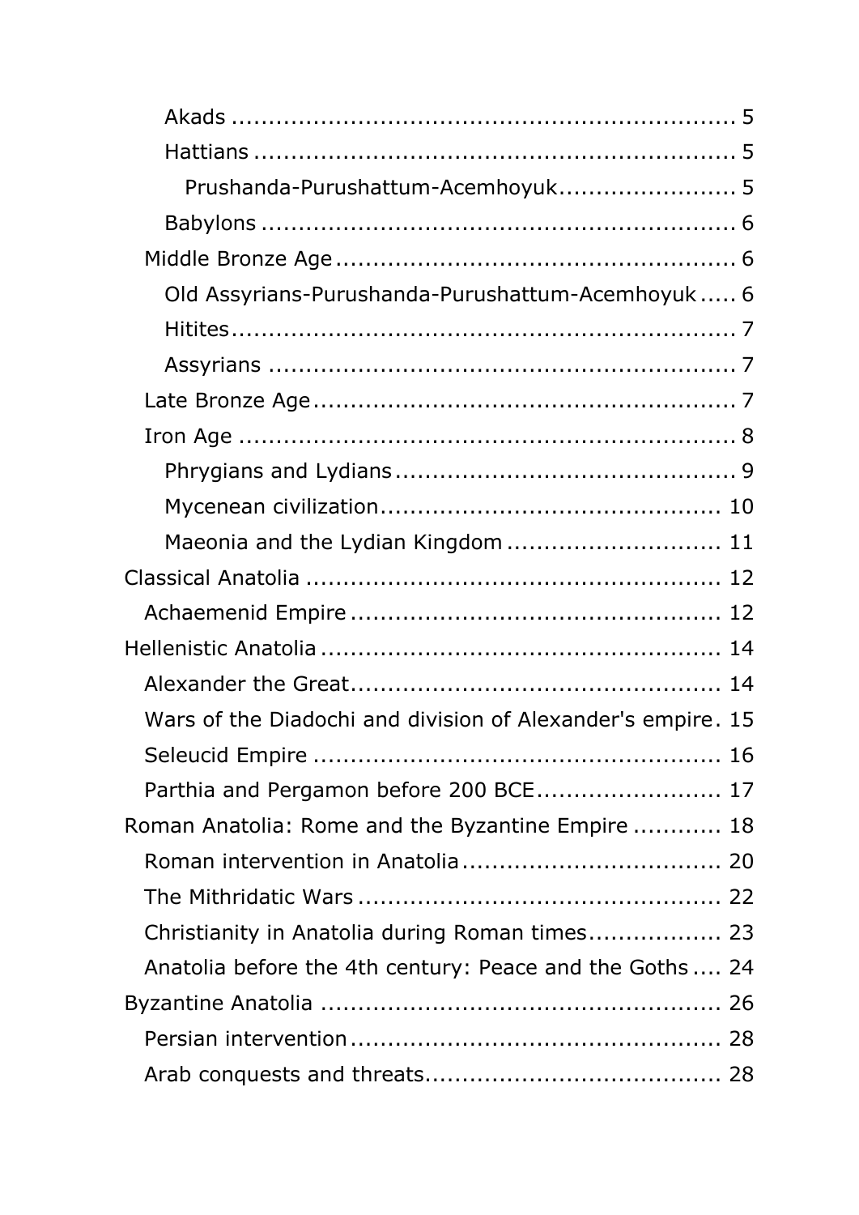- Akads ..... 5
- Hattians ..... 5
  - Prushanda-Purushattum-Acemhoyuk ..... 5
- Babylons ..... 6

Middle Bronze Age ..... 6

- Old Assyrians-Purushanda-Purushattum-Acemhoyuk ..... 6
- Hitites ..... 7
- Assyrians ..... 7

Late Bronze Age ..... 7

Iron Age ..... 8

- Phrygians and Lydians ..... 9
- Mycenean civilization ..... 10
- Maeonia and the Lydian Kingdom ..... 11

Classical Anatolia ..... 12

- Achaemenid Empire ..... 12

Hellenistic Anatolia ..... 14

- Alexander the Great ..... 14
- Wars of the Diadochi and division of Alexander's empire ..... 15
- Seleucid Empire ..... 16
- Parthia and Pergamon before 200 BCE ..... 17

Roman Anatolia: Rome and the Byzantine Empire ..... 18

- Roman intervention in Anatolia ..... 20
- The Mithridatic Wars ..... 22
- Christianity in Anatolia during Roman times ..... 23
- Anatolia before the 4th century: Peace and the Goths ..... 24

Byzantine Anatolia ..... 26

- Persian intervention ..... 28
- Arab conquests and threats ..... 28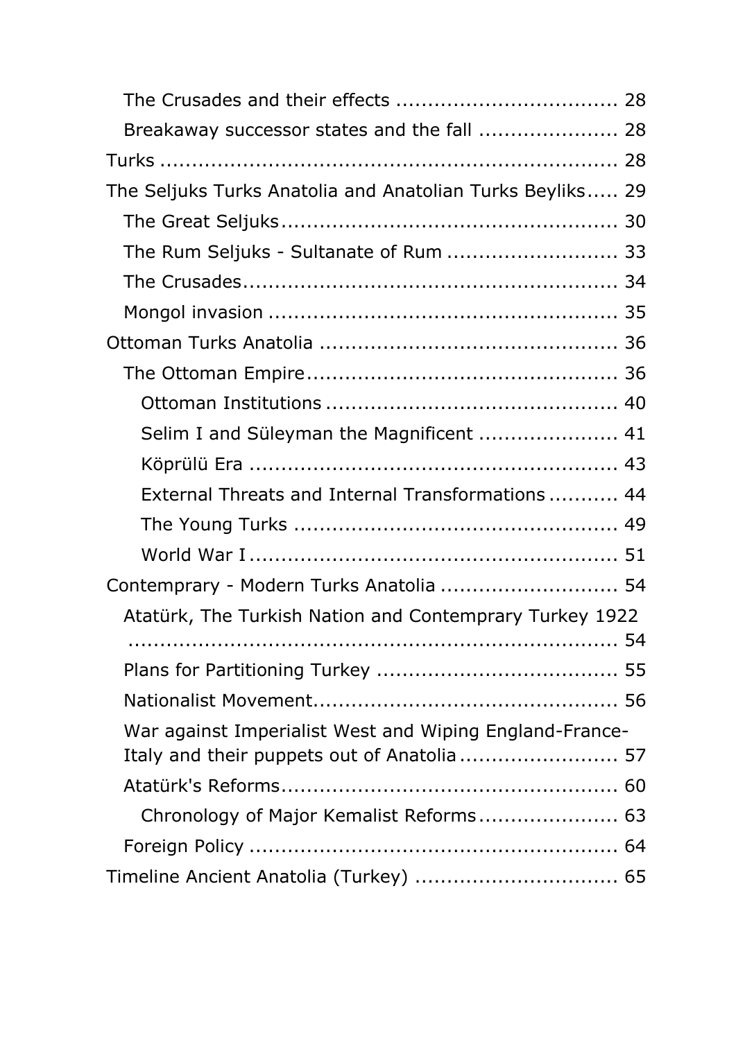- The Crusades and their effects .................................. 28
- Breakaway successor states and the fall ...................... 28

Turks ........................................................................ 28

The Seljuks Turks Anatolia and Anatolian Turks Beyliks..... 29

- The Great Seljuks.................................................... 30
- The Rum Seljuks - Sultanate of Rum .......................... 33
- The Crusades.......................................................... 34
- Mongol invasion ...................................................... 35

Ottoman Turks Anatolia .............................................. 36

- The Ottoman Empire................................................ 36
  - Ottoman Institutions ............................................. 40
  - Selim I and Süleyman the Magnificent ...................... 41
  - Köprülü Era .......................................................... 43
  - External Threats and Internal Transformations ........... 44
  - The Young Turks .................................................. 49
  - World War I ......................................................... 51

Contemprary - Modern Turks Anatolia ........................... 54

- Atatürk, The Turkish Nation and Contemprary Turkey 1922 ................................................................. 54
- Plans for Partitioning Turkey ..................................... 55
- Nationalist Movement............................................... 56
- War against Imperialist West and Wiping England-France-Italy and their puppets out of Anatolia ........................ 57
- Atatürk's Reforms.................................................... 60
  - Chronology of Major Kemalist Reforms..................... 63
- Foreign Policy ......................................................... 64

Timeline Ancient Anatolia (Turkey) ............................... 65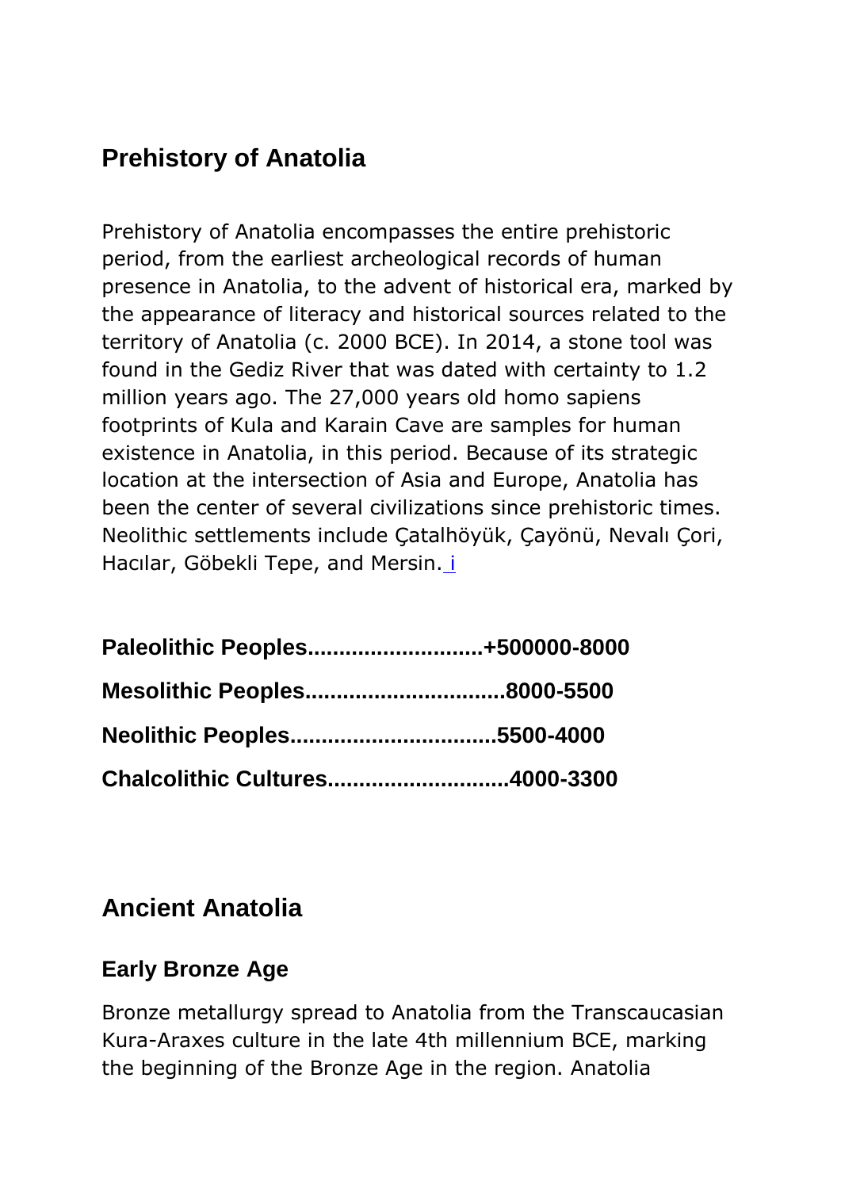## Prehistory of Anatolia

Prehistory of Anatolia encompasses the entire prehistoric period, from the earliest archeological records of human presence in Anatolia, to the advent of historical era, marked by the appearance of literacy and historical sources related to the territory of Anatolia (c. 2000 BCE). In 2014, a stone tool was found in the Gediz River that was dated with certainty to 1.2 million years ago. The 27,000 years old homo sapiens footprints of Kula and Karain Cave are samples for human existence in Anatolia, in this period. Because of its strategic location at the intersection of Asia and Europe, Anatolia has been the center of several civilizations since prehistoric times. Neolithic settlements include Çatalhöyük, Çayönü, Nevalı Çori, Hacılar, Göbekli Tepe, and Mersin. i

**Paleolithic Peoples............................+500000-8000**

**Mesolithic Peoples................................8000-5500**

**Neolithic Peoples.................................5500-4000**

**Chalcolithic Cultures.............................4000-3300**

## Ancient Anatolia

### Early Bronze Age

Bronze metallurgy spread to Anatolia from the Transcaucasian Kura-Araxes culture in the late 4th millennium BCE, marking the beginning of the Bronze Age in the region. Anatolia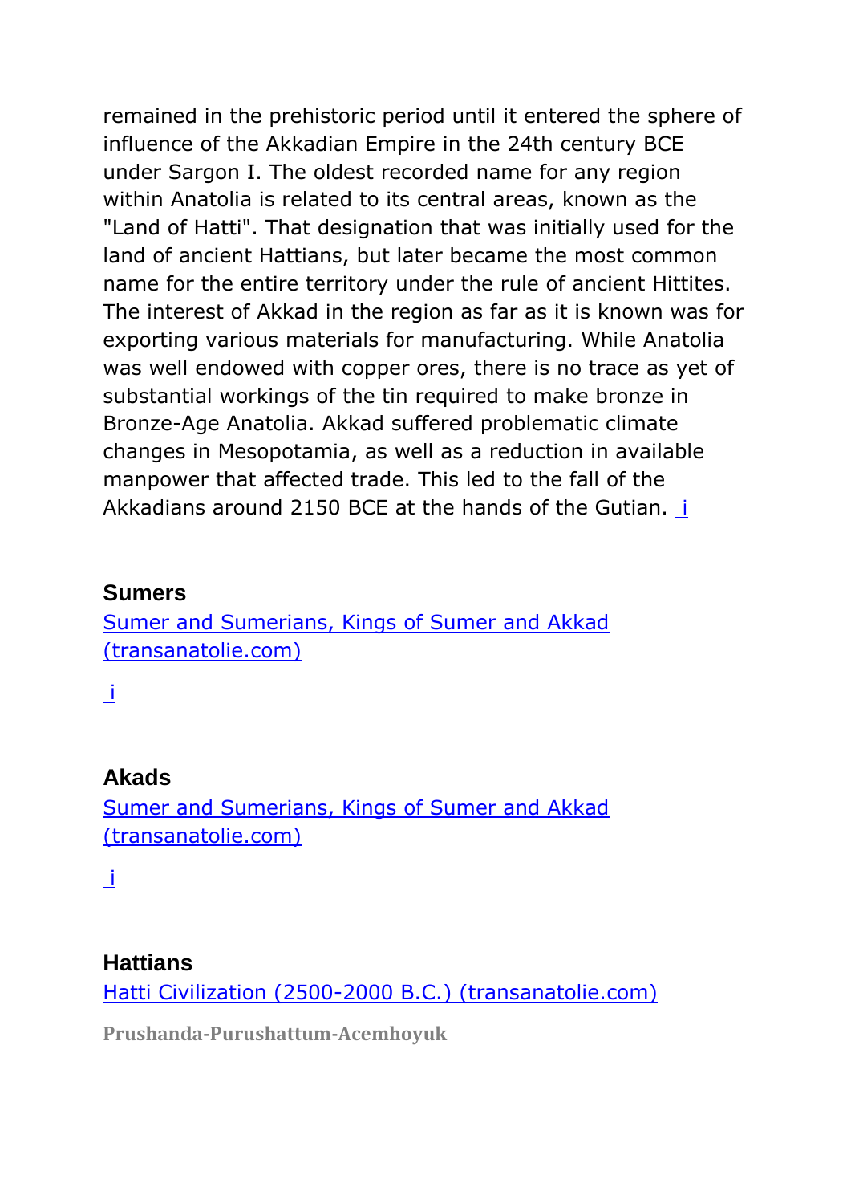remained in the prehistoric period until it entered the sphere of influence of the Akkadian Empire in the 24th century BCE under Sargon I. The oldest recorded name for any region within Anatolia is related to its central areas, known as the "Land of Hatti". That designation that was initially used for the land of ancient Hattians, but later became the most common name for the entire territory under the rule of ancient Hittites. The interest of Akkad in the region as far as it is known was for exporting various materials for manufacturing. While Anatolia was well endowed with copper ores, there is no trace as yet of substantial workings of the tin required to make bronze in Bronze-Age Anatolia. Akkad suffered problematic climate changes in Mesopotamia, as well as a reduction in available manpower that affected trade. This led to the fall of the Akkadians around 2150 BCE at the hands of the Gutian. i

### Sumers

Sumer and Sumerians, Kings of Sumer and Akkad (transanatolie.com)

i

### Akads

Sumer and Sumerians, Kings of Sumer and Akkad (transanatolie.com)

i

### Hattians

Hatti Civilization (2500-2000 B.C.) (transanatolie.com)

**Prushanda-Purushattum-Acemhoyuk**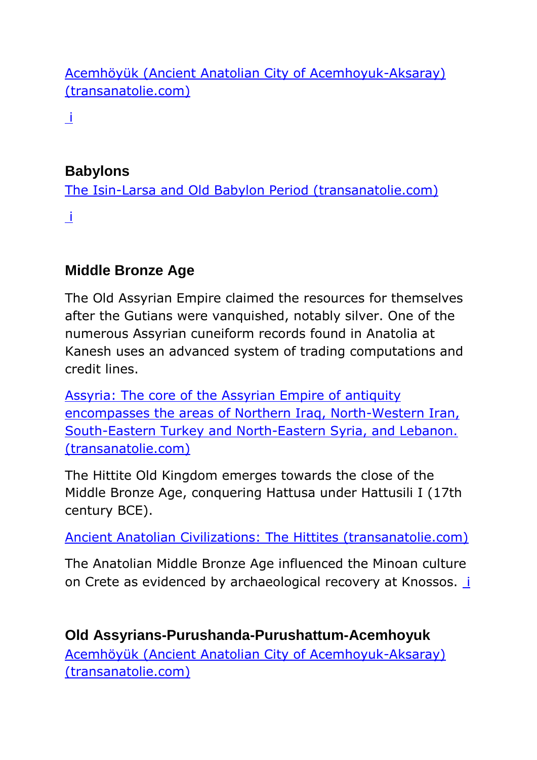Acemhöyük (Ancient Anatolian City of Acemhoyuk-Aksaray) (transanatolie.com)

i

### Babylons

The Isin-Larsa and Old Babylon Period (transanatolie.com)

i

### Middle Bronze Age

The Old Assyrian Empire claimed the resources for themselves after the Gutians were vanquished, notably silver. One of the numerous Assyrian cuneiform records found in Anatolia at Kanesh uses an advanced system of trading computations and credit lines.

Assyria: The core of the Assyrian Empire of antiquity encompasses the areas of Northern Iraq, North-Western Iran, South-Eastern Turkey and North-Eastern Syria, and Lebanon. (transanatolie.com)

The Hittite Old Kingdom emerges towards the close of the Middle Bronze Age, conquering Hattusa under Hattusili I (17th century BCE).

Ancient Anatolian Civilizations: The Hittites (transanatolie.com)

The Anatolian Middle Bronze Age influenced the Minoan culture on Crete as evidenced by archaeological recovery at Knossos. i

### Old Assyrians-Purushanda-Purushattum-Acemhoyuk

Acemhöyük (Ancient Anatolian City of Acemhoyuk-Aksaray) (transanatolie.com)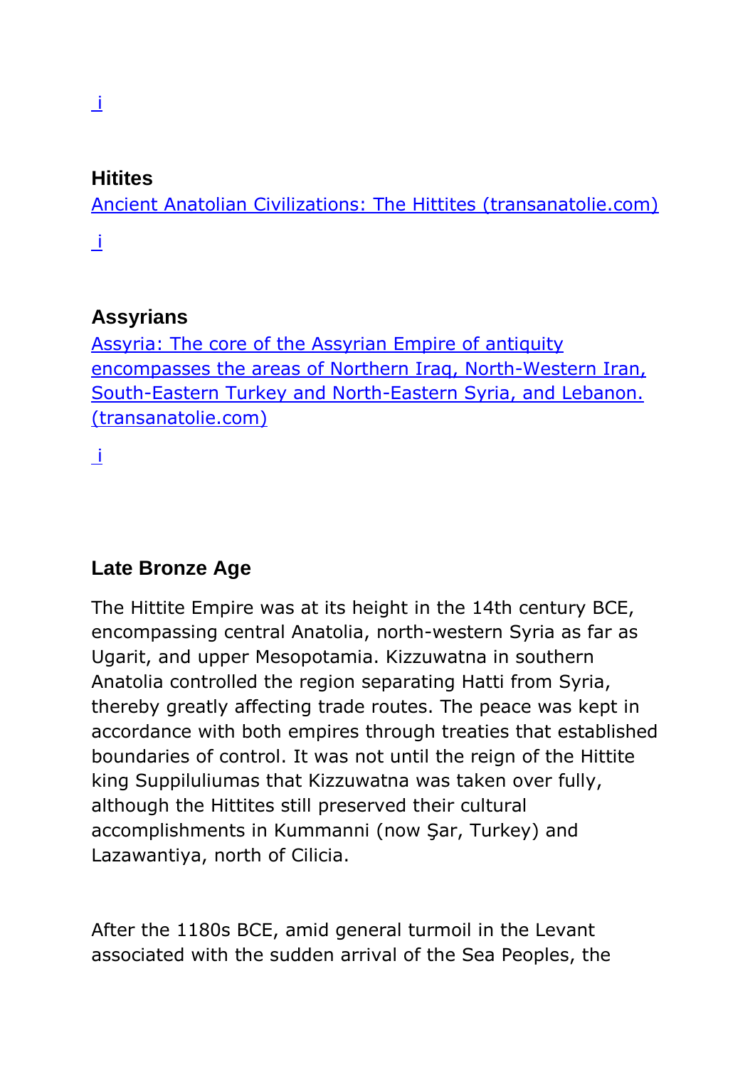i

**Hitites**

Ancient Anatolian Civilizations: The Hittites (transanatolie.com)

i

**Assyrians**

Assyria: The core of the Assyrian Empire of antiquity encompasses the areas of Northern Iraq, North-Western Iran, South-Eastern Turkey and North-Eastern Syria, and Lebanon. (transanatolie.com)

i

### Late Bronze Age

The Hittite Empire was at its height in the 14th century BCE, encompassing central Anatolia, north-western Syria as far as Ugarit, and upper Mesopotamia. Kizzuwatna in southern Anatolia controlled the region separating Hatti from Syria, thereby greatly affecting trade routes. The peace was kept in accordance with both empires through treaties that established boundaries of control. It was not until the reign of the Hittite king Suppiluliumas that Kizzuwatna was taken over fully, although the Hittites still preserved their cultural accomplishments in Kummanni (now Şar, Turkey) and Lazawantiya, north of Cilicia.

After the 1180s BCE, amid general turmoil in the Levant associated with the sudden arrival of the Sea Peoples, the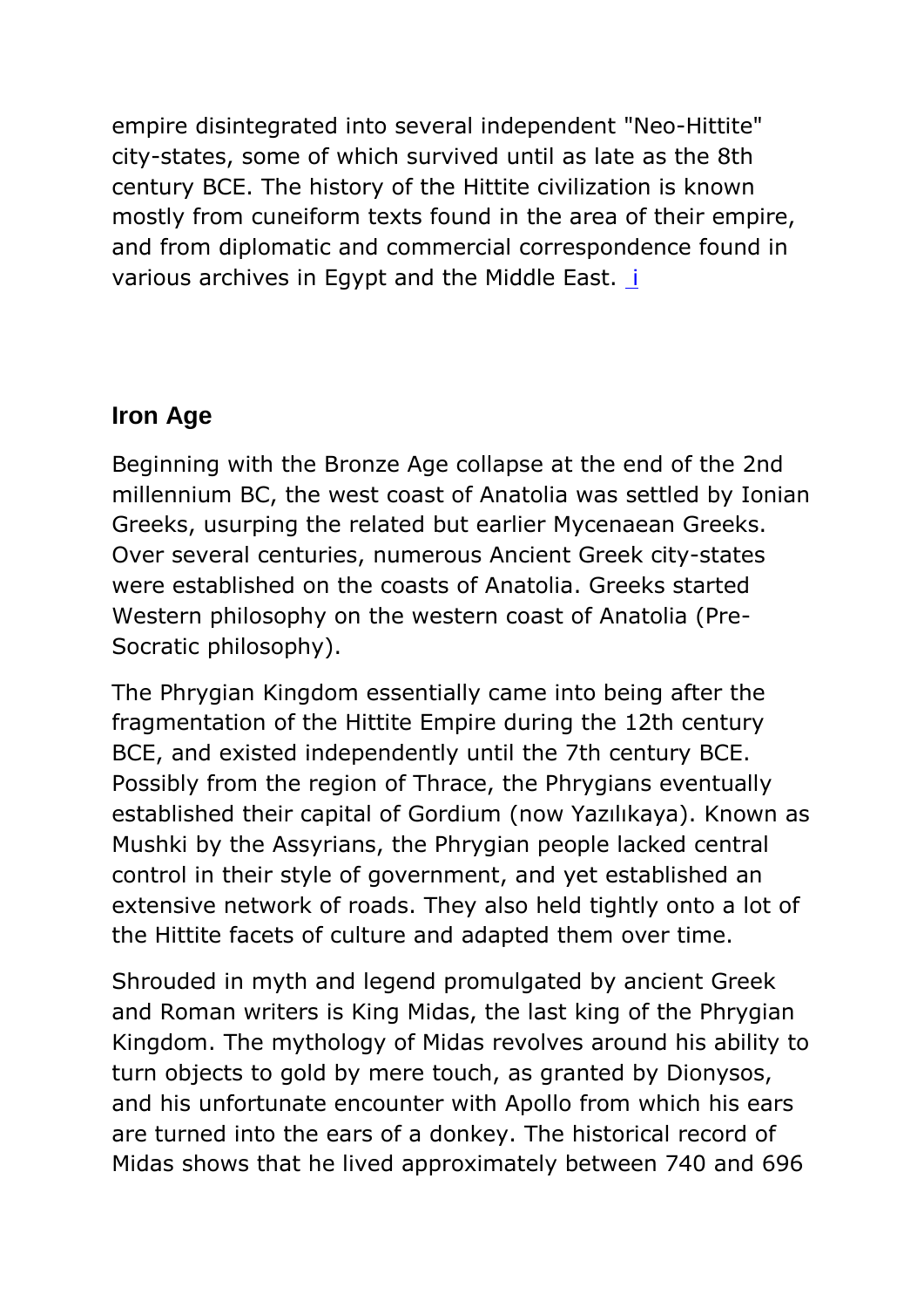empire disintegrated into several independent "Neo-Hittite" city-states, some of which survived until as late as the 8th century BCE. The history of the Hittite civilization is known mostly from cuneiform texts found in the area of their empire, and from diplomatic and commercial correspondence found in various archives in Egypt and the Middle East. i

## Iron Age

Beginning with the Bronze Age collapse at the end of the 2nd millennium BC, the west coast of Anatolia was settled by Ionian Greeks, usurping the related but earlier Mycenaean Greeks. Over several centuries, numerous Ancient Greek city-states were established on the coasts of Anatolia. Greeks started Western philosophy on the western coast of Anatolia (Pre-Socratic philosophy).

The Phrygian Kingdom essentially came into being after the fragmentation of the Hittite Empire during the 12th century BCE, and existed independently until the 7th century BCE. Possibly from the region of Thrace, the Phrygians eventually established their capital of Gordium (now Yazılıkaya). Known as Mushki by the Assyrians, the Phrygian people lacked central control in their style of government, and yet established an extensive network of roads. They also held tightly onto a lot of the Hittite facets of culture and adapted them over time.

Shrouded in myth and legend promulgated by ancient Greek and Roman writers is King Midas, the last king of the Phrygian Kingdom. The mythology of Midas revolves around his ability to turn objects to gold by mere touch, as granted by Dionysos, and his unfortunate encounter with Apollo from which his ears are turned into the ears of a donkey. The historical record of Midas shows that he lived approximately between 740 and 696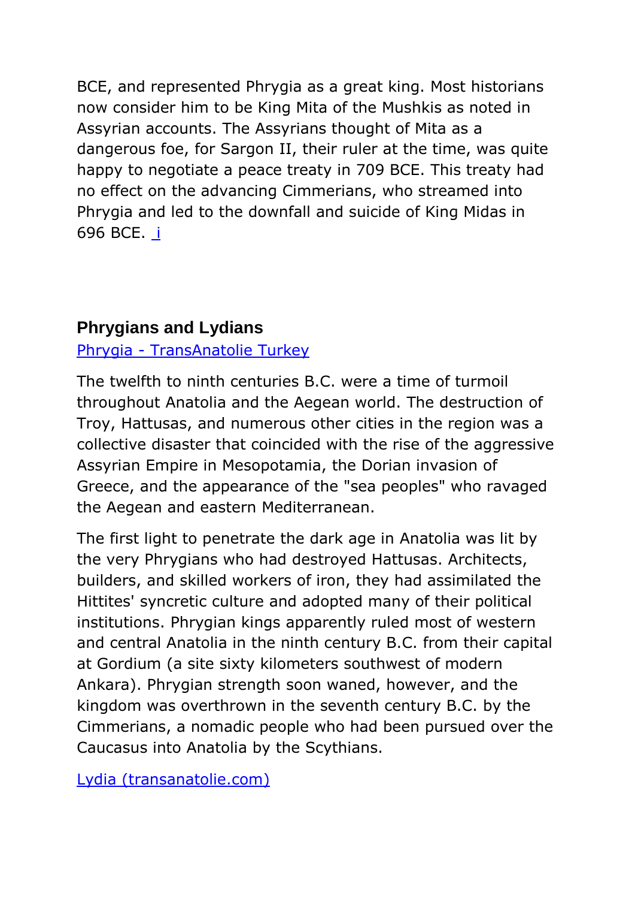BCE, and represented Phrygia as a great king. Most historians now consider him to be King Mita of the Mushkis as noted in Assyrian accounts. The Assyrians thought of Mita as a dangerous foe, for Sargon II, their ruler at the time, was quite happy to negotiate a peace treaty in 709 BCE. This treaty had no effect on the advancing Cimmerians, who streamed into Phrygia and led to the downfall and suicide of King Midas in 696 BCE. i

## Phrygians and Lydians

Phrygia - TransAnatolie Turkey

The twelfth to ninth centuries B.C. were a time of turmoil throughout Anatolia and the Aegean world. The destruction of Troy, Hattusas, and numerous other cities in the region was a collective disaster that coincided with the rise of the aggressive Assyrian Empire in Mesopotamia, the Dorian invasion of Greece, and the appearance of the "sea peoples" who ravaged the Aegean and eastern Mediterranean.

The first light to penetrate the dark age in Anatolia was lit by the very Phrygians who had destroyed Hattusas. Architects, builders, and skilled workers of iron, they had assimilated the Hittites' syncretic culture and adopted many of their political institutions. Phrygian kings apparently ruled most of western and central Anatolia in the ninth century B.C. from their capital at Gordium (a site sixty kilometers southwest of modern Ankara). Phrygian strength soon waned, however, and the kingdom was overthrown in the seventh century B.C. by the Cimmerians, a nomadic people who had been pursued over the Caucasus into Anatolia by the Scythians.

Lydia (transanatolie.com)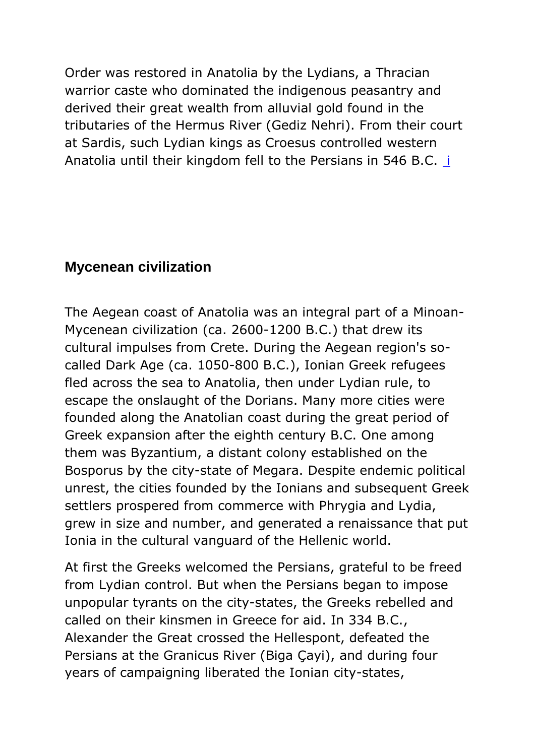Order was restored in Anatolia by the Lydians, a Thracian warrior caste who dominated the indigenous peasantry and derived their great wealth from alluvial gold found in the tributaries of the Hermus River (Gediz Nehri). From their court at Sardis, such Lydian kings as Croesus controlled western Anatolia until their kingdom fell to the Persians in 546 B.C. i

## Mycenean civilization

The Aegean coast of Anatolia was an integral part of a Minoan-Mycenean civilization (ca. 2600-1200 B.C.) that drew its cultural impulses from Crete. During the Aegean region's so-called Dark Age (ca. 1050-800 B.C.), Ionian Greek refugees fled across the sea to Anatolia, then under Lydian rule, to escape the onslaught of the Dorians. Many more cities were founded along the Anatolian coast during the great period of Greek expansion after the eighth century B.C. One among them was Byzantium, a distant colony established on the Bosporus by the city-state of Megara. Despite endemic political unrest, the cities founded by the Ionians and subsequent Greek settlers prospered from commerce with Phrygia and Lydia, grew in size and number, and generated a renaissance that put Ionia in the cultural vanguard of the Hellenic world.

At first the Greeks welcomed the Persians, grateful to be freed from Lydian control. But when the Persians began to impose unpopular tyrants on the city-states, the Greeks rebelled and called on their kinsmen in Greece for aid. In 334 B.C., Alexander the Great crossed the Hellespont, defeated the Persians at the Granicus River (Biga Çayi), and during four years of campaigning liberated the Ionian city-states,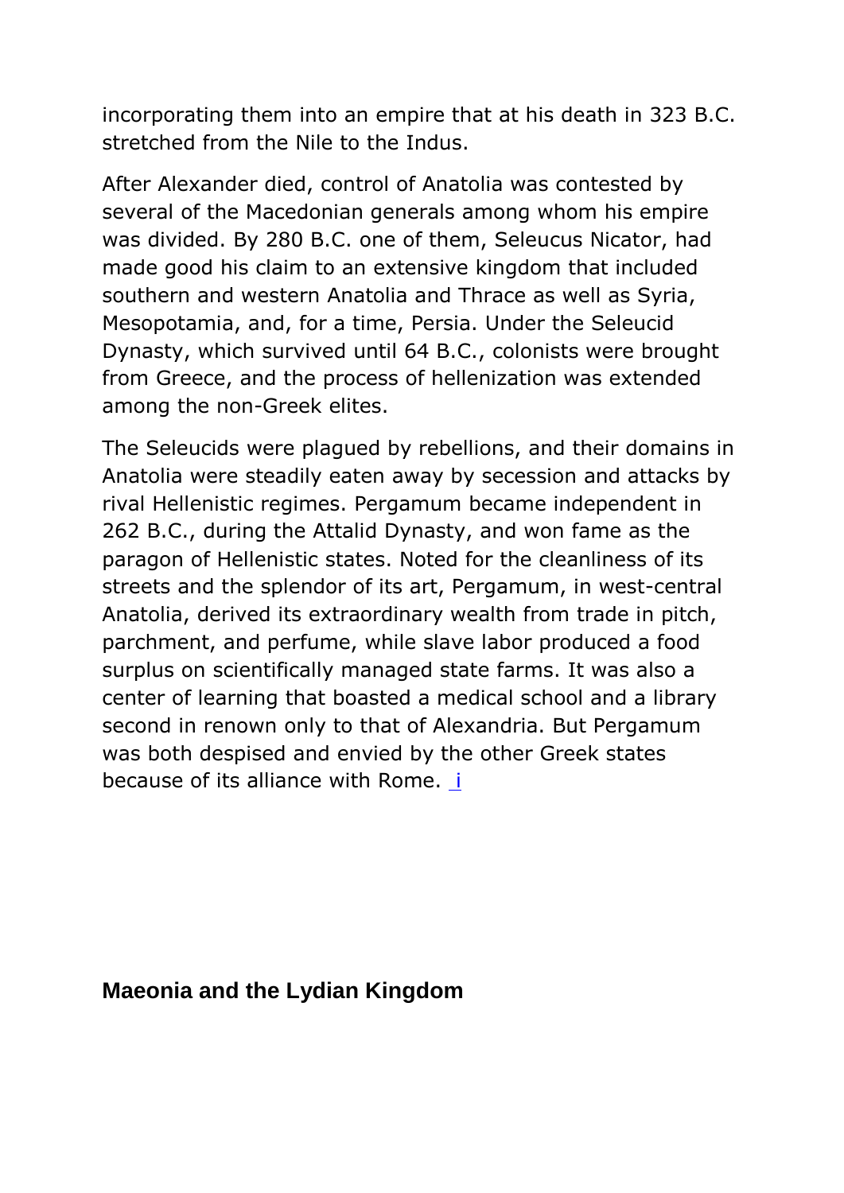incorporating them into an empire that at his death in 323 B.C. stretched from the Nile to the Indus.

After Alexander died, control of Anatolia was contested by several of the Macedonian generals among whom his empire was divided. By 280 B.C. one of them, Seleucus Nicator, had made good his claim to an extensive kingdom that included southern and western Anatolia and Thrace as well as Syria, Mesopotamia, and, for a time, Persia. Under the Seleucid Dynasty, which survived until 64 B.C., colonists were brought from Greece, and the process of hellenization was extended among the non-Greek elites.

The Seleucids were plagued by rebellions, and their domains in Anatolia were steadily eaten away by secession and attacks by rival Hellenistic regimes. Pergamum became independent in 262 B.C., during the Attalid Dynasty, and won fame as the paragon of Hellenistic states. Noted for the cleanliness of its streets and the splendor of its art, Pergamum, in west-central Anatolia, derived its extraordinary wealth from trade in pitch, parchment, and perfume, while slave labor produced a food surplus on scientifically managed state farms. It was also a center of learning that boasted a medical school and a library second in renown only to that of Alexandria. But Pergamum was both despised and envied by the other Greek states because of its alliance with Rome. [i]

## Maeonia and the Lydian Kingdom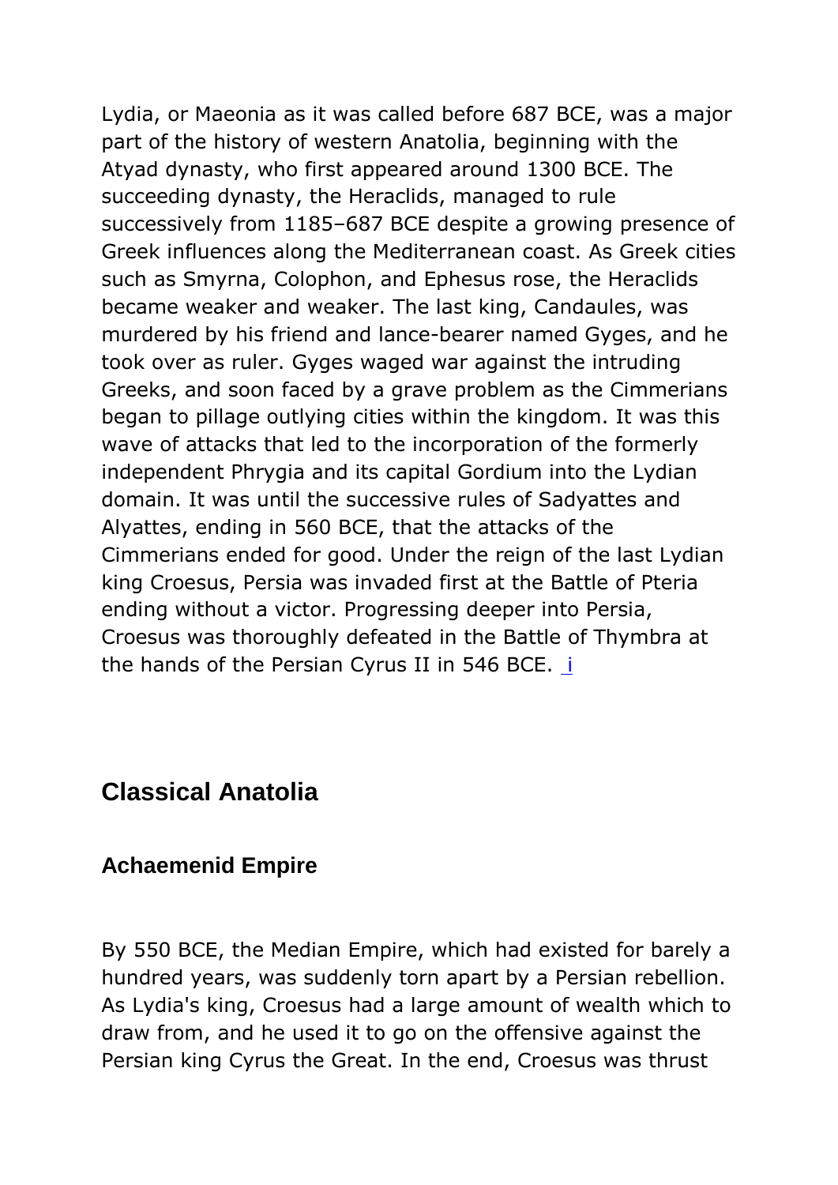Lydia, or Maeonia as it was called before 687 BCE, was a major part of the history of western Anatolia, beginning with the Atyad dynasty, who first appeared around 1300 BCE. The succeeding dynasty, the Heraclids, managed to rule successively from 1185–687 BCE despite a growing presence of Greek influences along the Mediterranean coast. As Greek cities such as Smyrna, Colophon, and Ephesus rose, the Heraclids became weaker and weaker. The last king, Candaules, was murdered by his friend and lance-bearer named Gyges, and he took over as ruler. Gyges waged war against the intruding Greeks, and soon faced by a grave problem as the Cimmerians began to pillage outlying cities within the kingdom. It was this wave of attacks that led to the incorporation of the formerly independent Phrygia and its capital Gordium into the Lydian domain. It was until the successive rules of Sadyattes and Alyattes, ending in 560 BCE, that the attacks of the Cimmerians ended for good. Under the reign of the last Lydian king Croesus, Persia was invaded first at the Battle of Pteria ending without a victor. Progressing deeper into Persia, Croesus was thoroughly defeated in the Battle of Thymbra at the hands of the Persian Cyrus II in 546 BCE. i

## Classical Anatolia

### Achaemenid Empire

By 550 BCE, the Median Empire, which had existed for barely a hundred years, was suddenly torn apart by a Persian rebellion. As Lydia's king, Croesus had a large amount of wealth which to draw from, and he used it to go on the offensive against the Persian king Cyrus the Great. In the end, Croesus was thrust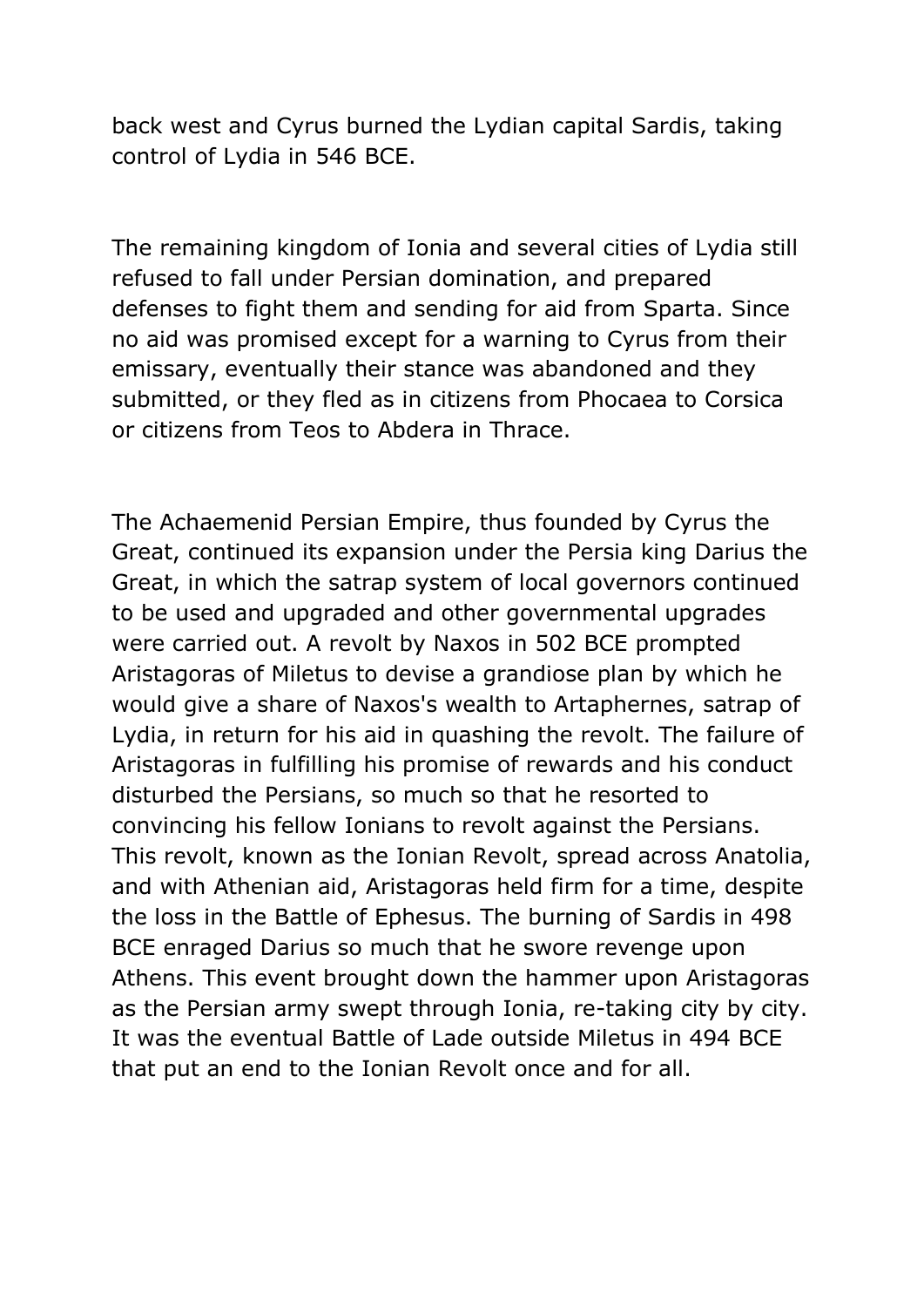back west and Cyrus burned the Lydian capital Sardis, taking control of Lydia in 546 BCE.

The remaining kingdom of Ionia and several cities of Lydia still refused to fall under Persian domination, and prepared defenses to fight them and sending for aid from Sparta. Since no aid was promised except for a warning to Cyrus from their emissary, eventually their stance was abandoned and they submitted, or they fled as in citizens from Phocaea to Corsica or citizens from Teos to Abdera in Thrace.

The Achaemenid Persian Empire, thus founded by Cyrus the Great, continued its expansion under the Persia king Darius the Great, in which the satrap system of local governors continued to be used and upgraded and other governmental upgrades were carried out. A revolt by Naxos in 502 BCE prompted Aristagoras of Miletus to devise a grandiose plan by which he would give a share of Naxos's wealth to Artaphernes, satrap of Lydia, in return for his aid in quashing the revolt. The failure of Aristagoras in fulfilling his promise of rewards and his conduct disturbed the Persians, so much so that he resorted to convincing his fellow Ionians to revolt against the Persians. This revolt, known as the Ionian Revolt, spread across Anatolia, and with Athenian aid, Aristagoras held firm for a time, despite the loss in the Battle of Ephesus. The burning of Sardis in 498 BCE enraged Darius so much that he swore revenge upon Athens. This event brought down the hammer upon Aristagoras as the Persian army swept through Ionia, re-taking city by city. It was the eventual Battle of Lade outside Miletus in 494 BCE that put an end to the Ionian Revolt once and for all.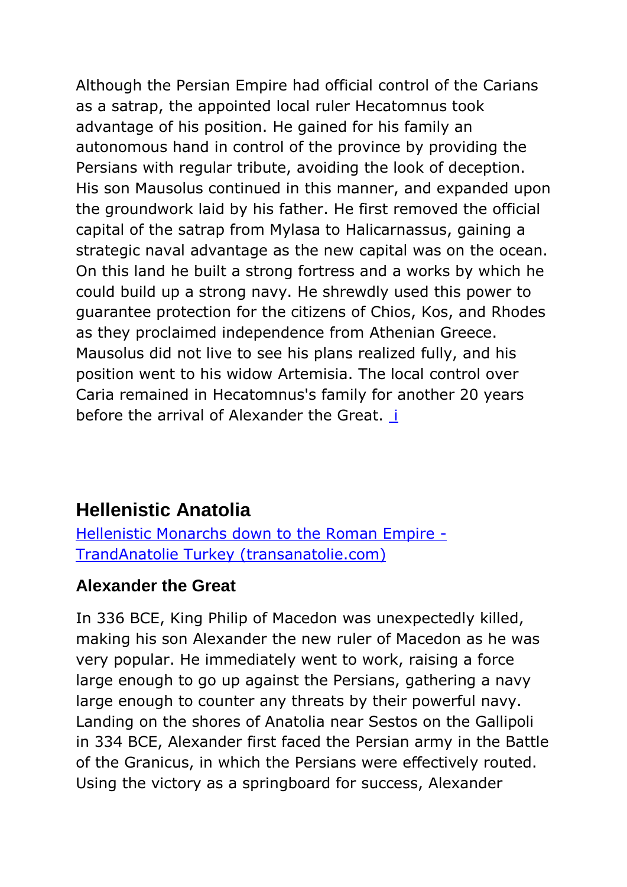Although the Persian Empire had official control of the Carians as a satrap, the appointed local ruler Hecatomnus took advantage of his position. He gained for his family an autonomous hand in control of the province by providing the Persians with regular tribute, avoiding the look of deception. His son Mausolus continued in this manner, and expanded upon the groundwork laid by his father. He first removed the official capital of the satrap from Mylasa to Halicarnassus, gaining a strategic naval advantage as the new capital was on the ocean. On this land he built a strong fortress and a works by which he could build up a strong navy. He shrewdly used this power to guarantee protection for the citizens of Chios, Kos, and Rhodes as they proclaimed independence from Athenian Greece. Mausolus did not live to see his plans realized fully, and his position went to his widow Artemisia. The local control over Caria remained in Hecatomnus's family for another 20 years before the arrival of Alexander the Great. i

## Hellenistic Anatolia

[Hellenistic Monarchs down to the Roman Empire - TrandAnatolie Turkey (transanatolie.com)]

### Alexander the Great

In 336 BCE, King Philip of Macedon was unexpectedly killed, making his son Alexander the new ruler of Macedon as he was very popular. He immediately went to work, raising a force large enough to go up against the Persians, gathering a navy large enough to counter any threats by their powerful navy. Landing on the shores of Anatolia near Sestos on the Gallipoli in 334 BCE, Alexander first faced the Persian army in the Battle of the Granicus, in which the Persians were effectively routed. Using the victory as a springboard for success, Alexander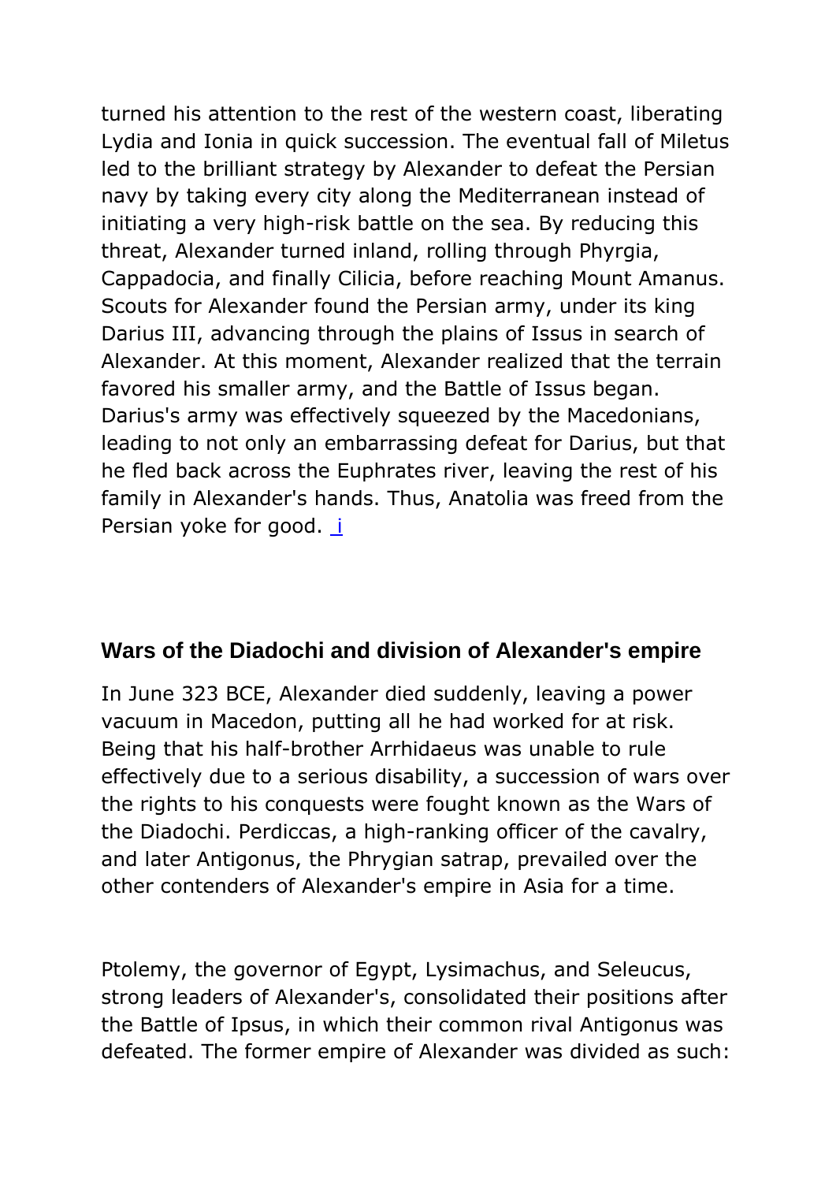turned his attention to the rest of the western coast, liberating Lydia and Ionia in quick succession. The eventual fall of Miletus led to the brilliant strategy by Alexander to defeat the Persian navy by taking every city along the Mediterranean instead of initiating a very high-risk battle on the sea. By reducing this threat, Alexander turned inland, rolling through Phyrgia, Cappadocia, and finally Cilicia, before reaching Mount Amanus. Scouts for Alexander found the Persian army, under its king Darius III, advancing through the plains of Issus in search of Alexander. At this moment, Alexander realized that the terrain favored his smaller army, and the Battle of Issus began. Darius's army was effectively squeezed by the Macedonians, leading to not only an embarrassing defeat for Darius, but that he fled back across the Euphrates river, leaving the rest of his family in Alexander's hands. Thus, Anatolia was freed from the Persian yoke for good. i

## Wars of the Diadochi and division of Alexander's empire

In June 323 BCE, Alexander died suddenly, leaving a power vacuum in Macedon, putting all he had worked for at risk. Being that his half-brother Arrhidaeus was unable to rule effectively due to a serious disability, a succession of wars over the rights to his conquests were fought known as the Wars of the Diadochi. Perdiccas, a high-ranking officer of the cavalry, and later Antigonus, the Phrygian satrap, prevailed over the other contenders of Alexander's empire in Asia for a time.

Ptolemy, the governor of Egypt, Lysimachus, and Seleucus, strong leaders of Alexander's, consolidated their positions after the Battle of Ipsus, in which their common rival Antigonus was defeated. The former empire of Alexander was divided as such: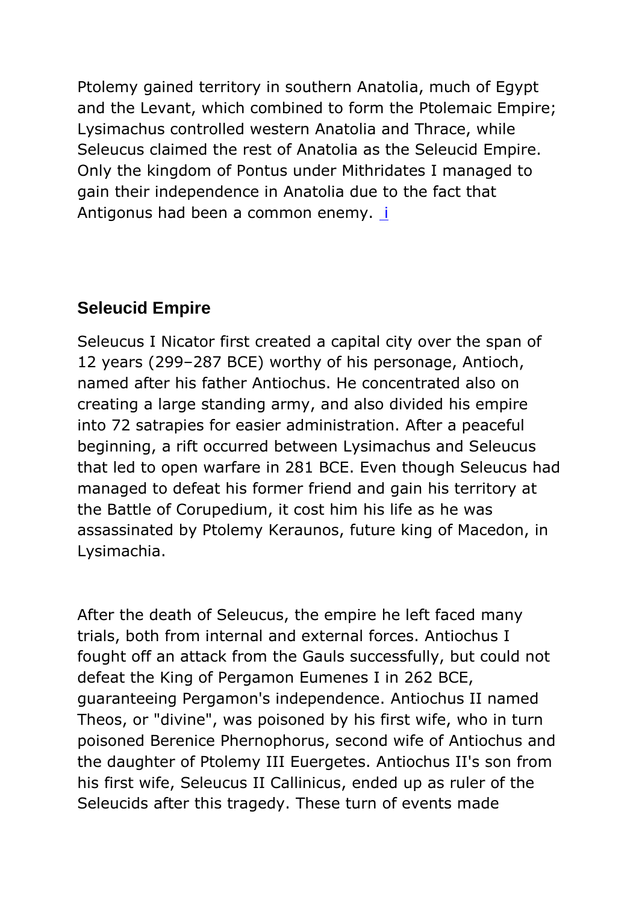Ptolemy gained territory in southern Anatolia, much of Egypt and the Levant, which combined to form the Ptolemaic Empire; Lysimachus controlled western Anatolia and Thrace, while Seleucus claimed the rest of Anatolia as the Seleucid Empire. Only the kingdom of Pontus under Mithridates I managed to gain their independence in Anatolia due to the fact that Antigonus had been a common enemy. i

## Seleucid Empire

Seleucus I Nicator first created a capital city over the span of 12 years (299–287 BCE) worthy of his personage, Antioch, named after his father Antiochus. He concentrated also on creating a large standing army, and also divided his empire into 72 satrapies for easier administration. After a peaceful beginning, a rift occurred between Lysimachus and Seleucus that led to open warfare in 281 BCE. Even though Seleucus had managed to defeat his former friend and gain his territory at the Battle of Corupedium, it cost him his life as he was assassinated by Ptolemy Keraunos, future king of Macedon, in Lysimachia.

After the death of Seleucus, the empire he left faced many trials, both from internal and external forces. Antiochus I fought off an attack from the Gauls successfully, but could not defeat the King of Pergamon Eumenes I in 262 BCE, guaranteeing Pergamon's independence. Antiochus II named Theos, or "divine", was poisoned by his first wife, who in turn poisoned Berenice Phernophorus, second wife of Antiochus and the daughter of Ptolemy III Euergetes. Antiochus II's son from his first wife, Seleucus II Callinicus, ended up as ruler of the Seleucids after this tragedy. These turn of events made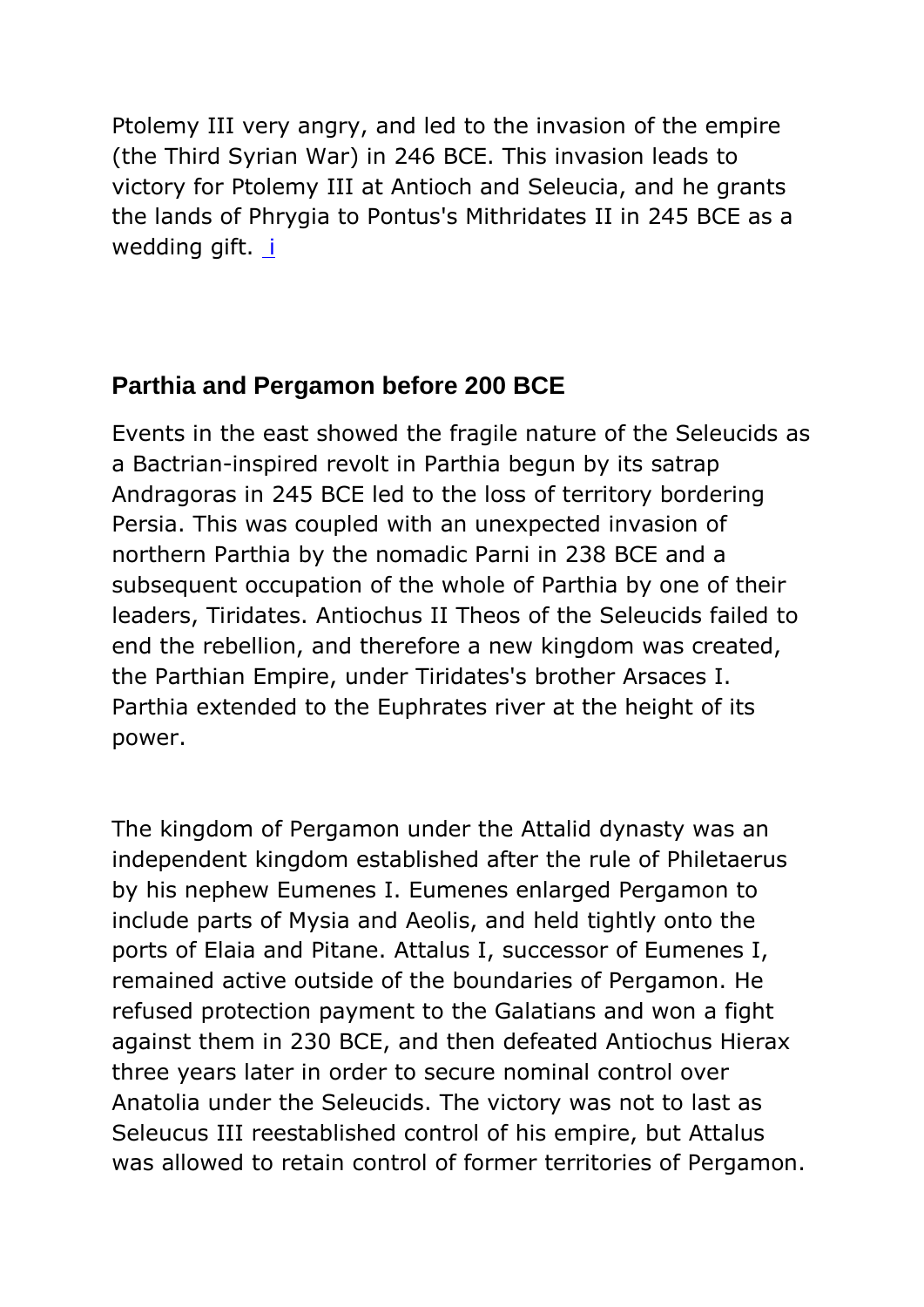Ptolemy III very angry, and led to the invasion of the empire (the Third Syrian War) in 246 BCE. This invasion leads to victory for Ptolemy III at Antioch and Seleucia, and he grants the lands of Phrygia to Pontus's Mithridates II in 245 BCE as a wedding gift. [i]

## Parthia and Pergamon before 200 BCE

Events in the east showed the fragile nature of the Seleucids as a Bactrian-inspired revolt in Parthia begun by its satrap Andragoras in 245 BCE led to the loss of territory bordering Persia. This was coupled with an unexpected invasion of northern Parthia by the nomadic Parni in 238 BCE and a subsequent occupation of the whole of Parthia by one of their leaders, Tiridates. Antiochus II Theos of the Seleucids failed to end the rebellion, and therefore a new kingdom was created, the Parthian Empire, under Tiridates's brother Arsaces I. Parthia extended to the Euphrates river at the height of its power.

The kingdom of Pergamon under the Attalid dynasty was an independent kingdom established after the rule of Philetaerus by his nephew Eumenes I. Eumenes enlarged Pergamon to include parts of Mysia and Aeolis, and held tightly onto the ports of Elaia and Pitane. Attalus I, successor of Eumenes I, remained active outside of the boundaries of Pergamon. He refused protection payment to the Galatians and won a fight against them in 230 BCE, and then defeated Antiochus Hierax three years later in order to secure nominal control over Anatolia under the Seleucids. The victory was not to last as Seleucus III reestablished control of his empire, but Attalus was allowed to retain control of former territories of Pergamon.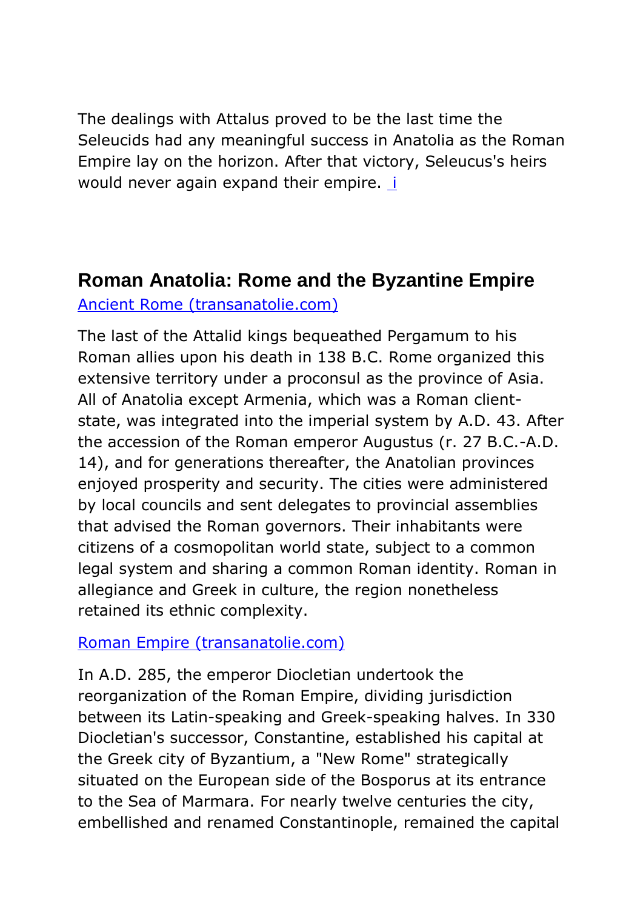The dealings with Attalus proved to be the last time the Seleucids had any meaningful success in Anatolia as the Roman Empire lay on the horizon. After that victory, Seleucus's heirs would never again expand their empire. [i](#)

## Roman Anatolia: Rome and the Byzantine Empire

[Ancient Rome (transanatolie.com)](#)

The last of the Attalid kings bequeathed Pergamum to his Roman allies upon his death in 138 B.C. Rome organized this extensive territory under a proconsul as the province of Asia. All of Anatolia except Armenia, which was a Roman client-state, was integrated into the imperial system by A.D. 43. After the accession of the Roman emperor Augustus (r. 27 B.C.-A.D. 14), and for generations thereafter, the Anatolian provinces enjoyed prosperity and security. The cities were administered by local councils and sent delegates to provincial assemblies that advised the Roman governors. Their inhabitants were citizens of a cosmopolitan world state, subject to a common legal system and sharing a common Roman identity. Roman in allegiance and Greek in culture, the region nonetheless retained its ethnic complexity.

[Roman Empire (transanatolie.com)](#)

In A.D. 285, the emperor Diocletian undertook the reorganization of the Roman Empire, dividing jurisdiction between its Latin-speaking and Greek-speaking halves. In 330 Diocletian's successor, Constantine, established his capital at the Greek city of Byzantium, a "New Rome" strategically situated on the European side of the Bosporus at its entrance to the Sea of Marmara. For nearly twelve centuries the city, embellished and renamed Constantinople, remained the capital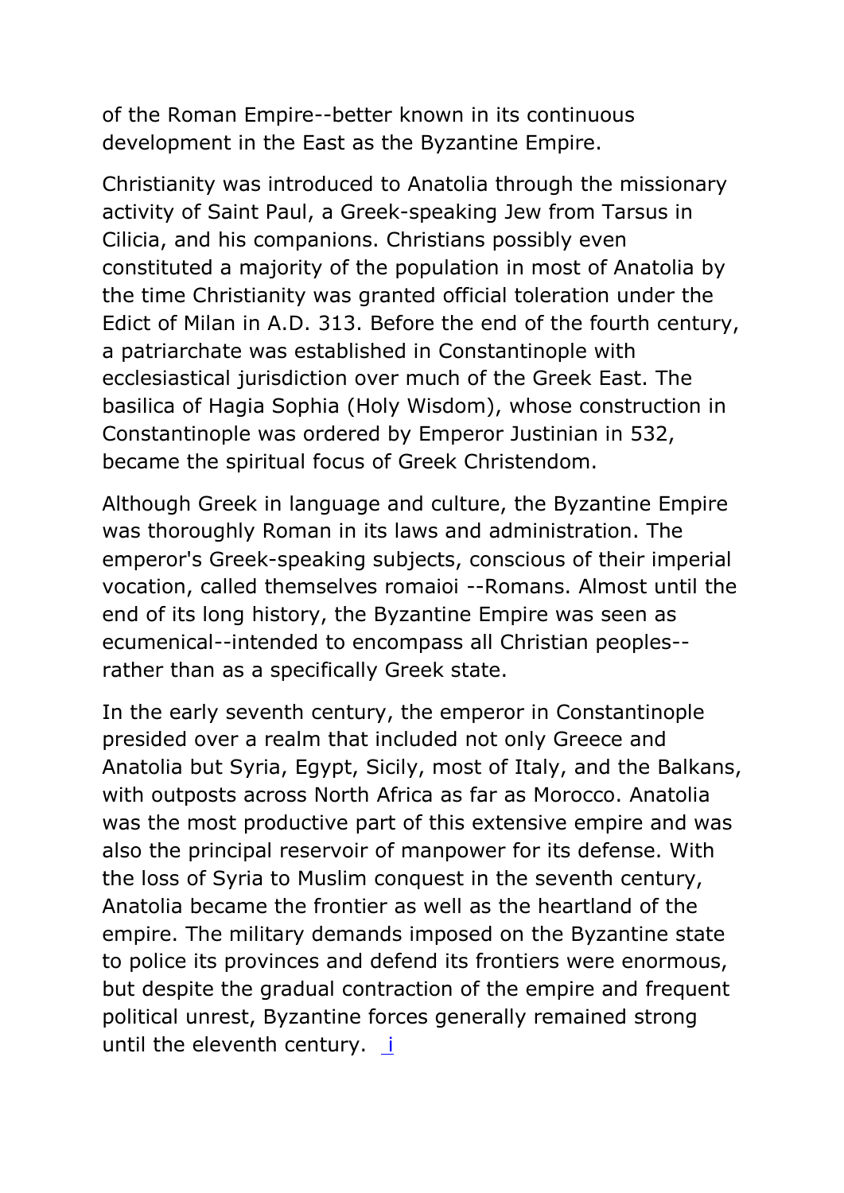of the Roman Empire--better known in its continuous development in the East as the Byzantine Empire.

Christianity was introduced to Anatolia through the missionary activity of Saint Paul, a Greek-speaking Jew from Tarsus in Cilicia, and his companions. Christians possibly even constituted a majority of the population in most of Anatolia by the time Christianity was granted official toleration under the Edict of Milan in A.D. 313. Before the end of the fourth century, a patriarchate was established in Constantinople with ecclesiastical jurisdiction over much of the Greek East. The basilica of Hagia Sophia (Holy Wisdom), whose construction in Constantinople was ordered by Emperor Justinian in 532, became the spiritual focus of Greek Christendom.

Although Greek in language and culture, the Byzantine Empire was thoroughly Roman in its laws and administration. The emperor's Greek-speaking subjects, conscious of their imperial vocation, called themselves romaioi --Romans. Almost until the end of its long history, the Byzantine Empire was seen as ecumenical--intended to encompass all Christian peoples--rather than as a specifically Greek state.

In the early seventh century, the emperor in Constantinople presided over a realm that included not only Greece and Anatolia but Syria, Egypt, Sicily, most of Italy, and the Balkans, with outposts across North Africa as far as Morocco. Anatolia was the most productive part of this extensive empire and was also the principal reservoir of manpower for its defense. With the loss of Syria to Muslim conquest in the seventh century, Anatolia became the frontier as well as the heartland of the empire. The military demands imposed on the Byzantine state to police its provinces and defend its frontiers were enormous, but despite the gradual contraction of the empire and frequent political unrest, Byzantine forces generally remained strong until the eleventh century. i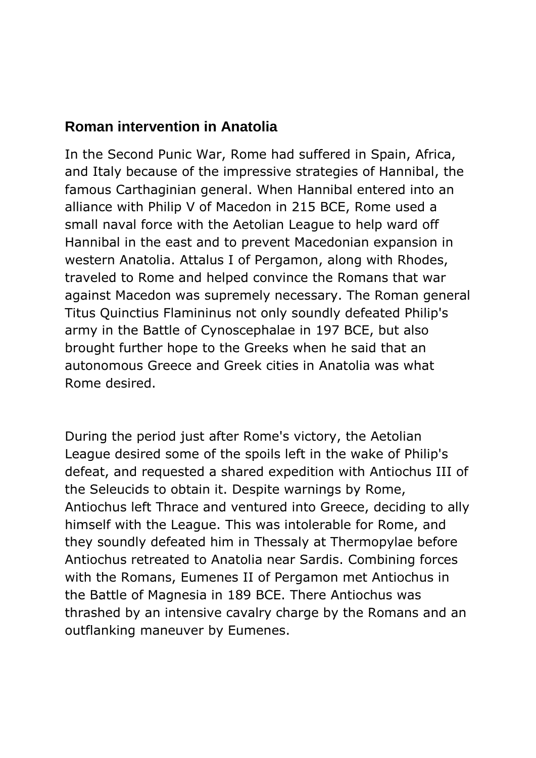## Roman intervention in Anatolia

In the Second Punic War, Rome had suffered in Spain, Africa, and Italy because of the impressive strategies of Hannibal, the famous Carthaginian general. When Hannibal entered into an alliance with Philip V of Macedon in 215 BCE, Rome used a small naval force with the Aetolian League to help ward off Hannibal in the east and to prevent Macedonian expansion in western Anatolia. Attalus I of Pergamon, along with Rhodes, traveled to Rome and helped convince the Romans that war against Macedon was supremely necessary. The Roman general Titus Quinctius Flamininus not only soundly defeated Philip's army in the Battle of Cynoscephalae in 197 BCE, but also brought further hope to the Greeks when he said that an autonomous Greece and Greek cities in Anatolia was what Rome desired.

During the period just after Rome's victory, the Aetolian League desired some of the spoils left in the wake of Philip's defeat, and requested a shared expedition with Antiochus III of the Seleucids to obtain it. Despite warnings by Rome, Antiochus left Thrace and ventured into Greece, deciding to ally himself with the League. This was intolerable for Rome, and they soundly defeated him in Thessaly at Thermopylae before Antiochus retreated to Anatolia near Sardis. Combining forces with the Romans, Eumenes II of Pergamon met Antiochus in the Battle of Magnesia in 189 BCE. There Antiochus was thrashed by an intensive cavalry charge by the Romans and an outflanking maneuver by Eumenes.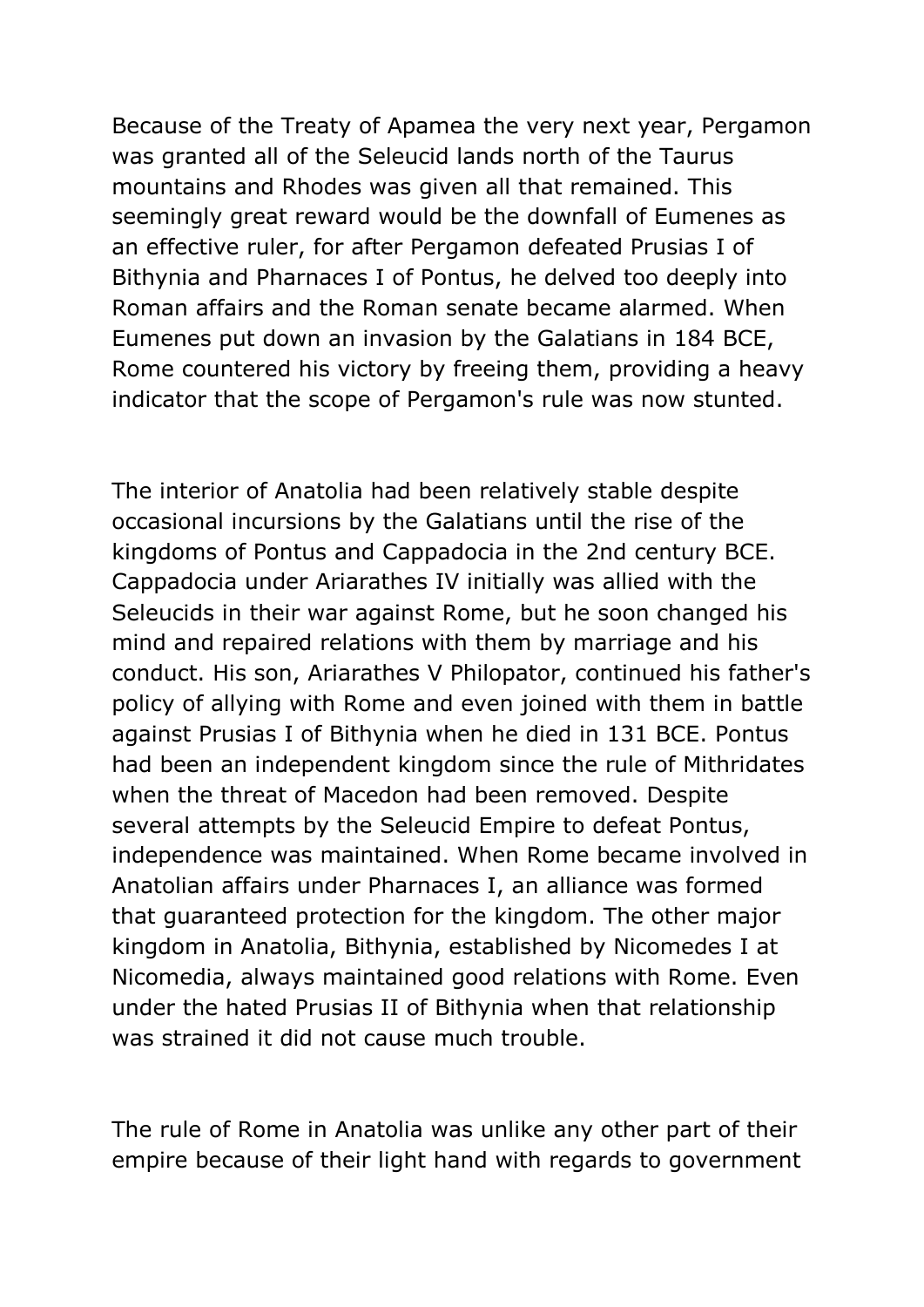Because of the Treaty of Apamea the very next year, Pergamon was granted all of the Seleucid lands north of the Taurus mountains and Rhodes was given all that remained. This seemingly great reward would be the downfall of Eumenes as an effective ruler, for after Pergamon defeated Prusias I of Bithynia and Pharnaces I of Pontus, he delved too deeply into Roman affairs and the Roman senate became alarmed. When Eumenes put down an invasion by the Galatians in 184 BCE, Rome countered his victory by freeing them, providing a heavy indicator that the scope of Pergamon's rule was now stunted.

The interior of Anatolia had been relatively stable despite occasional incursions by the Galatians until the rise of the kingdoms of Pontus and Cappadocia in the 2nd century BCE. Cappadocia under Ariarathes IV initially was allied with the Seleucids in their war against Rome, but he soon changed his mind and repaired relations with them by marriage and his conduct. His son, Ariarathes V Philopator, continued his father's policy of allying with Rome and even joined with them in battle against Prusias I of Bithynia when he died in 131 BCE. Pontus had been an independent kingdom since the rule of Mithridates when the threat of Macedon had been removed. Despite several attempts by the Seleucid Empire to defeat Pontus, independence was maintained. When Rome became involved in Anatolian affairs under Pharnaces I, an alliance was formed that guaranteed protection for the kingdom. The other major kingdom in Anatolia, Bithynia, established by Nicomedes I at Nicomedia, always maintained good relations with Rome. Even under the hated Prusias II of Bithynia when that relationship was strained it did not cause much trouble.

The rule of Rome in Anatolia was unlike any other part of their empire because of their light hand with regards to government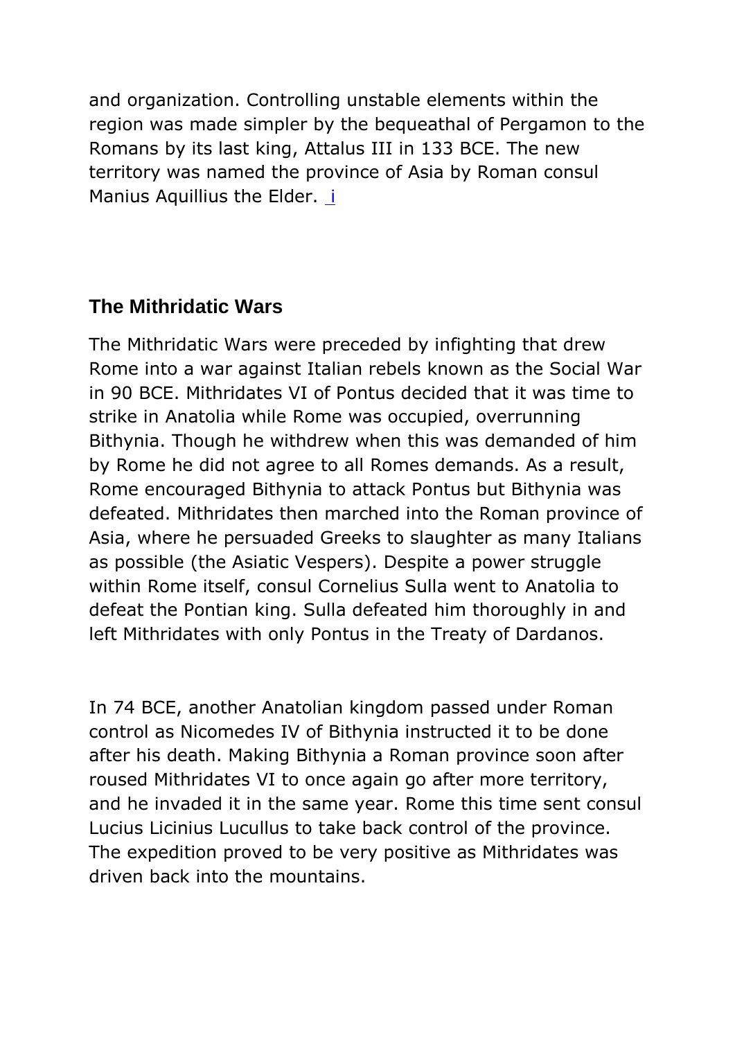and organization. Controlling unstable elements within the region was made simpler by the bequeathal of Pergamon to the Romans by its last king, Attalus III in 133 BCE. The new territory was named the province of Asia by Roman consul Manius Aquillius the Elder. i

## The Mithridatic Wars

The Mithridatic Wars were preceded by infighting that drew Rome into a war against Italian rebels known as the Social War in 90 BCE. Mithridates VI of Pontus decided that it was time to strike in Anatolia while Rome was occupied, overrunning Bithynia. Though he withdrew when this was demanded of him by Rome he did not agree to all Romes demands. As a result, Rome encouraged Bithynia to attack Pontus but Bithynia was defeated. Mithridates then marched into the Roman province of Asia, where he persuaded Greeks to slaughter as many Italians as possible (the Asiatic Vespers). Despite a power struggle within Rome itself, consul Cornelius Sulla went to Anatolia to defeat the Pontian king. Sulla defeated him thoroughly in and left Mithridates with only Pontus in the Treaty of Dardanos.

In 74 BCE, another Anatolian kingdom passed under Roman control as Nicomedes IV of Bithynia instructed it to be done after his death. Making Bithynia a Roman province soon after roused Mithridates VI to once again go after more territory, and he invaded it in the same year. Rome this time sent consul Lucius Licinius Lucullus to take back control of the province. The expedition proved to be very positive as Mithridates was driven back into the mountains.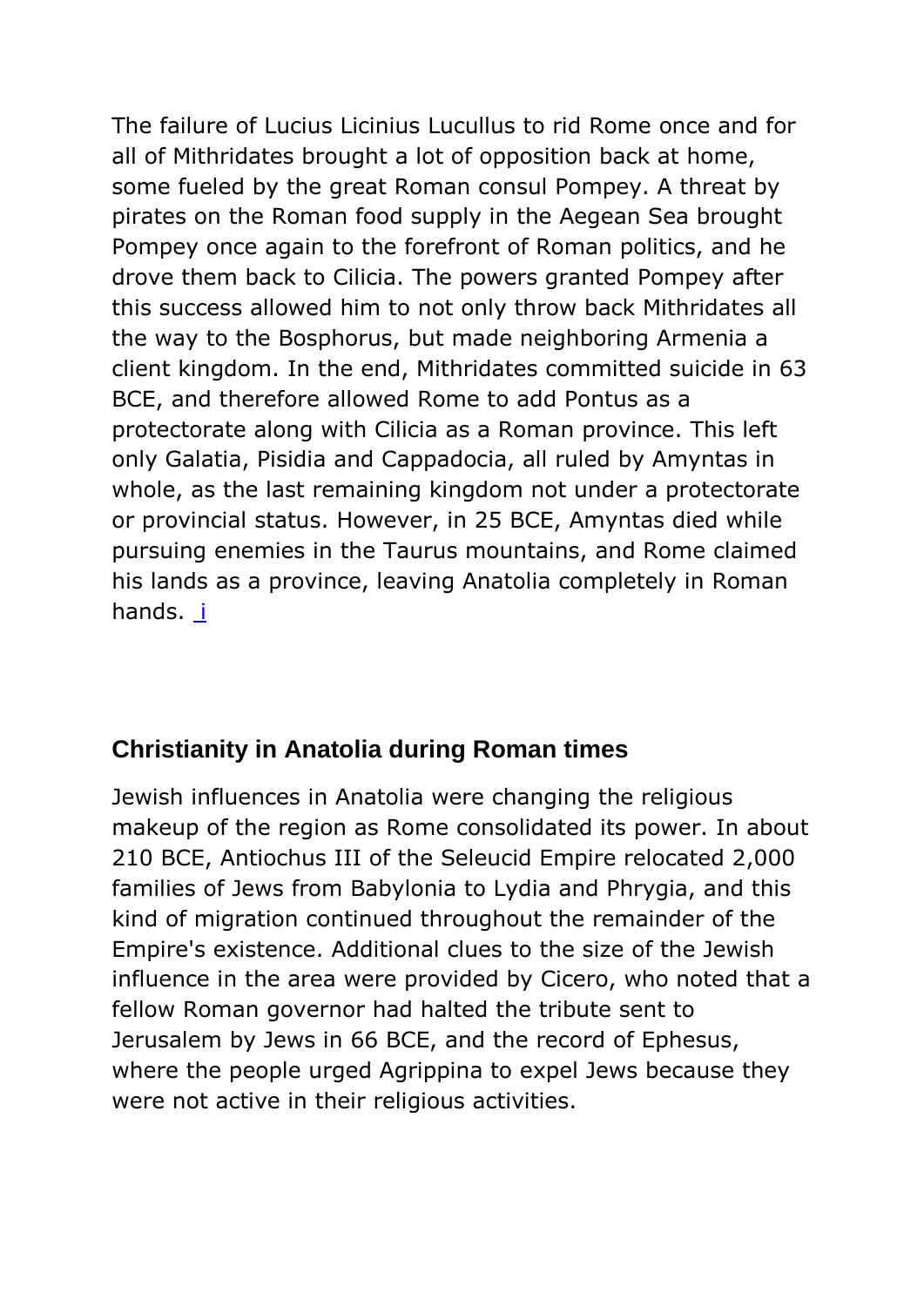The failure of Lucius Licinius Lucullus to rid Rome once and for all of Mithridates brought a lot of opposition back at home, some fueled by the great Roman consul Pompey. A threat by pirates on the Roman food supply in the Aegean Sea brought Pompey once again to the forefront of Roman politics, and he drove them back to Cilicia. The powers granted Pompey after this success allowed him to not only throw back Mithridates all the way to the Bosphorus, but made neighboring Armenia a client kingdom. In the end, Mithridates committed suicide in 63 BCE, and therefore allowed Rome to add Pontus as a protectorate along with Cilicia as a Roman province. This left only Galatia, Pisidia and Cappadocia, all ruled by Amyntas in whole, as the last remaining kingdom not under a protectorate or provincial status. However, in 25 BCE, Amyntas died while pursuing enemies in the Taurus mountains, and Rome claimed his lands as a province, leaving Anatolia completely in Roman hands. i

## Christianity in Anatolia during Roman times

Jewish influences in Anatolia were changing the religious makeup of the region as Rome consolidated its power. In about 210 BCE, Antiochus III of the Seleucid Empire relocated 2,000 families of Jews from Babylonia to Lydia and Phrygia, and this kind of migration continued throughout the remainder of the Empire's existence. Additional clues to the size of the Jewish influence in the area were provided by Cicero, who noted that a fellow Roman governor had halted the tribute sent to Jerusalem by Jews in 66 BCE, and the record of Ephesus, where the people urged Agrippina to expel Jews because they were not active in their religious activities.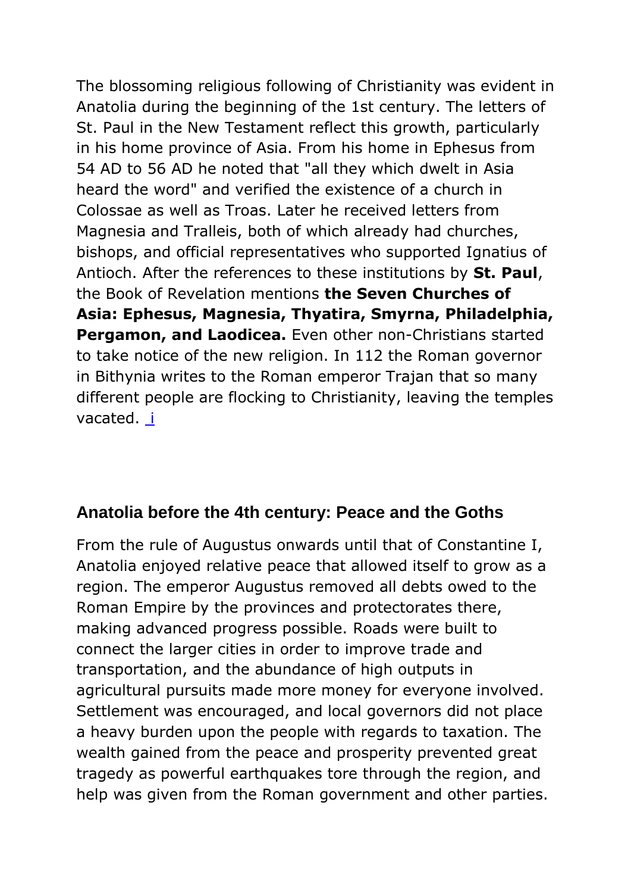The blossoming religious following of Christianity was evident in Anatolia during the beginning of the 1st century. The letters of St. Paul in the New Testament reflect this growth, particularly in his home province of Asia. From his home in Ephesus from 54 AD to 56 AD he noted that "all they which dwelt in Asia heard the word" and verified the existence of a church in Colossae as well as Troas. Later he received letters from Magnesia and Tralleis, both of which already had churches, bishops, and official representatives who supported Ignatius of Antioch. After the references to these institutions by **St. Paul**, the Book of Revelation mentions **the Seven Churches of Asia: Ephesus, Magnesia, Thyatira, Smyrna, Philadelphia, Pergamon, and Laodicea.** Even other non-Christians started to take notice of the new religion. In 112 the Roman governor in Bithynia writes to the Roman emperor Trajan that so many different people are flocking to Christianity, leaving the temples vacated. i

## Anatolia before the 4th century: Peace and the Goths

From the rule of Augustus onwards until that of Constantine I, Anatolia enjoyed relative peace that allowed itself to grow as a region. The emperor Augustus removed all debts owed to the Roman Empire by the provinces and protectorates there, making advanced progress possible. Roads were built to connect the larger cities in order to improve trade and transportation, and the abundance of high outputs in agricultural pursuits made more money for everyone involved. Settlement was encouraged, and local governors did not place a heavy burden upon the people with regards to taxation. The wealth gained from the peace and prosperity prevented great tragedy as powerful earthquakes tore through the region, and help was given from the Roman government and other parties.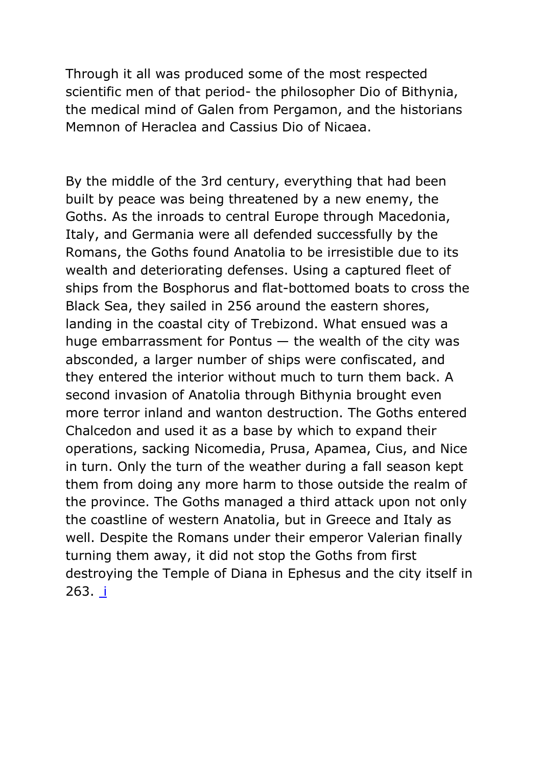Through it all was produced some of the most respected scientific men of that period- the philosopher Dio of Bithynia, the medical mind of Galen from Pergamon, and the historians Memnon of Heraclea and Cassius Dio of Nicaea.

By the middle of the 3rd century, everything that had been built by peace was being threatened by a new enemy, the Goths. As the inroads to central Europe through Macedonia, Italy, and Germania were all defended successfully by the Romans, the Goths found Anatolia to be irresistible due to its wealth and deteriorating defenses. Using a captured fleet of ships from the Bosphorus and flat-bottomed boats to cross the Black Sea, they sailed in 256 around the eastern shores, landing in the coastal city of Trebizond. What ensued was a huge embarrassment for Pontus — the wealth of the city was absconded, a larger number of ships were confiscated, and they entered the interior without much to turn them back. A second invasion of Anatolia through Bithynia brought even more terror inland and wanton destruction. The Goths entered Chalcedon and used it as a base by which to expand their operations, sacking Nicomedia, Prusa, Apamea, Cius, and Nice in turn. Only the turn of the weather during a fall season kept them from doing any more harm to those outside the realm of the province. The Goths managed a third attack upon not only the coastline of western Anatolia, but in Greece and Italy as well. Despite the Romans under their emperor Valerian finally turning them away, it did not stop the Goths from first destroying the Temple of Diana in Ephesus and the city itself in 263. [i]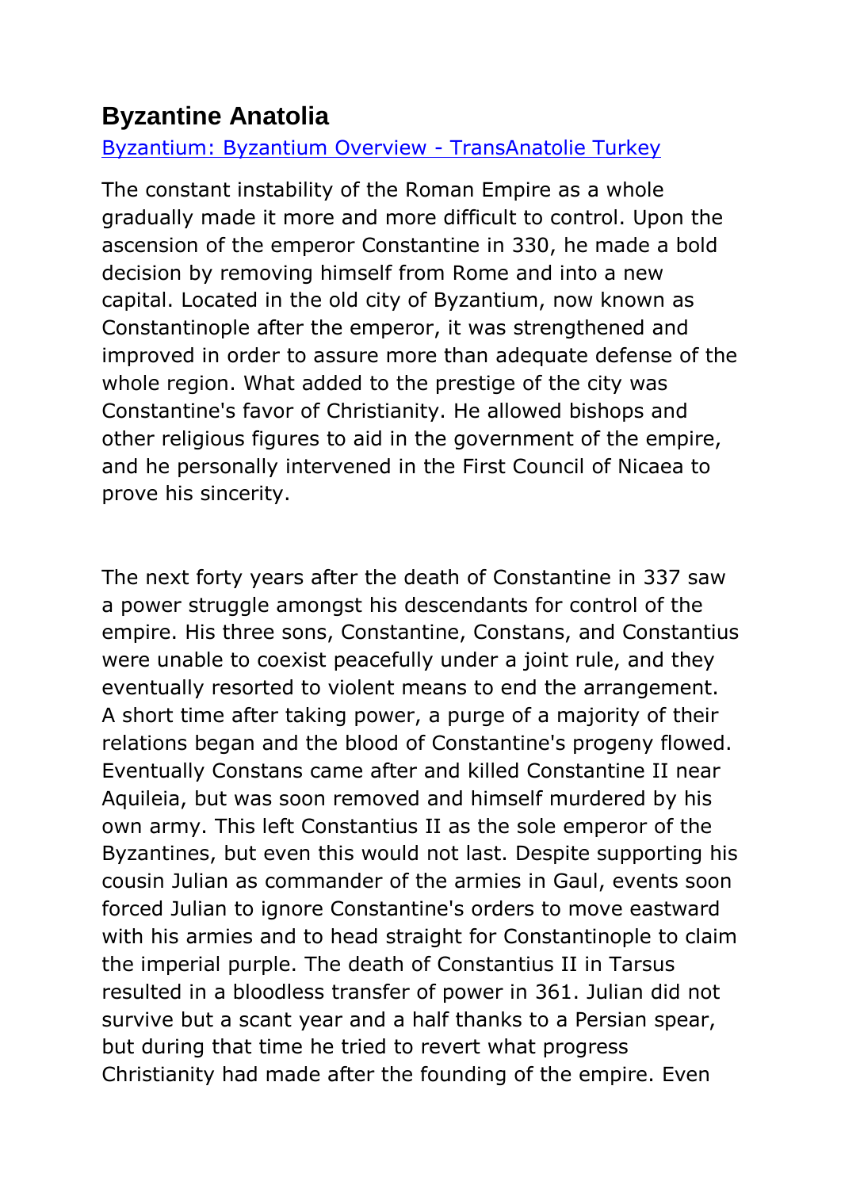## Byzantine Anatolia

[Byzantium: Byzantium Overview - TransAnatolie Turkey]

The constant instability of the Roman Empire as a whole gradually made it more and more difficult to control. Upon the ascension of the emperor Constantine in 330, he made a bold decision by removing himself from Rome and into a new capital. Located in the old city of Byzantium, now known as Constantinople after the emperor, it was strengthened and improved in order to assure more than adequate defense of the whole region. What added to the prestige of the city was Constantine's favor of Christianity. He allowed bishops and other religious figures to aid in the government of the empire, and he personally intervened in the First Council of Nicaea to prove his sincerity.

The next forty years after the death of Constantine in 337 saw a power struggle amongst his descendants for control of the empire. His three sons, Constantine, Constans, and Constantius were unable to coexist peacefully under a joint rule, and they eventually resorted to violent means to end the arrangement. A short time after taking power, a purge of a majority of their relations began and the blood of Constantine's progeny flowed. Eventually Constans came after and killed Constantine II near Aquileia, but was soon removed and himself murdered by his own army. This left Constantius II as the sole emperor of the Byzantines, but even this would not last. Despite supporting his cousin Julian as commander of the armies in Gaul, events soon forced Julian to ignore Constantine's orders to move eastward with his armies and to head straight for Constantinople to claim the imperial purple. The death of Constantius II in Tarsus resulted in a bloodless transfer of power in 361. Julian did not survive but a scant year and a half thanks to a Persian spear, but during that time he tried to revert what progress Christianity had made after the founding of the empire. Even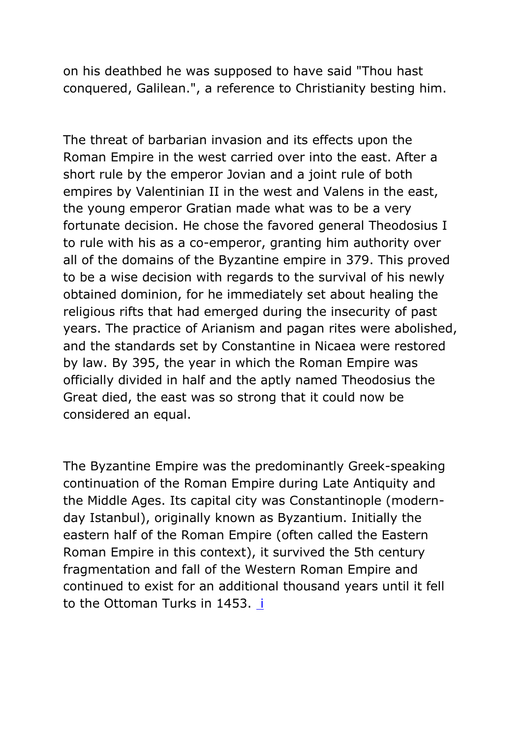on his deathbed he was supposed to have said "Thou hast conquered, Galilean.", a reference to Christianity besting him.

The threat of barbarian invasion and its effects upon the Roman Empire in the west carried over into the east. After a short rule by the emperor Jovian and a joint rule of both empires by Valentinian II in the west and Valens in the east, the young emperor Gratian made what was to be a very fortunate decision. He chose the favored general Theodosius I to rule with his as a co-emperor, granting him authority over all of the domains of the Byzantine empire in 379. This proved to be a wise decision with regards to the survival of his newly obtained dominion, for he immediately set about healing the religious rifts that had emerged during the insecurity of past years. The practice of Arianism and pagan rites were abolished, and the standards set by Constantine in Nicaea were restored by law. By 395, the year in which the Roman Empire was officially divided in half and the aptly named Theodosius the Great died, the east was so strong that it could now be considered an equal.

The Byzantine Empire was the predominantly Greek-speaking continuation of the Roman Empire during Late Antiquity and the Middle Ages. Its capital city was Constantinople (modern-day Istanbul), originally known as Byzantium. Initially the eastern half of the Roman Empire (often called the Eastern Roman Empire in this context), it survived the 5th century fragmentation and fall of the Western Roman Empire and continued to exist for an additional thousand years until it fell to the Ottoman Turks in 1453. i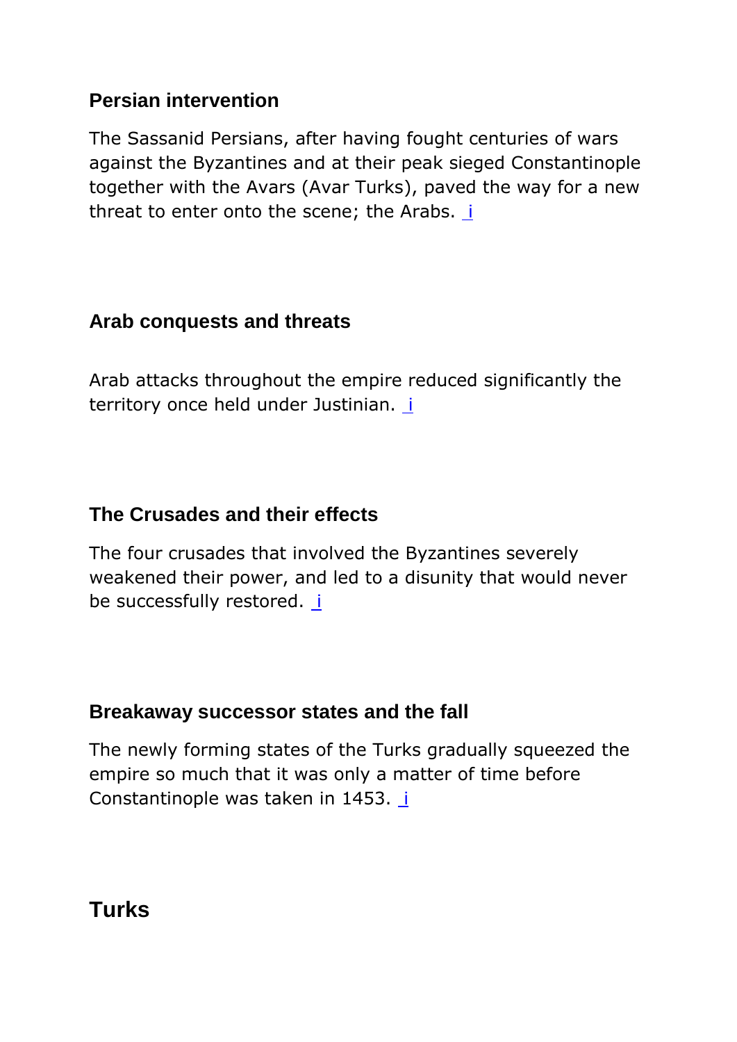### Persian intervention

The Sassanid Persians, after having fought centuries of wars against the Byzantines and at their peak sieged Constantinople together with the Avars (Avar Turks), paved the way for a new threat to enter onto the scene; the Arabs. i

### Arab conquests and threats

Arab attacks throughout the empire reduced significantly the territory once held under Justinian. i

### The Crusades and their effects

The four crusades that involved the Byzantines severely weakened their power, and led to a disunity that would never be successfully restored. i

### Breakaway successor states and the fall

The newly forming states of the Turks gradually squeezed the empire so much that it was only a matter of time before Constantinople was taken in 1453. i

## Turks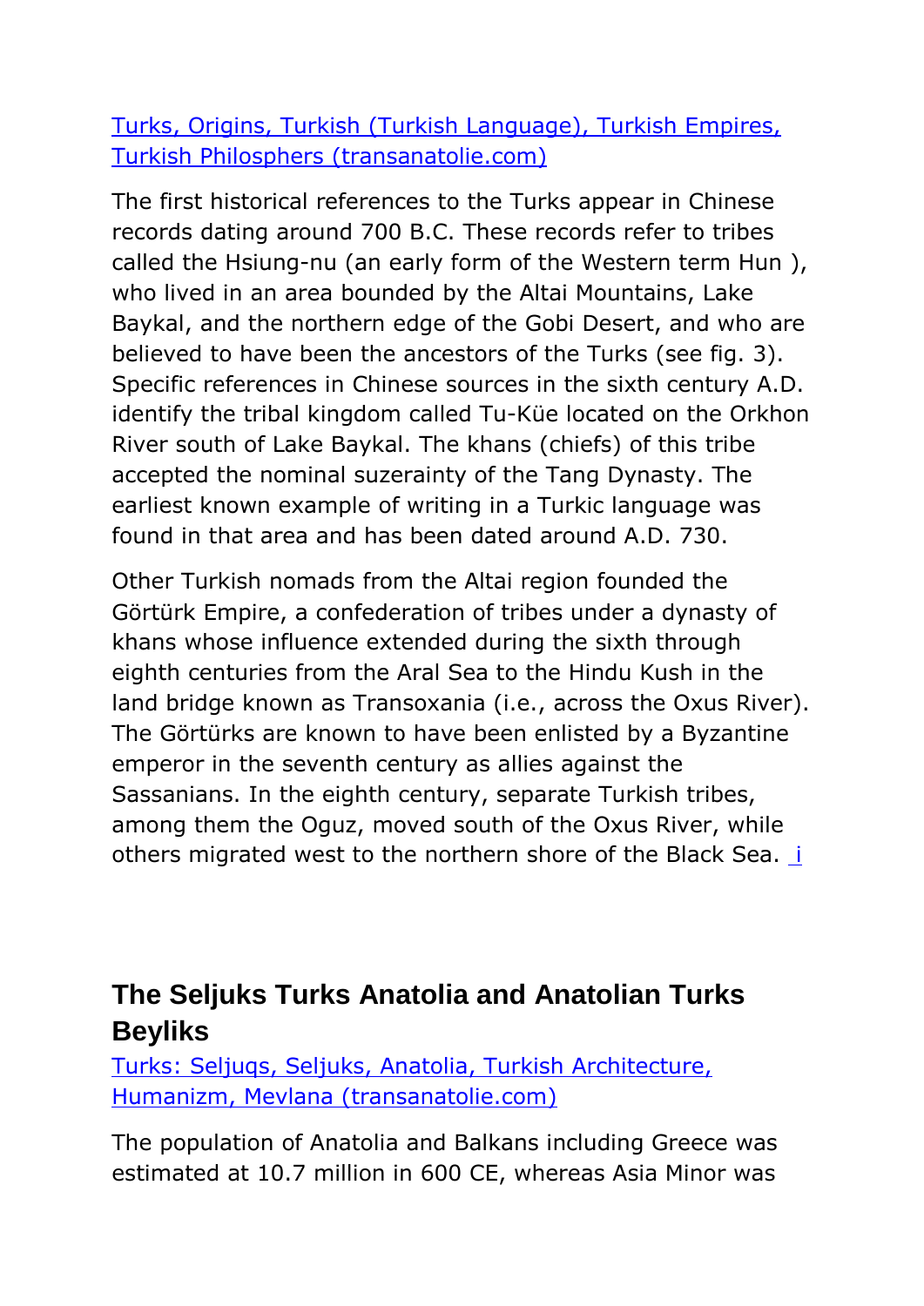[Turks, Origins, Turkish (Turkish Language), Turkish Empires, Turkish Philosphers (transanatolie.com)]

The first historical references to the Turks appear in Chinese records dating around 700 B.C. These records refer to tribes called the Hsiung-nu (an early form of the Western term Hun ), who lived in an area bounded by the Altai Mountains, Lake Baykal, and the northern edge of the Gobi Desert, and who are believed to have been the ancestors of the Turks (see fig. 3). Specific references in Chinese sources in the sixth century A.D. identify the tribal kingdom called Tu-Küe located on the Orkhon River south of Lake Baykal. The khans (chiefs) of this tribe accepted the nominal suzerainty of the Tang Dynasty. The earliest known example of writing in a Turkic language was found in that area and has been dated around A.D. 730.

Other Turkish nomads from the Altai region founded the Görtürk Empire, a confederation of tribes under a dynasty of khans whose influence extended during the sixth through eighth centuries from the Aral Sea to the Hindu Kush in the land bridge known as Transoxania (i.e., across the Oxus River). The Görtürks are known to have been enlisted by a Byzantine emperor in the seventh century as allies against the Sassanians. In the eighth century, separate Turkish tribes, among them the Oguz, moved south of the Oxus River, while others migrated west to the northern shore of the Black Sea. [i]

## The Seljuks Turks Anatolia and Anatolian Turks Beyliks

[Turks: Seljuqs, Seljuks, Anatolia, Turkish Architecture, Humanizm, Mevlana (transanatolie.com)]

The population of Anatolia and Balkans including Greece was estimated at 10.7 million in 600 CE, whereas Asia Minor was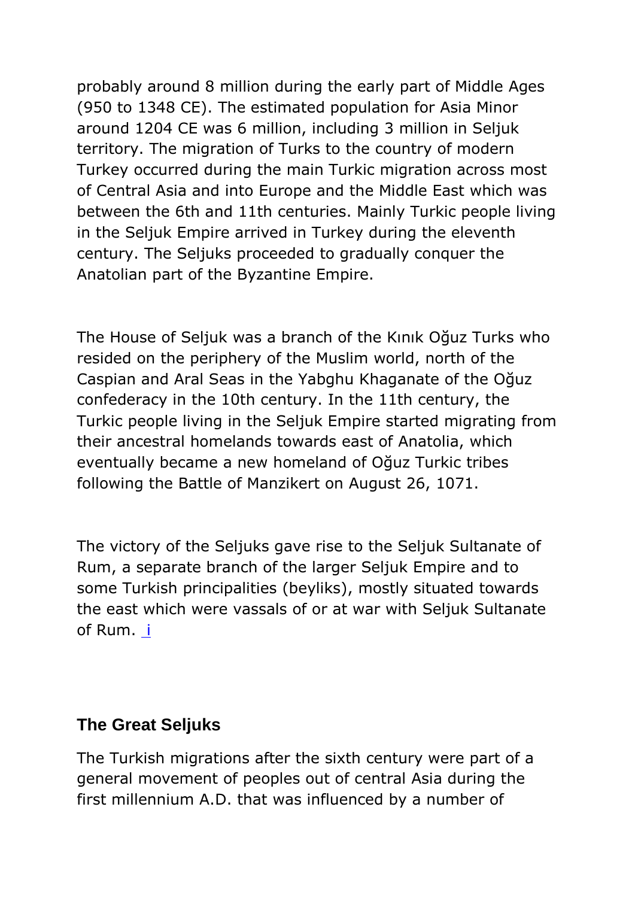probably around 8 million during the early part of Middle Ages (950 to 1348 CE). The estimated population for Asia Minor around 1204 CE was 6 million, including 3 million in Seljuk territory. The migration of Turks to the country of modern Turkey occurred during the main Turkic migration across most of Central Asia and into Europe and the Middle East which was between the 6th and 11th centuries. Mainly Turkic people living in the Seljuk Empire arrived in Turkey during the eleventh century. The Seljuks proceeded to gradually conquer the Anatolian part of the Byzantine Empire.

The House of Seljuk was a branch of the Kınık Oğuz Turks who resided on the periphery of the Muslim world, north of the Caspian and Aral Seas in the Yabghu Khaganate of the Oğuz confederacy in the 10th century. In the 11th century, the Turkic people living in the Seljuk Empire started migrating from their ancestral homelands towards east of Anatolia, which eventually became a new homeland of Oğuz Turkic tribes following the Battle of Manzikert on August 26, 1071.

The victory of the Seljuks gave rise to the Seljuk Sultanate of Rum, a separate branch of the larger Seljuk Empire and to some Turkish principalities (beyliks), mostly situated towards the east which were vassals of or at war with Seljuk Sultanate of Rum. i

## The Great Seljuks

The Turkish migrations after the sixth century were part of a general movement of peoples out of central Asia during the first millennium A.D. that was influenced by a number of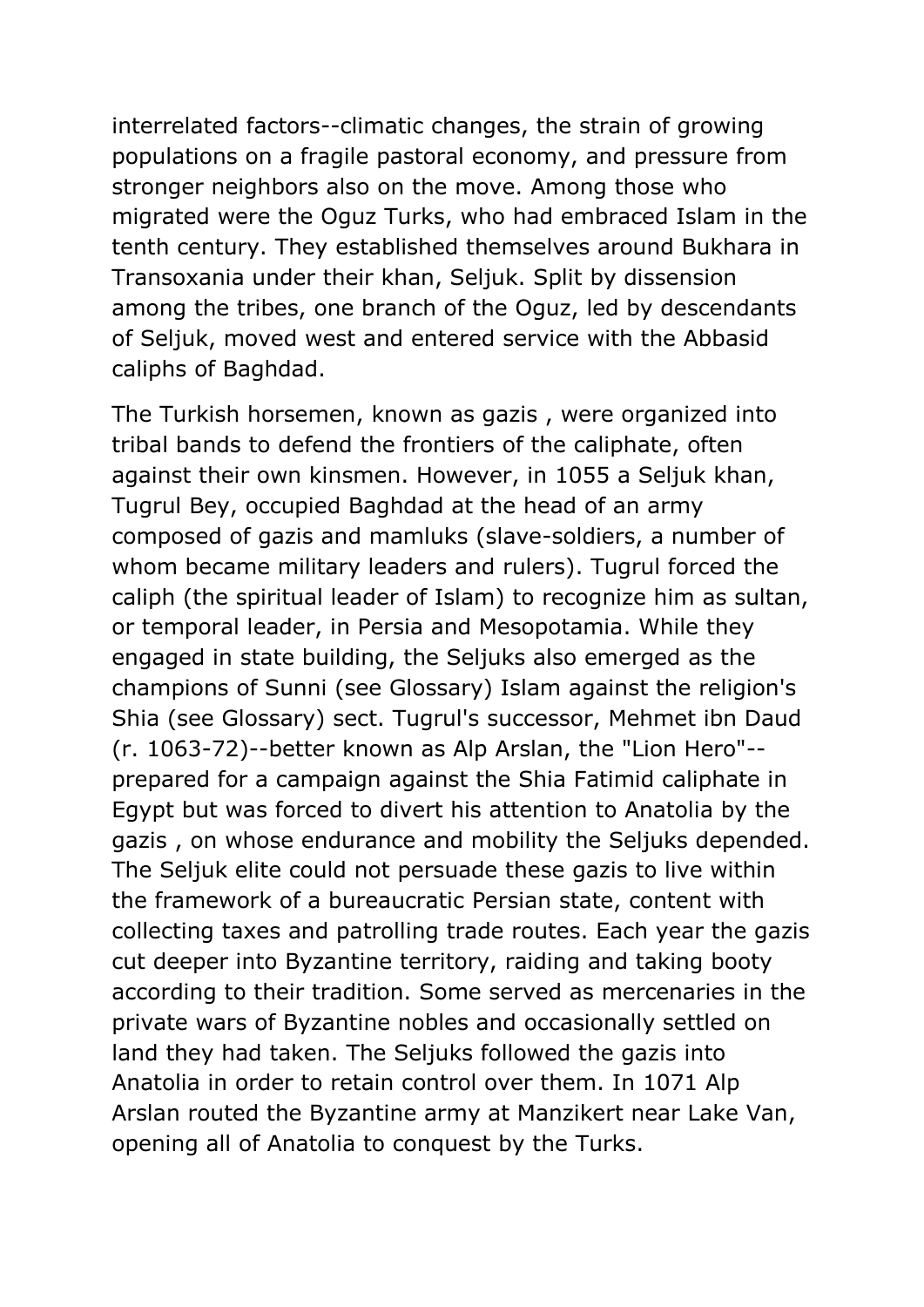interrelated factors--climatic changes, the strain of growing populations on a fragile pastoral economy, and pressure from stronger neighbors also on the move. Among those who migrated were the Oguz Turks, who had embraced Islam in the tenth century. They established themselves around Bukhara in Transoxania under their khan, Seljuk. Split by dissension among the tribes, one branch of the Oguz, led by descendants of Seljuk, moved west and entered service with the Abbasid caliphs of Baghdad.

The Turkish horsemen, known as gazis , were organized into tribal bands to defend the frontiers of the caliphate, often against their own kinsmen. However, in 1055 a Seljuk khan, Tugrul Bey, occupied Baghdad at the head of an army composed of gazis and mamluks (slave-soldiers, a number of whom became military leaders and rulers). Tugrul forced the caliph (the spiritual leader of Islam) to recognize him as sultan, or temporal leader, in Persia and Mesopotamia. While they engaged in state building, the Seljuks also emerged as the champions of Sunni (see Glossary) Islam against the religion's Shia (see Glossary) sect. Tugrul's successor, Mehmet ibn Daud (r. 1063-72)--better known as Alp Arslan, the "Lion Hero"--prepared for a campaign against the Shia Fatimid caliphate in Egypt but was forced to divert his attention to Anatolia by the gazis , on whose endurance and mobility the Seljuks depended. The Seljuk elite could not persuade these gazis to live within the framework of a bureaucratic Persian state, content with collecting taxes and patrolling trade routes. Each year the gazis cut deeper into Byzantine territory, raiding and taking booty according to their tradition. Some served as mercenaries in the private wars of Byzantine nobles and occasionally settled on land they had taken. The Seljuks followed the gazis into Anatolia in order to retain control over them. In 1071 Alp Arslan routed the Byzantine army at Manzikert near Lake Van, opening all of Anatolia to conquest by the Turks.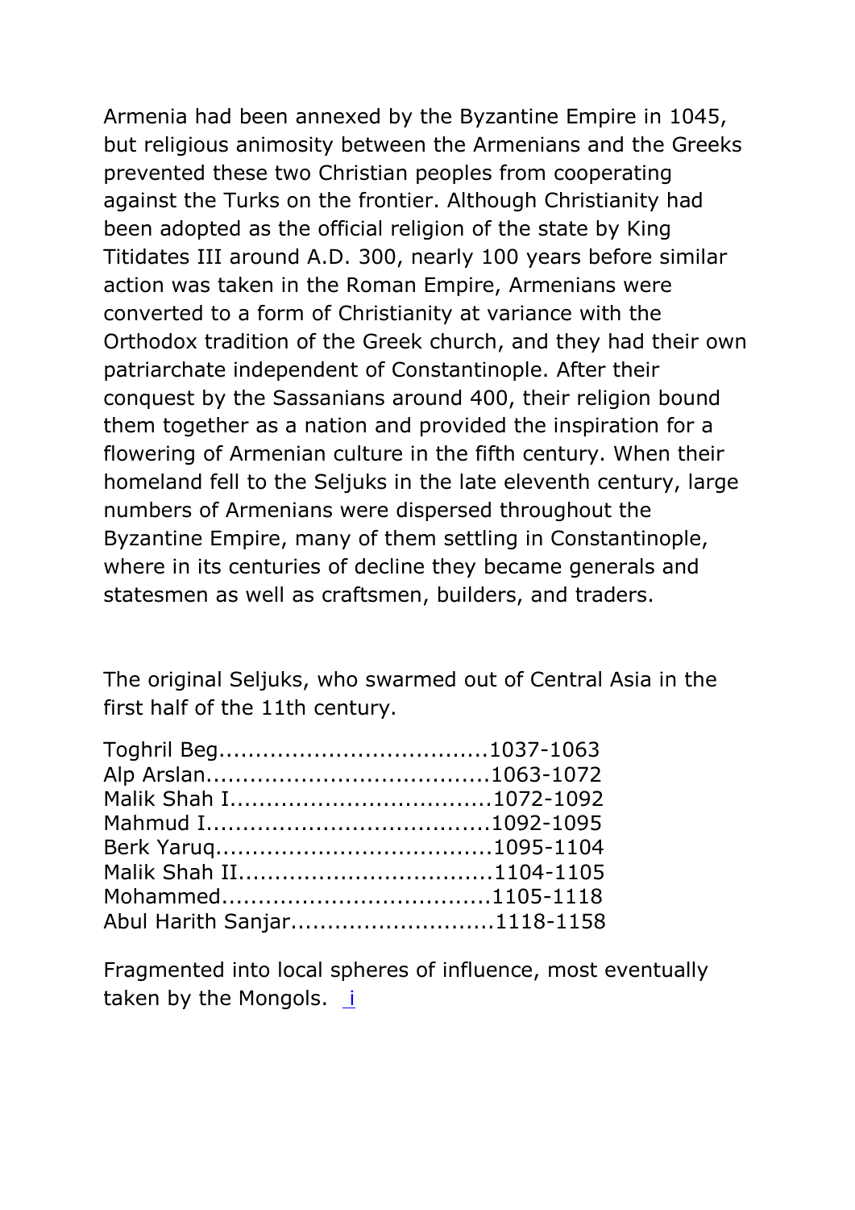Armenia had been annexed by the Byzantine Empire in 1045, but religious animosity between the Armenians and the Greeks prevented these two Christian peoples from cooperating against the Turks on the frontier. Although Christianity had been adopted as the official religion of the state by King Titidates III around A.D. 300, nearly 100 years before similar action was taken in the Roman Empire, Armenians were converted to a form of Christianity at variance with the Orthodox tradition of the Greek church, and they had their own patriarchate independent of Constantinople. After their conquest by the Sassanians around 400, their religion bound them together as a nation and provided the inspiration for a flowering of Armenian culture in the fifth century. When their homeland fell to the Seljuks in the late eleventh century, large numbers of Armenians were dispersed throughout the Byzantine Empire, many of them settling in Constantinople, where in its centuries of decline they became generals and statesmen as well as craftsmen, builders, and traders.

The original Seljuks, who swarmed out of Central Asia in the first half of the 11th century.

Toghril Beg....................................1037-1063
Alp Arslan......................................1063-1072
Malik Shah I...................................1072-1092
Mahmud I......................................1092-1095
Berk Yaruq.....................................1095-1104
Malik Shah II..................................1104-1105
Mohammed....................................1105-1118
Abul Harith Sanjar...........................1118-1158

Fragmented into local spheres of influence, most eventually taken by the Mongols. i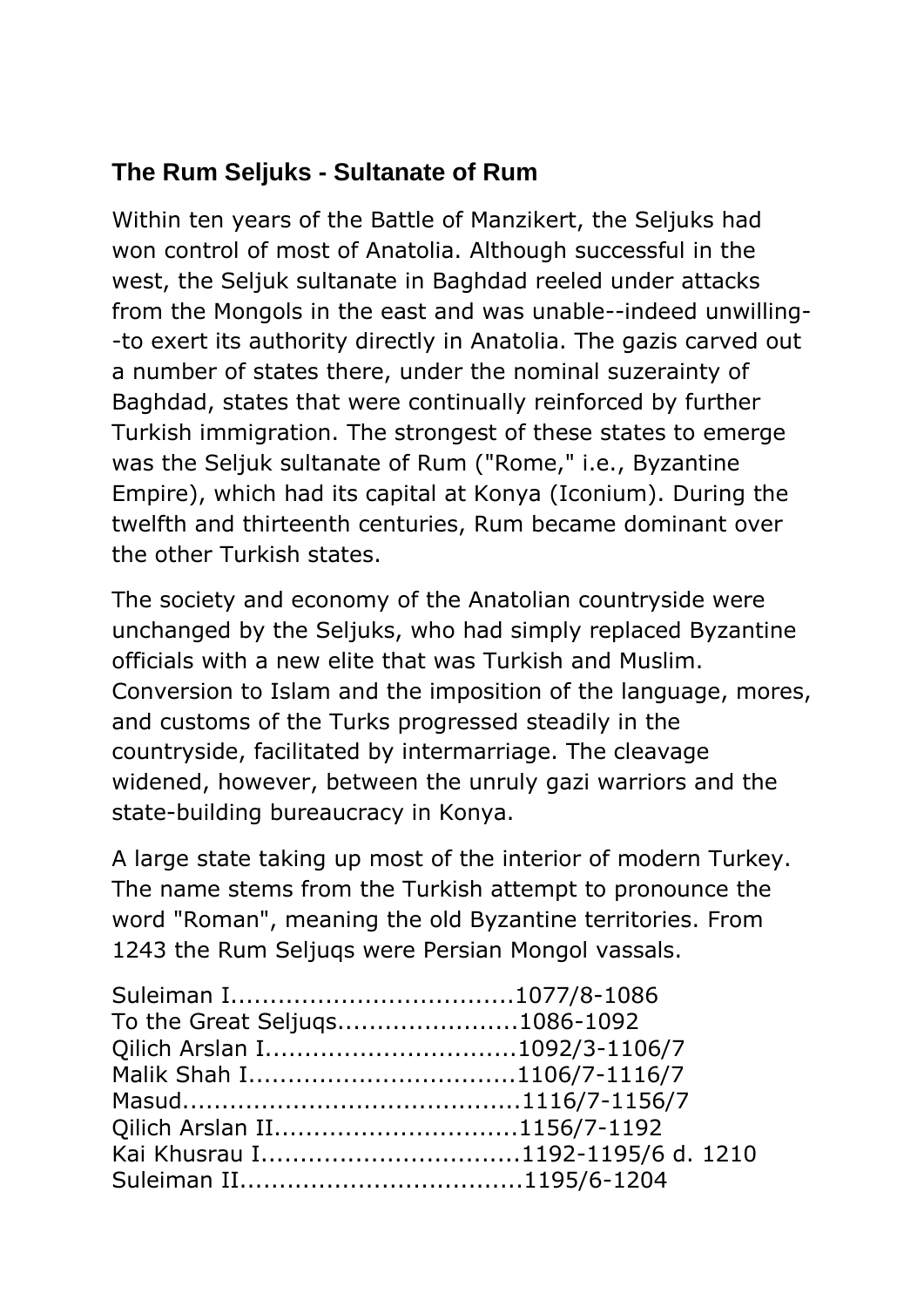## The Rum Seljuks - Sultanate of Rum

Within ten years of the Battle of Manzikert, the Seljuks had won control of most of Anatolia. Although successful in the west, the Seljuk sultanate in Baghdad reeled under attacks from the Mongols in the east and was unable--indeed unwilling--to exert its authority directly in Anatolia. The gazis carved out a number of states there, under the nominal suzerainty of Baghdad, states that were continually reinforced by further Turkish immigration. The strongest of these states to emerge was the Seljuk sultanate of Rum ("Rome," i.e., Byzantine Empire), which had its capital at Konya (Iconium). During the twelfth and thirteenth centuries, Rum became dominant over the other Turkish states.

The society and economy of the Anatolian countryside were unchanged by the Seljuks, who had simply replaced Byzantine officials with a new elite that was Turkish and Muslim. Conversion to Islam and the imposition of the language, mores, and customs of the Turks progressed steadily in the countryside, facilitated by intermarriage. The cleavage widened, however, between the unruly gazi warriors and the state-building bureaucracy in Konya.

A large state taking up most of the interior of modern Turkey. The name stems from the Turkish attempt to pronounce the word "Roman", meaning the old Byzantine territories. From 1243 the Rum Seljuqs were Persian Mongol vassals.

Suleiman I....................................1077/8-1086
To the Great Seljuqs.......................1086-1092
Qilich Arslan I................................1092/3-1106/7
Malik Shah I..................................1106/7-1116/7
Masud..........................................1116/7-1156/7
Qilich Arslan II...............................1156/7-1192
Kai Khusrau I.................................1192-1195/6 d. 1210
Suleiman II....................................1195/6-1204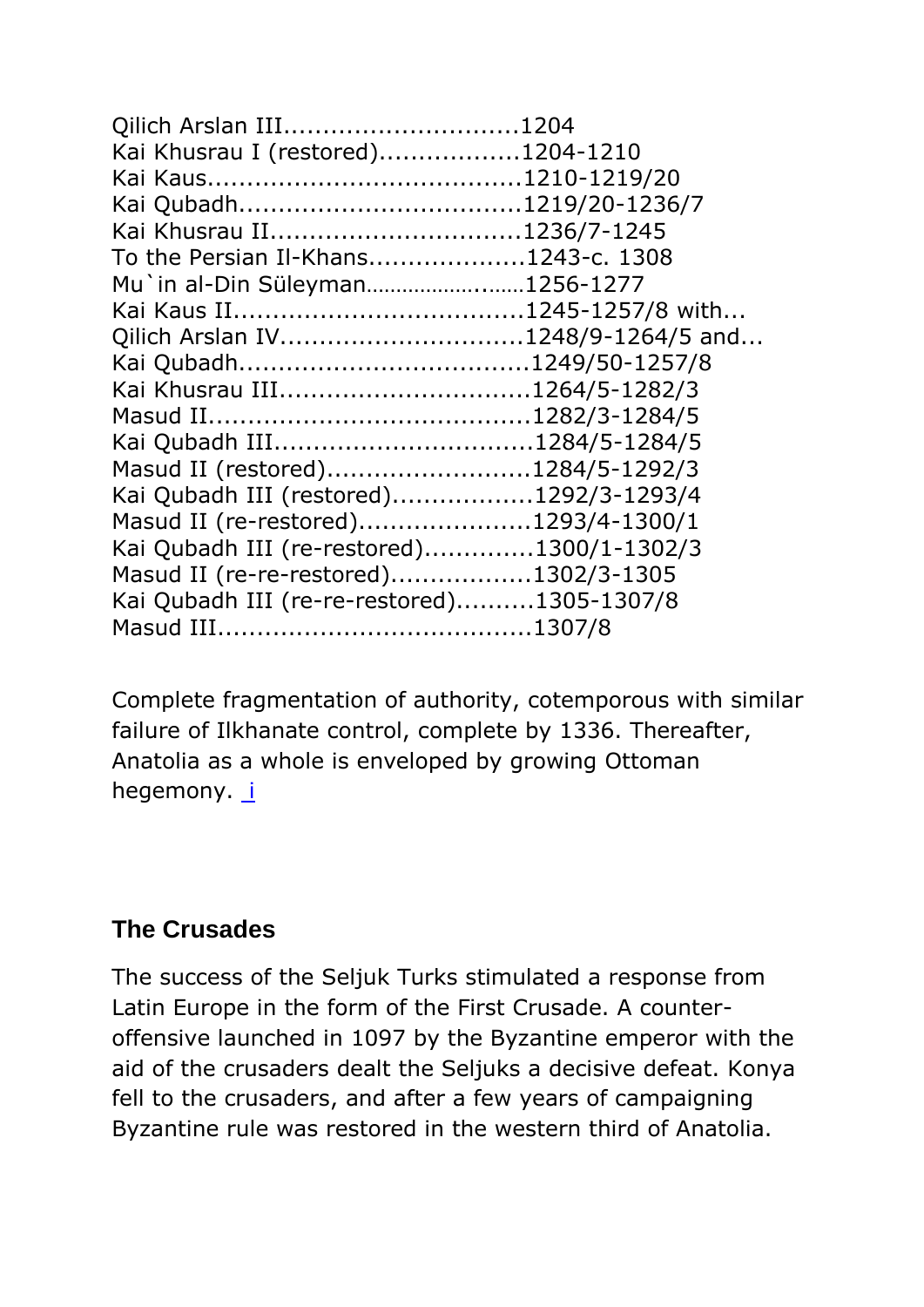Qilich Arslan III.............................1204
Kai Khusrau I (restored).................1204-1210
Kai Kaus.......................................1210-1219/20
Kai Qubadh...................................1219/20-1236/7
Kai Khusrau II...............................1236/7-1245
To the Persian Il-Khans...................1243-c. 1308
Mu`in al-Din Süleyman………………..……1256-1277
Kai Kaus II....................................1245-1257/8 with...
Qilich Arslan IV..............................1248/9-1264/5 and...
Kai Qubadh....................................1249/50-1257/8
Kai Khusrau III...............................1264/5-1282/3
Masud II........................................1282/3-1284/5
Kai Qubadh III................................1284/5-1284/5
Masud II (restored).........................1284/5-1292/3
Kai Qubadh III (restored).................1292/3-1293/4
Masud II (re-restored).....................1293/4-1300/1
Kai Qubadh III (re-restored).............1300/1-1302/3
Masud II (re-re-restored).................1302/3-1305
Kai Qubadh III (re-re-restored)..........1305-1307/8
Masud III.......................................1307/8

Complete fragmentation of authority, cotemporous with similar failure of Ilkhanate control, complete by 1336. Thereafter, Anatolia as a whole is enveloped by growing Ottoman hegemony. i

### The Crusades

The success of the Seljuk Turks stimulated a response from Latin Europe in the form of the First Crusade. A counter-offensive launched in 1097 by the Byzantine emperor with the aid of the crusaders dealt the Seljuks a decisive defeat. Konya fell to the crusaders, and after a few years of campaigning Byzantine rule was restored in the western third of Anatolia.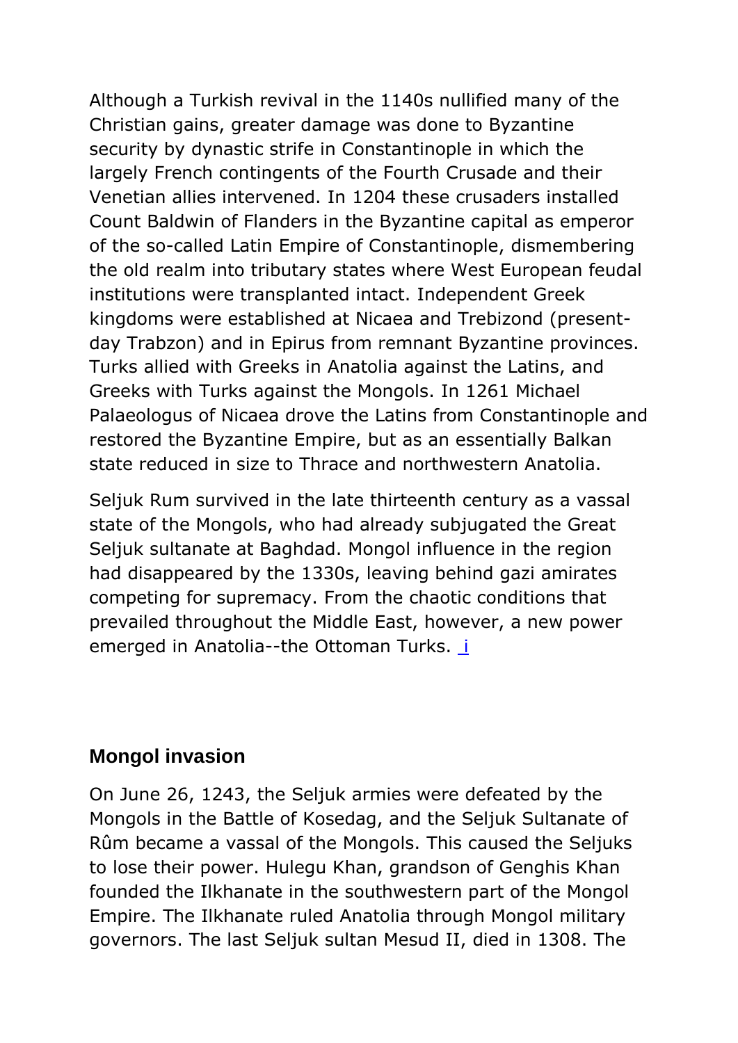Although a Turkish revival in the 1140s nullified many of the Christian gains, greater damage was done to Byzantine security by dynastic strife in Constantinople in which the largely French contingents of the Fourth Crusade and their Venetian allies intervened. In 1204 these crusaders installed Count Baldwin of Flanders in the Byzantine capital as emperor of the so-called Latin Empire of Constantinople, dismembering the old realm into tributary states where West European feudal institutions were transplanted intact. Independent Greek kingdoms were established at Nicaea and Trebizond (present-day Trabzon) and in Epirus from remnant Byzantine provinces. Turks allied with Greeks in Anatolia against the Latins, and Greeks with Turks against the Mongols. In 1261 Michael Palaeologus of Nicaea drove the Latins from Constantinople and restored the Byzantine Empire, but as an essentially Balkan state reduced in size to Thrace and northwestern Anatolia.

Seljuk Rum survived in the late thirteenth century as a vassal state of the Mongols, who had already subjugated the Great Seljuk sultanate at Baghdad. Mongol influence in the region had disappeared by the 1330s, leaving behind gazi amirates competing for supremacy. From the chaotic conditions that prevailed throughout the Middle East, however, a new power emerged in Anatolia--the Ottoman Turks. i

## Mongol invasion

On June 26, 1243, the Seljuk armies were defeated by the Mongols in the Battle of Kosedag, and the Seljuk Sultanate of Rûm became a vassal of the Mongols. This caused the Seljuks to lose their power. Hulegu Khan, grandson of Genghis Khan founded the Ilkhanate in the southwestern part of the Mongol Empire. The Ilkhanate ruled Anatolia through Mongol military governors. The last Seljuk sultan Mesud II, died in 1308. The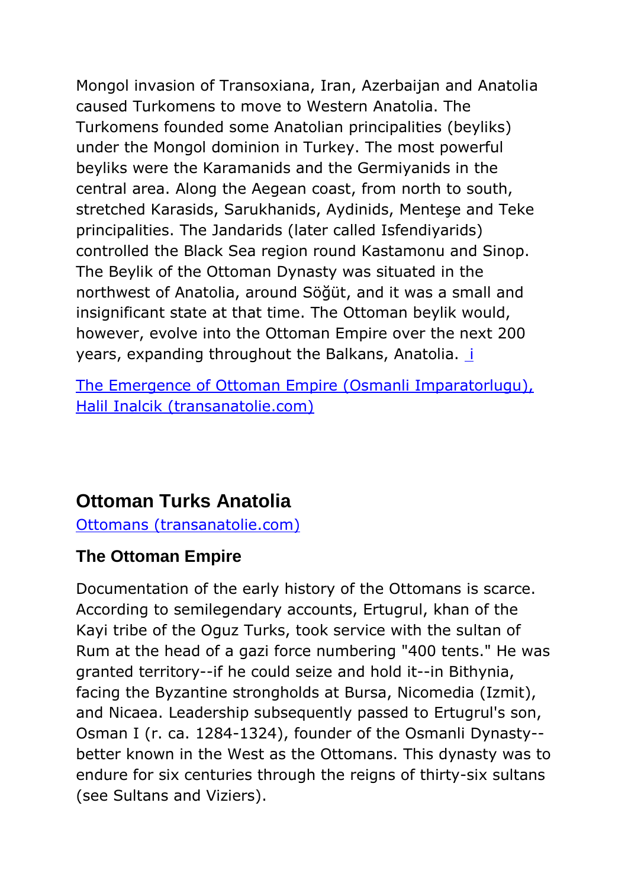Mongol invasion of Transoxiana, Iran, Azerbaijan and Anatolia caused Turkomens to move to Western Anatolia. The Turkomens founded some Anatolian principalities (beyliks) under the Mongol dominion in Turkey. The most powerful beyliks were the Karamanids and the Germiyanids in the central area. Along the Aegean coast, from north to south, stretched Karasids, Sarukhanids, Aydinids, Menteşe and Teke principalities. The Jandarids (later called Isfendiyarids) controlled the Black Sea region round Kastamonu and Sinop. The Beylik of the Ottoman Dynasty was situated in the northwest of Anatolia, around Söğüt, and it was a small and insignificant state at that time. The Ottoman beylik would, however, evolve into the Ottoman Empire over the next 200 years, expanding throughout the Balkans, Anatolia. i

The Emergence of Ottoman Empire (Osmanli Imparatorlugu), Halil Inalcik (transanatolie.com)

## Ottoman Turks Anatolia

Ottomans (transanatolie.com)

### The Ottoman Empire

Documentation of the early history of the Ottomans is scarce. According to semilegendary accounts, Ertugrul, khan of the Kayi tribe of the Oguz Turks, took service with the sultan of Rum at the head of a gazi force numbering "400 tents." He was granted territory--if he could seize and hold it--in Bithynia, facing the Byzantine strongholds at Bursa, Nicomedia (Izmit), and Nicaea. Leadership subsequently passed to Ertugrul's son, Osman I (r. ca. 1284-1324), founder of the Osmanli Dynasty--better known in the West as the Ottomans. This dynasty was to endure for six centuries through the reigns of thirty-six sultans (see Sultans and Viziers).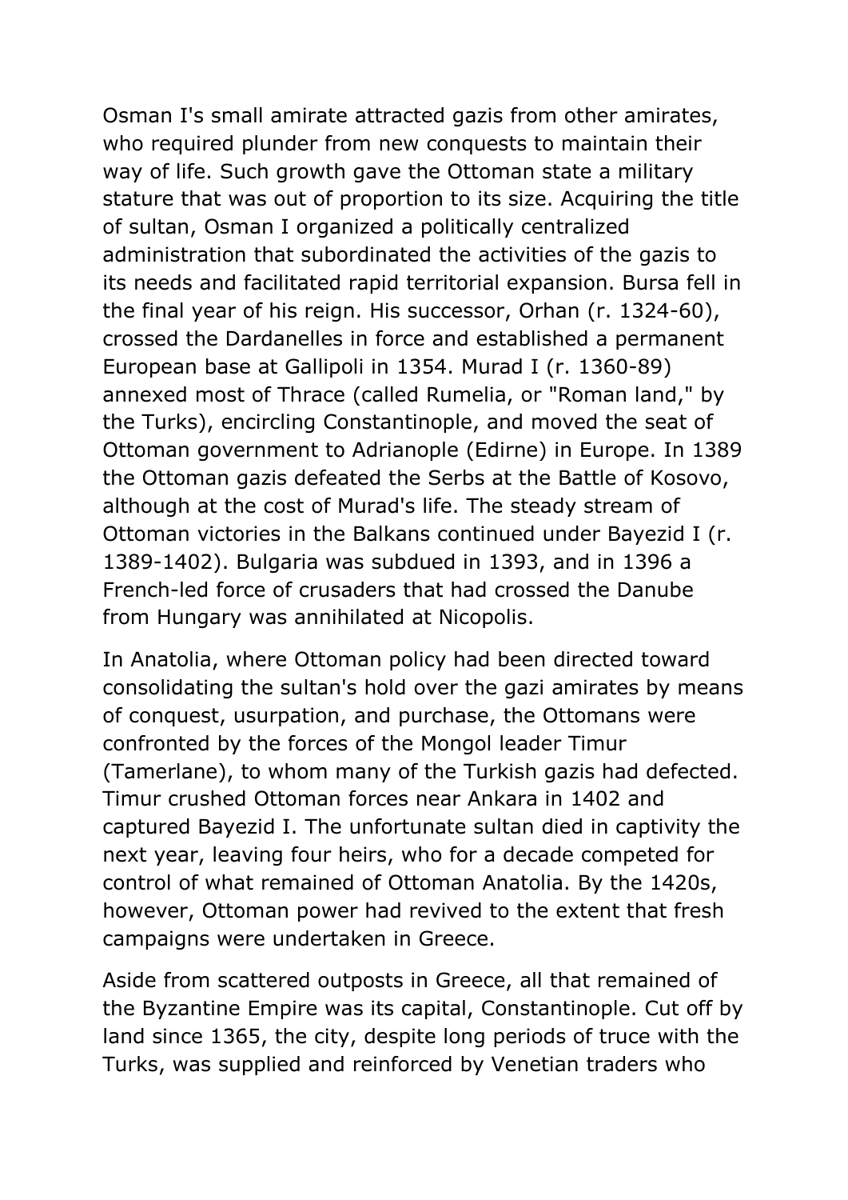Osman I's small amirate attracted gazis from other amirates, who required plunder from new conquests to maintain their way of life. Such growth gave the Ottoman state a military stature that was out of proportion to its size. Acquiring the title of sultan, Osman I organized a politically centralized administration that subordinated the activities of the gazis to its needs and facilitated rapid territorial expansion. Bursa fell in the final year of his reign. His successor, Orhan (r. 1324-60), crossed the Dardanelles in force and established a permanent European base at Gallipoli in 1354. Murad I (r. 1360-89) annexed most of Thrace (called Rumelia, or "Roman land," by the Turks), encircling Constantinople, and moved the seat of Ottoman government to Adrianople (Edirne) in Europe. In 1389 the Ottoman gazis defeated the Serbs at the Battle of Kosovo, although at the cost of Murad's life. The steady stream of Ottoman victories in the Balkans continued under Bayezid I (r. 1389-1402). Bulgaria was subdued in 1393, and in 1396 a French-led force of crusaders that had crossed the Danube from Hungary was annihilated at Nicopolis.

In Anatolia, where Ottoman policy had been directed toward consolidating the sultan's hold over the gazi amirates by means of conquest, usurpation, and purchase, the Ottomans were confronted by the forces of the Mongol leader Timur (Tamerlane), to whom many of the Turkish gazis had defected. Timur crushed Ottoman forces near Ankara in 1402 and captured Bayezid I. The unfortunate sultan died in captivity the next year, leaving four heirs, who for a decade competed for control of what remained of Ottoman Anatolia. By the 1420s, however, Ottoman power had revived to the extent that fresh campaigns were undertaken in Greece.

Aside from scattered outposts in Greece, all that remained of the Byzantine Empire was its capital, Constantinople. Cut off by land since 1365, the city, despite long periods of truce with the Turks, was supplied and reinforced by Venetian traders who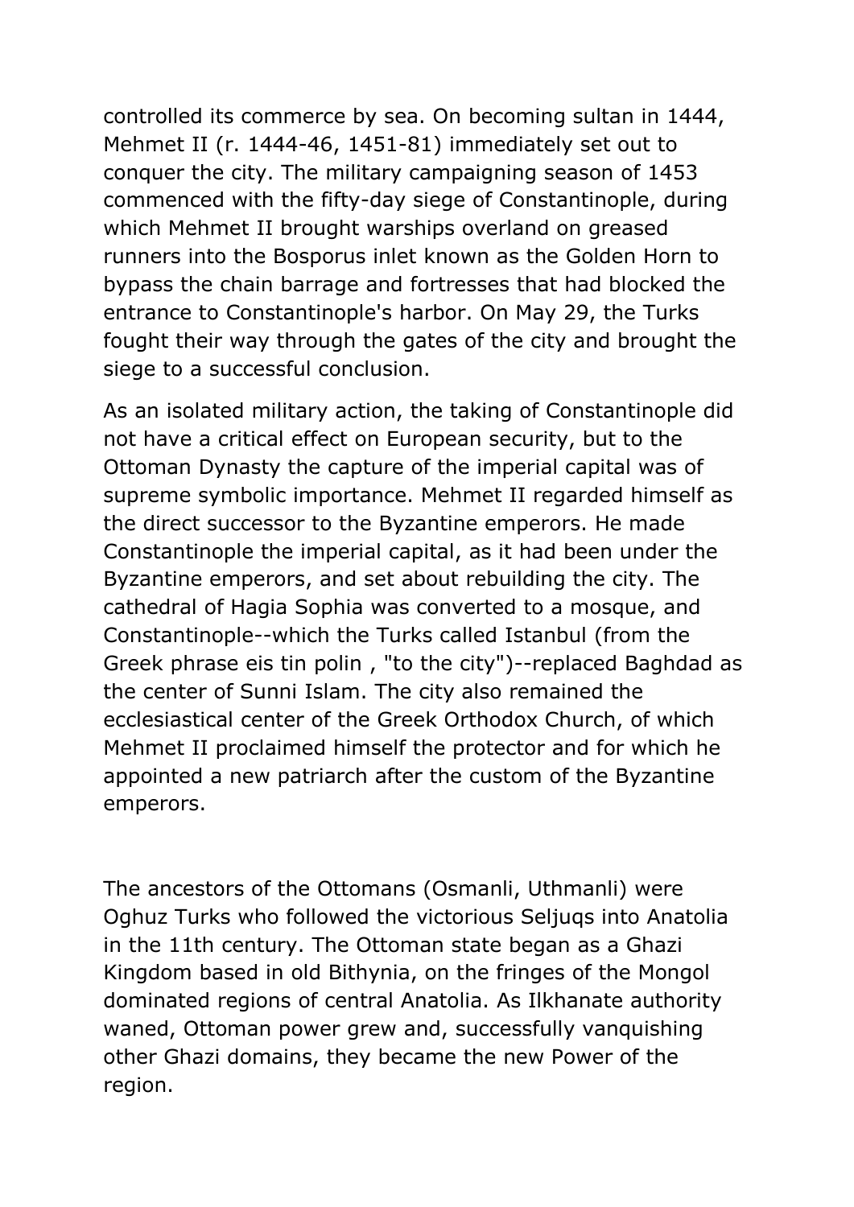controlled its commerce by sea. On becoming sultan in 1444, Mehmet II (r. 1444-46, 1451-81) immediately set out to conquer the city. The military campaigning season of 1453 commenced with the fifty-day siege of Constantinople, during which Mehmet II brought warships overland on greased runners into the Bosporus inlet known as the Golden Horn to bypass the chain barrage and fortresses that had blocked the entrance to Constantinople's harbor. On May 29, the Turks fought their way through the gates of the city and brought the siege to a successful conclusion.

As an isolated military action, the taking of Constantinople did not have a critical effect on European security, but to the Ottoman Dynasty the capture of the imperial capital was of supreme symbolic importance. Mehmet II regarded himself as the direct successor to the Byzantine emperors. He made Constantinople the imperial capital, as it had been under the Byzantine emperors, and set about rebuilding the city. The cathedral of Hagia Sophia was converted to a mosque, and Constantinople--which the Turks called Istanbul (from the Greek phrase eis tin polin , "to the city")--replaced Baghdad as the center of Sunni Islam. The city also remained the ecclesiastical center of the Greek Orthodox Church, of which Mehmet II proclaimed himself the protector and for which he appointed a new patriarch after the custom of the Byzantine emperors.

The ancestors of the Ottomans (Osmanli, Uthmanli) were Oghuz Turks who followed the victorious Seljuqs into Anatolia in the 11th century. The Ottoman state began as a Ghazi Kingdom based in old Bithynia, on the fringes of the Mongol dominated regions of central Anatolia. As Ilkhanate authority waned, Ottoman power grew and, successfully vanquishing other Ghazi domains, they became the new Power of the region.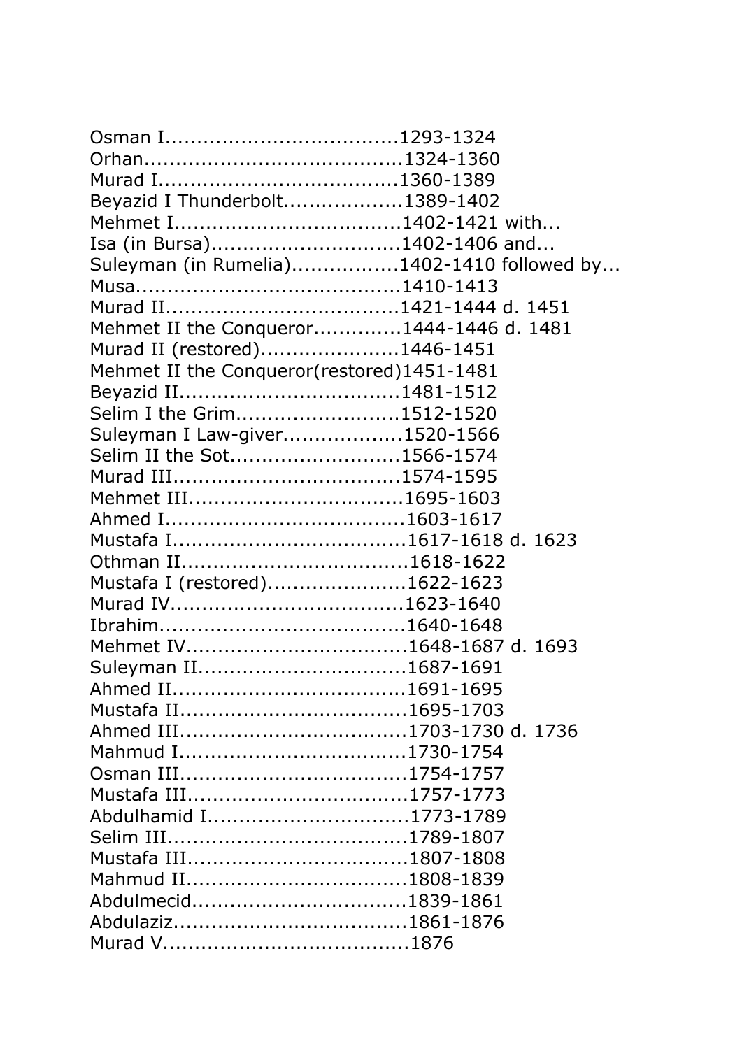Osman I....................................1293-1324
Orhan........................................1324-1360
Murad I.....................................1360-1389
Beyazid I Thunderbolt..................1389-1402
Mehmet I...................................1402-1421 with...
Isa (in Bursa).............................1402-1406 and...
Suleyman (in Rumelia)................1402-1410 followed by...
Musa.........................................1410-1413
Murad II....................................1421-1444 d. 1451
Mehmet II the Conqueror.............1444-1446 d. 1481
Murad II (restored)......................1446-1451
Mehmet II the Conqueror(restored)1451-1481
Beyazid II..................................1481-1512
Selim I the Grim..........................1512-1520
Suleyman I Law-giver...................1520-1566
Selim II the Sot...........................1566-1574
Murad III...................................1574-1595
Mehmet III.................................1695-1603
Ahmed I.....................................1603-1617
Mustafa I...................................1617-1618 d. 1623
Othman II...................................1618-1622
Mustafa I (restored)......................1622-1623
Murad IV....................................1623-1640
Ibrahim......................................1640-1648
Mehmet IV..................................1648-1687 d. 1693
Suleyman II................................1687-1691
Ahmed II....................................1691-1695
Mustafa II...................................1695-1703
Ahmed III...................................1703-1730 d. 1736
Mahmud I...................................1730-1754
Osman III...................................1754-1757
Mustafa III..................................1757-1773
Abdulhamid I...............................1773-1789
Selim III.....................................1789-1807
Mustafa III..................................1807-1808
Mahmud II..................................1808-1839
Abdulmecid.................................1839-1861
Abdulaziz....................................1861-1876
Murad V......................................1876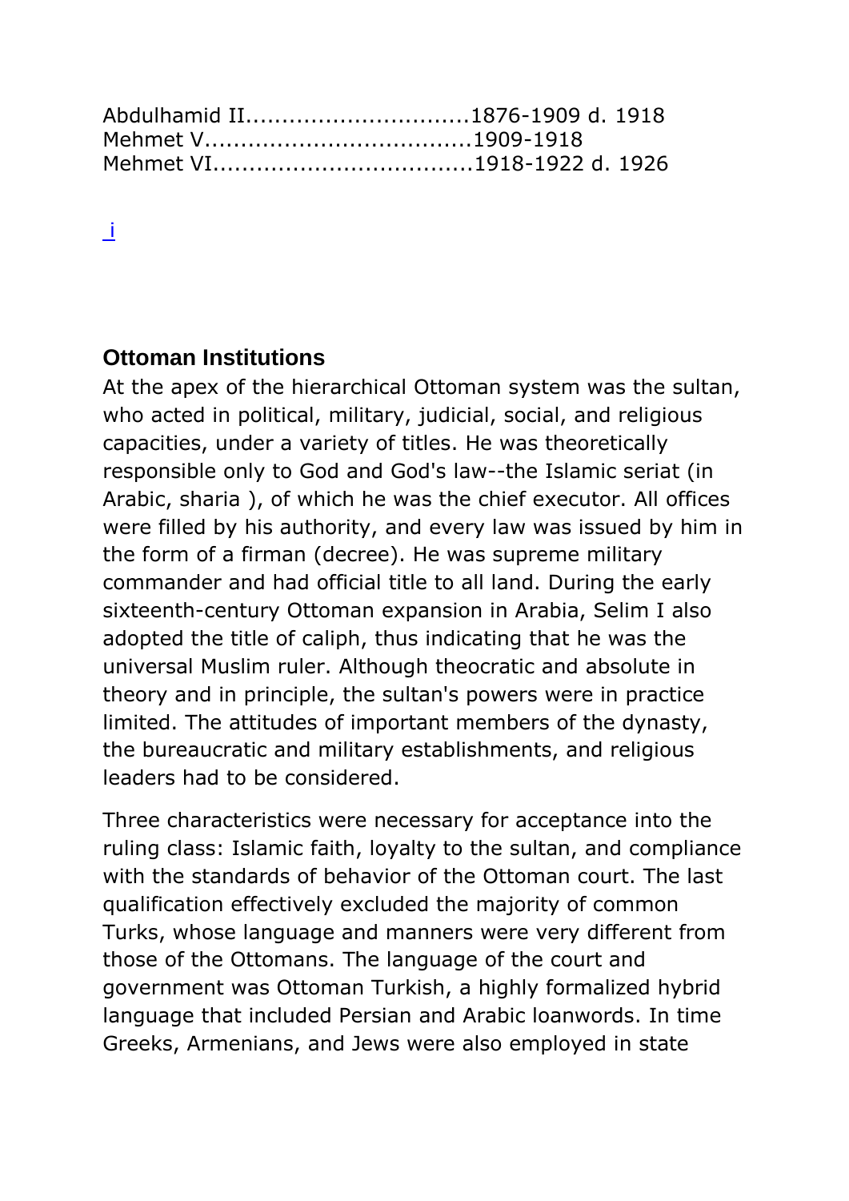Abdulhamid II...............................1876-1909 d. 1918
Mehmet V....................................1909-1918
Mehmet VI...................................1918-1922 d. 1926

i

## Ottoman Institutions

At the apex of the hierarchical Ottoman system was the sultan, who acted in political, military, judicial, social, and religious capacities, under a variety of titles. He was theoretically responsible only to God and God's law--the Islamic seriat (in Arabic, sharia ), of which he was the chief executor. All offices were filled by his authority, and every law was issued by him in the form of a firman (decree). He was supreme military commander and had official title to all land. During the early sixteenth-century Ottoman expansion in Arabia, Selim I also adopted the title of caliph, thus indicating that he was the universal Muslim ruler. Although theocratic and absolute in theory and in principle, the sultan's powers were in practice limited. The attitudes of important members of the dynasty, the bureaucratic and military establishments, and religious leaders had to be considered.

Three characteristics were necessary for acceptance into the ruling class: Islamic faith, loyalty to the sultan, and compliance with the standards of behavior of the Ottoman court. The last qualification effectively excluded the majority of common Turks, whose language and manners were very different from those of the Ottomans. The language of the court and government was Ottoman Turkish, a highly formalized hybrid language that included Persian and Arabic loanwords. In time Greeks, Armenians, and Jews were also employed in state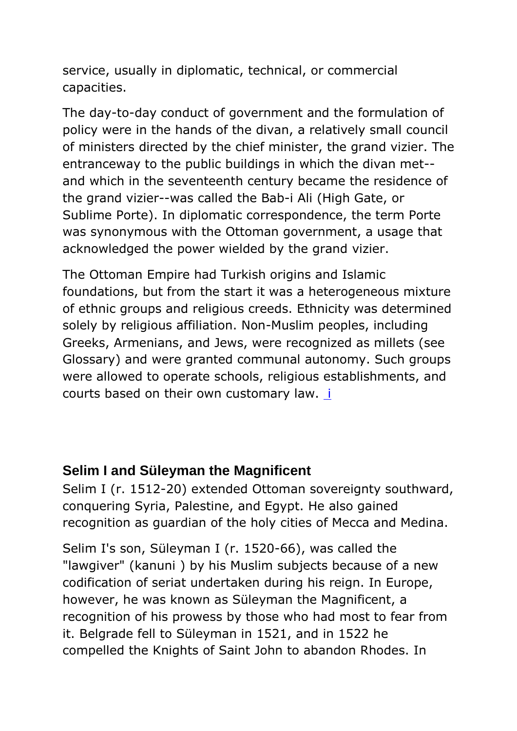service, usually in diplomatic, technical, or commercial capacities.

The day-to-day conduct of government and the formulation of policy were in the hands of the divan, a relatively small council of ministers directed by the chief minister, the grand vizier. The entranceway to the public buildings in which the divan met--and which in the seventeenth century became the residence of the grand vizier--was called the Bab-i Ali (High Gate, or Sublime Porte). In diplomatic correspondence, the term Porte was synonymous with the Ottoman government, a usage that acknowledged the power wielded by the grand vizier.

The Ottoman Empire had Turkish origins and Islamic foundations, but from the start it was a heterogeneous mixture of ethnic groups and religious creeds. Ethnicity was determined solely by religious affiliation. Non-Muslim peoples, including Greeks, Armenians, and Jews, were recognized as millets (see Glossary) and were granted communal autonomy. Such groups were allowed to operate schools, religious establishments, and courts based on their own customary law. i

## Selim I and Süleyman the Magnificent

Selim I (r. 1512-20) extended Ottoman sovereignty southward, conquering Syria, Palestine, and Egypt. He also gained recognition as guardian of the holy cities of Mecca and Medina.

Selim I's son, Süleyman I (r. 1520-66), was called the "lawgiver" (kanuni ) by his Muslim subjects because of a new codification of seriat undertaken during his reign. In Europe, however, he was known as Süleyman the Magnificent, a recognition of his prowess by those who had most to fear from it. Belgrade fell to Süleyman in 1521, and in 1522 he compelled the Knights of Saint John to abandon Rhodes. In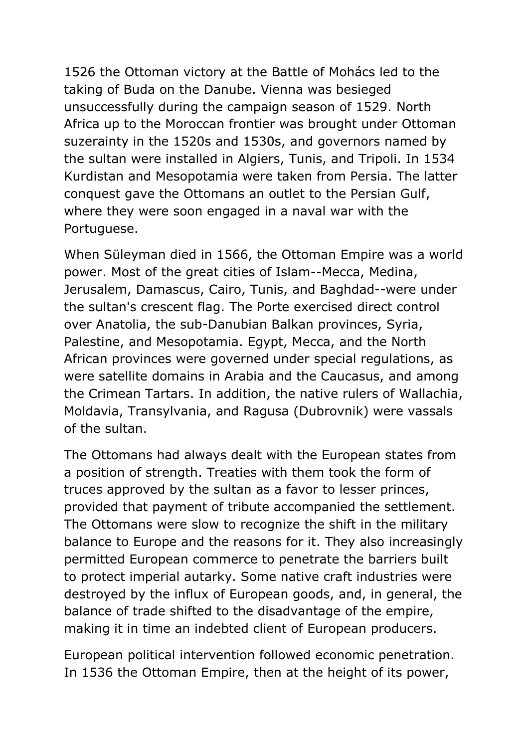1526 the Ottoman victory at the Battle of Mohács led to the taking of Buda on the Danube. Vienna was besieged unsuccessfully during the campaign season of 1529. North Africa up to the Moroccan frontier was brought under Ottoman suzerainty in the 1520s and 1530s, and governors named by the sultan were installed in Algiers, Tunis, and Tripoli. In 1534 Kurdistan and Mesopotamia were taken from Persia. The latter conquest gave the Ottomans an outlet to the Persian Gulf, where they were soon engaged in a naval war with the Portuguese.

When Süleyman died in 1566, the Ottoman Empire was a world power. Most of the great cities of Islam--Mecca, Medina, Jerusalem, Damascus, Cairo, Tunis, and Baghdad--were under the sultan's crescent flag. The Porte exercised direct control over Anatolia, the sub-Danubian Balkan provinces, Syria, Palestine, and Mesopotamia. Egypt, Mecca, and the North African provinces were governed under special regulations, as were satellite domains in Arabia and the Caucasus, and among the Crimean Tartars. In addition, the native rulers of Wallachia, Moldavia, Transylvania, and Ragusa (Dubrovnik) were vassals of the sultan.

The Ottomans had always dealt with the European states from a position of strength. Treaties with them took the form of truces approved by the sultan as a favor to lesser princes, provided that payment of tribute accompanied the settlement. The Ottomans were slow to recognize the shift in the military balance to Europe and the reasons for it. They also increasingly permitted European commerce to penetrate the barriers built to protect imperial autarky. Some native craft industries were destroyed by the influx of European goods, and, in general, the balance of trade shifted to the disadvantage of the empire, making it in time an indebted client of European producers.

European political intervention followed economic penetration. In 1536 the Ottoman Empire, then at the height of its power,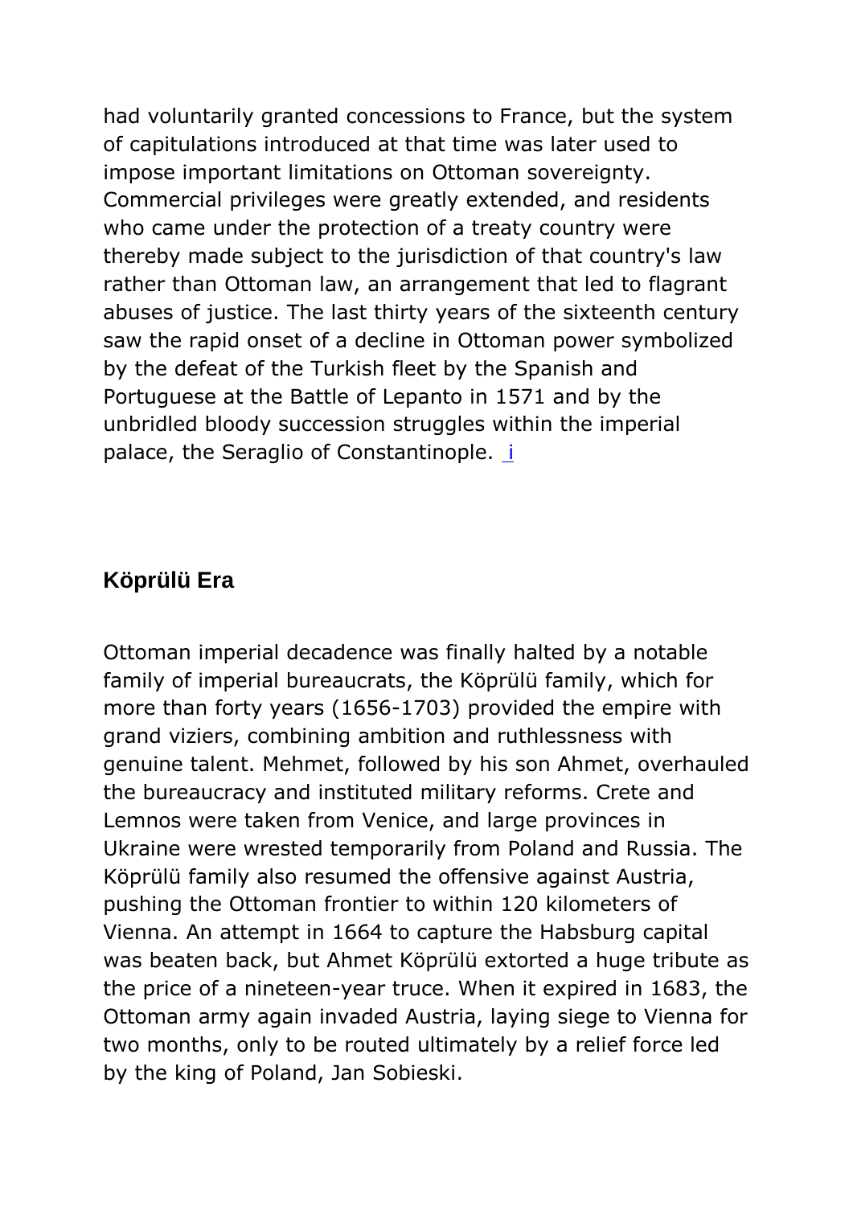had voluntarily granted concessions to France, but the system of capitulations introduced at that time was later used to impose important limitations on Ottoman sovereignty. Commercial privileges were greatly extended, and residents who came under the protection of a treaty country were thereby made subject to the jurisdiction of that country's law rather than Ottoman law, an arrangement that led to flagrant abuses of justice. The last thirty years of the sixteenth century saw the rapid onset of a decline in Ottoman power symbolized by the defeat of the Turkish fleet by the Spanish and Portuguese at the Battle of Lepanto in 1571 and by the unbridled bloody succession struggles within the imperial palace, the Seraglio of Constantinople. i

## Köprülü Era

Ottoman imperial decadence was finally halted by a notable family of imperial bureaucrats, the Köprülü family, which for more than forty years (1656-1703) provided the empire with grand viziers, combining ambition and ruthlessness with genuine talent. Mehmet, followed by his son Ahmet, overhauled the bureaucracy and instituted military reforms. Crete and Lemnos were taken from Venice, and large provinces in Ukraine were wrested temporarily from Poland and Russia. The Köprülü family also resumed the offensive against Austria, pushing the Ottoman frontier to within 120 kilometers of Vienna. An attempt in 1664 to capture the Habsburg capital was beaten back, but Ahmet Köprülü extorted a huge tribute as the price of a nineteen-year truce. When it expired in 1683, the Ottoman army again invaded Austria, laying siege to Vienna for two months, only to be routed ultimately by a relief force led by the king of Poland, Jan Sobieski.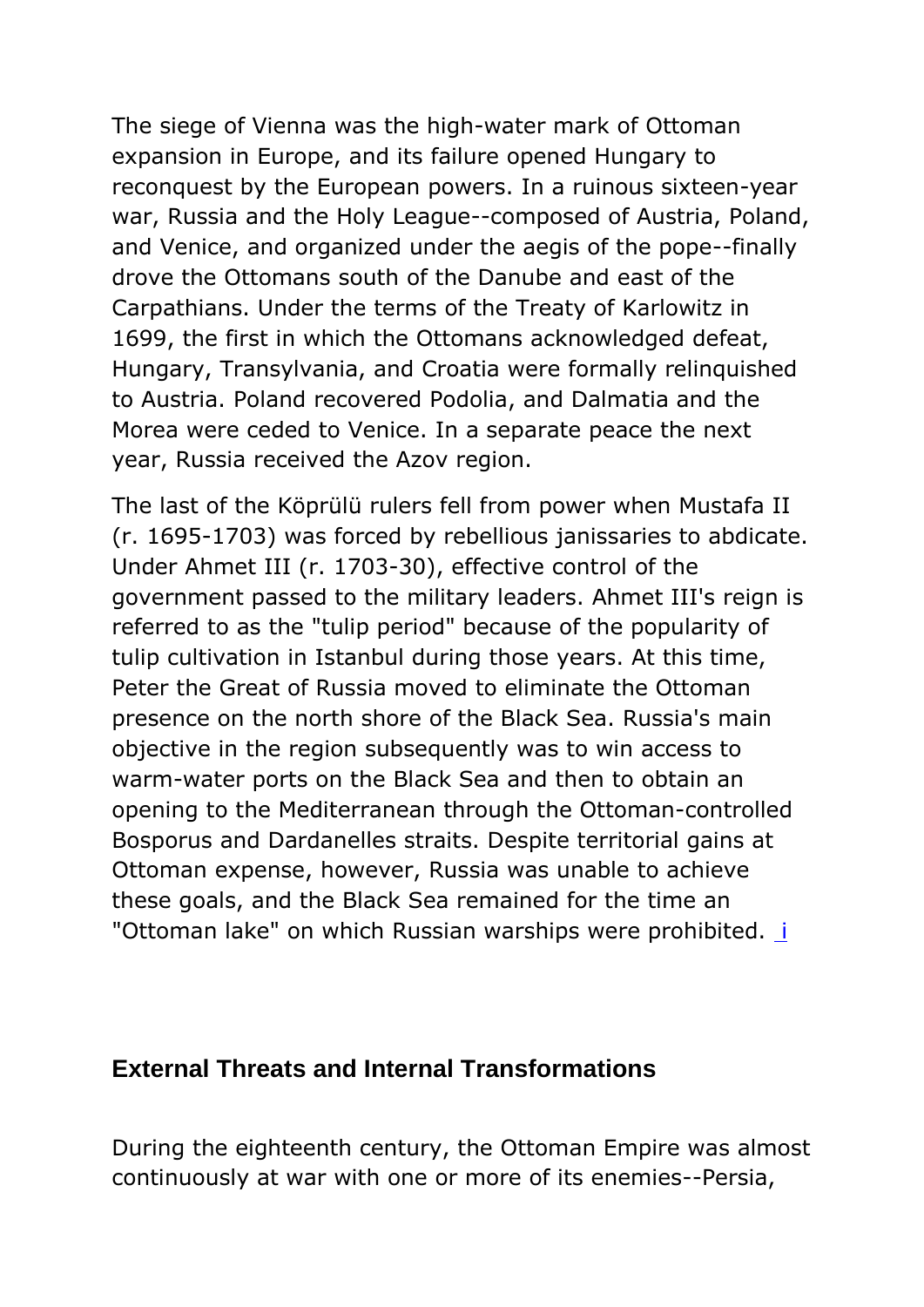The siege of Vienna was the high-water mark of Ottoman expansion in Europe, and its failure opened Hungary to reconquest by the European powers. In a ruinous sixteen-year war, Russia and the Holy League--composed of Austria, Poland, and Venice, and organized under the aegis of the pope--finally drove the Ottomans south of the Danube and east of the Carpathians. Under the terms of the Treaty of Karlowitz in 1699, the first in which the Ottomans acknowledged defeat, Hungary, Transylvania, and Croatia were formally relinquished to Austria. Poland recovered Podolia, and Dalmatia and the Morea were ceded to Venice. In a separate peace the next year, Russia received the Azov region.

The last of the Köprülü rulers fell from power when Mustafa II (r. 1695-1703) was forced by rebellious janissaries to abdicate. Under Ahmet III (r. 1703-30), effective control of the government passed to the military leaders. Ahmet III's reign is referred to as the "tulip period" because of the popularity of tulip cultivation in Istanbul during those years. At this time, Peter the Great of Russia moved to eliminate the Ottoman presence on the north shore of the Black Sea. Russia's main objective in the region subsequently was to win access to warm-water ports on the Black Sea and then to obtain an opening to the Mediterranean through the Ottoman-controlled Bosporus and Dardanelles straits. Despite territorial gains at Ottoman expense, however, Russia was unable to achieve these goals, and the Black Sea remained for the time an "Ottoman lake" on which Russian warships were prohibited. i

## External Threats and Internal Transformations

During the eighteenth century, the Ottoman Empire was almost continuously at war with one or more of its enemies--Persia,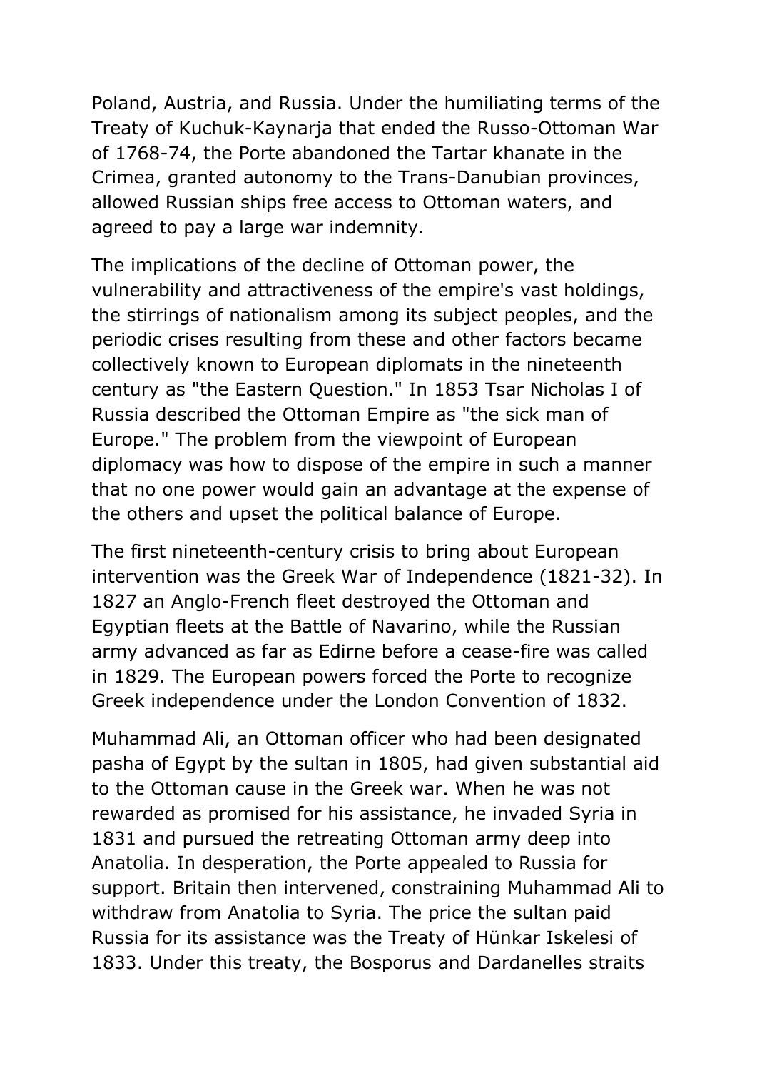Poland, Austria, and Russia. Under the humiliating terms of the Treaty of Kuchuk-Kaynarja that ended the Russo-Ottoman War of 1768-74, the Porte abandoned the Tartar khanate in the Crimea, granted autonomy to the Trans-Danubian provinces, allowed Russian ships free access to Ottoman waters, and agreed to pay a large war indemnity.

The implications of the decline of Ottoman power, the vulnerability and attractiveness of the empire's vast holdings, the stirrings of nationalism among its subject peoples, and the periodic crises resulting from these and other factors became collectively known to European diplomats in the nineteenth century as "the Eastern Question." In 1853 Tsar Nicholas I of Russia described the Ottoman Empire as "the sick man of Europe." The problem from the viewpoint of European diplomacy was how to dispose of the empire in such a manner that no one power would gain an advantage at the expense of the others and upset the political balance of Europe.

The first nineteenth-century crisis to bring about European intervention was the Greek War of Independence (1821-32). In 1827 an Anglo-French fleet destroyed the Ottoman and Egyptian fleets at the Battle of Navarino, while the Russian army advanced as far as Edirne before a cease-fire was called in 1829. The European powers forced the Porte to recognize Greek independence under the London Convention of 1832.

Muhammad Ali, an Ottoman officer who had been designated pasha of Egypt by the sultan in 1805, had given substantial aid to the Ottoman cause in the Greek war. When he was not rewarded as promised for his assistance, he invaded Syria in 1831 and pursued the retreating Ottoman army deep into Anatolia. In desperation, the Porte appealed to Russia for support. Britain then intervened, constraining Muhammad Ali to withdraw from Anatolia to Syria. The price the sultan paid Russia for its assistance was the Treaty of Hünkar Iskelesi of 1833. Under this treaty, the Bosporus and Dardanelles straits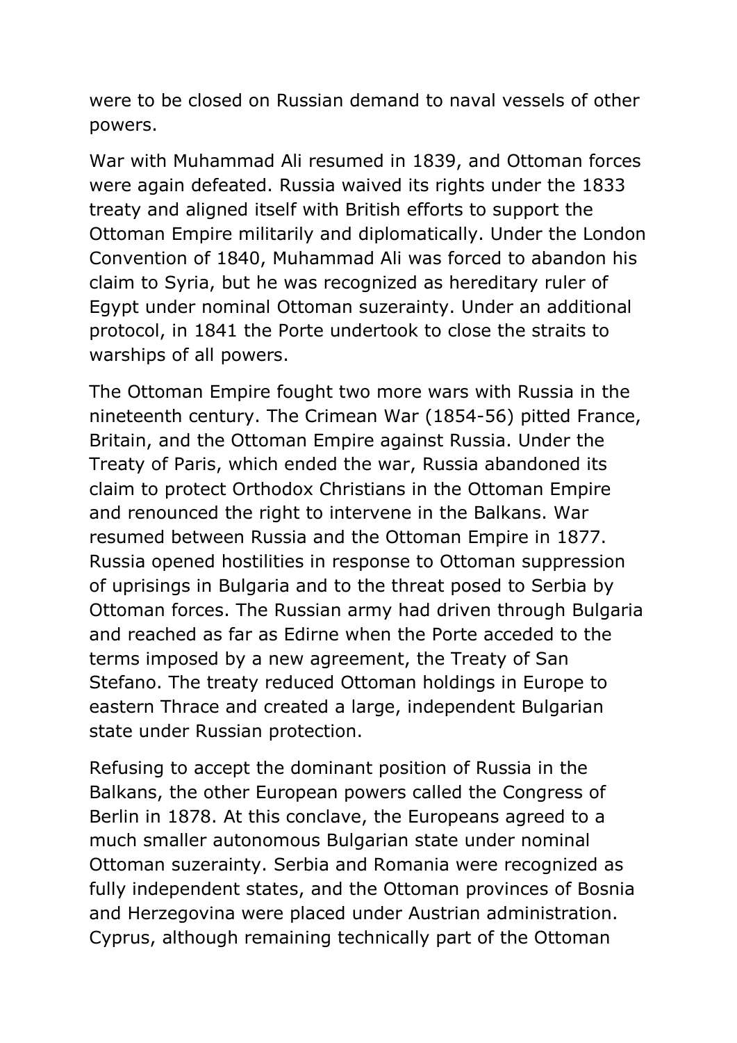were to be closed on Russian demand to naval vessels of other powers.

War with Muhammad Ali resumed in 1839, and Ottoman forces were again defeated. Russia waived its rights under the 1833 treaty and aligned itself with British efforts to support the Ottoman Empire militarily and diplomatically. Under the London Convention of 1840, Muhammad Ali was forced to abandon his claim to Syria, but he was recognized as hereditary ruler of Egypt under nominal Ottoman suzerainty. Under an additional protocol, in 1841 the Porte undertook to close the straits to warships of all powers.

The Ottoman Empire fought two more wars with Russia in the nineteenth century. The Crimean War (1854-56) pitted France, Britain, and the Ottoman Empire against Russia. Under the Treaty of Paris, which ended the war, Russia abandoned its claim to protect Orthodox Christians in the Ottoman Empire and renounced the right to intervene in the Balkans. War resumed between Russia and the Ottoman Empire in 1877. Russia opened hostilities in response to Ottoman suppression of uprisings in Bulgaria and to the threat posed to Serbia by Ottoman forces. The Russian army had driven through Bulgaria and reached as far as Edirne when the Porte acceded to the terms imposed by a new agreement, the Treaty of San Stefano. The treaty reduced Ottoman holdings in Europe to eastern Thrace and created a large, independent Bulgarian state under Russian protection.

Refusing to accept the dominant position of Russia in the Balkans, the other European powers called the Congress of Berlin in 1878. At this conclave, the Europeans agreed to a much smaller autonomous Bulgarian state under nominal Ottoman suzerainty. Serbia and Romania were recognized as fully independent states, and the Ottoman provinces of Bosnia and Herzegovina were placed under Austrian administration. Cyprus, although remaining technically part of the Ottoman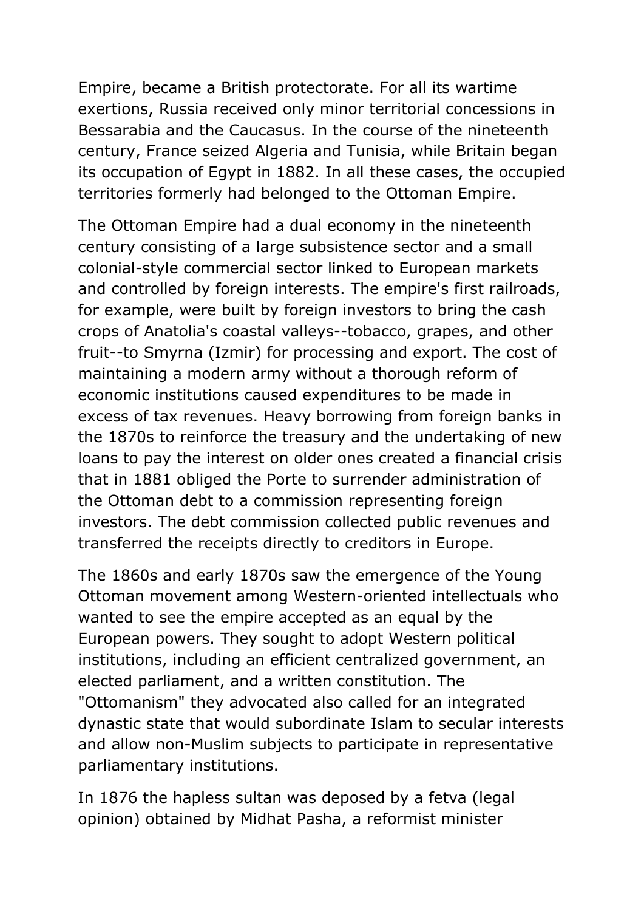Empire, became a British protectorate. For all its wartime exertions, Russia received only minor territorial concessions in Bessarabia and the Caucasus. In the course of the nineteenth century, France seized Algeria and Tunisia, while Britain began its occupation of Egypt in 1882. In all these cases, the occupied territories formerly had belonged to the Ottoman Empire.

The Ottoman Empire had a dual economy in the nineteenth century consisting of a large subsistence sector and a small colonial-style commercial sector linked to European markets and controlled by foreign interests. The empire's first railroads, for example, were built by foreign investors to bring the cash crops of Anatolia's coastal valleys--tobacco, grapes, and other fruit--to Smyrna (Izmir) for processing and export. The cost of maintaining a modern army without a thorough reform of economic institutions caused expenditures to be made in excess of tax revenues. Heavy borrowing from foreign banks in the 1870s to reinforce the treasury and the undertaking of new loans to pay the interest on older ones created a financial crisis that in 1881 obliged the Porte to surrender administration of the Ottoman debt to a commission representing foreign investors. The debt commission collected public revenues and transferred the receipts directly to creditors in Europe.

The 1860s and early 1870s saw the emergence of the Young Ottoman movement among Western-oriented intellectuals who wanted to see the empire accepted as an equal by the European powers. They sought to adopt Western political institutions, including an efficient centralized government, an elected parliament, and a written constitution. The "Ottomanism" they advocated also called for an integrated dynastic state that would subordinate Islam to secular interests and allow non-Muslim subjects to participate in representative parliamentary institutions.

In 1876 the hapless sultan was deposed by a fetva (legal opinion) obtained by Midhat Pasha, a reformist minister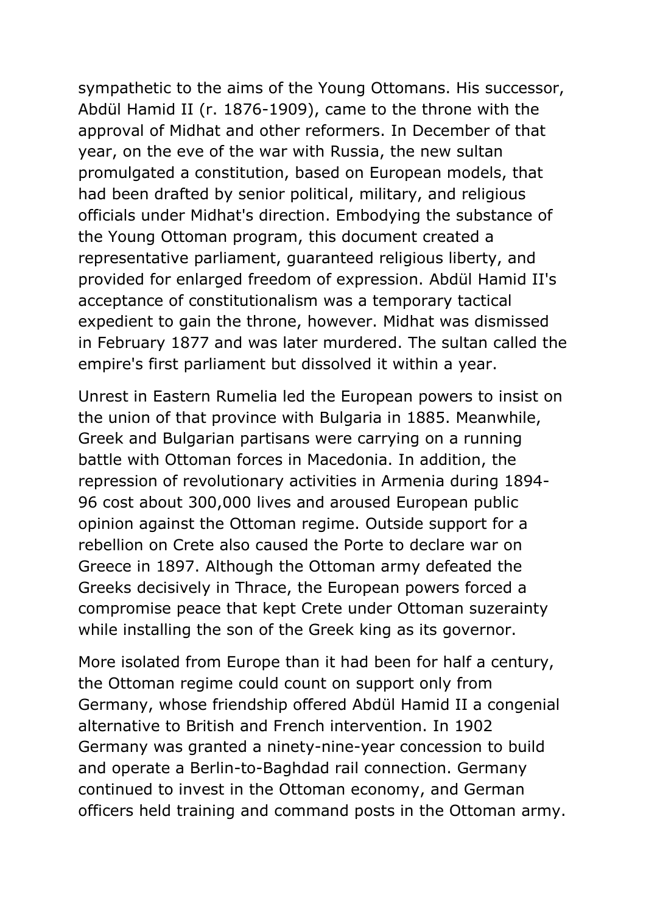sympathetic to the aims of the Young Ottomans. His successor, Abdül Hamid II (r. 1876-1909), came to the throne with the approval of Midhat and other reformers. In December of that year, on the eve of the war with Russia, the new sultan promulgated a constitution, based on European models, that had been drafted by senior political, military, and religious officials under Midhat's direction. Embodying the substance of the Young Ottoman program, this document created a representative parliament, guaranteed religious liberty, and provided for enlarged freedom of expression. Abdül Hamid II's acceptance of constitutionalism was a temporary tactical expedient to gain the throne, however. Midhat was dismissed in February 1877 and was later murdered. The sultan called the empire's first parliament but dissolved it within a year.

Unrest in Eastern Rumelia led the European powers to insist on the union of that province with Bulgaria in 1885. Meanwhile, Greek and Bulgarian partisans were carrying on a running battle with Ottoman forces in Macedonia. In addition, the repression of revolutionary activities in Armenia during 1894-96 cost about 300,000 lives and aroused European public opinion against the Ottoman regime. Outside support for a rebellion on Crete also caused the Porte to declare war on Greece in 1897. Although the Ottoman army defeated the Greeks decisively in Thrace, the European powers forced a compromise peace that kept Crete under Ottoman suzerainty while installing the son of the Greek king as its governor.

More isolated from Europe than it had been for half a century, the Ottoman regime could count on support only from Germany, whose friendship offered Abdül Hamid II a congenial alternative to British and French intervention. In 1902 Germany was granted a ninety-nine-year concession to build and operate a Berlin-to-Baghdad rail connection. Germany continued to invest in the Ottoman economy, and German officers held training and command posts in the Ottoman army.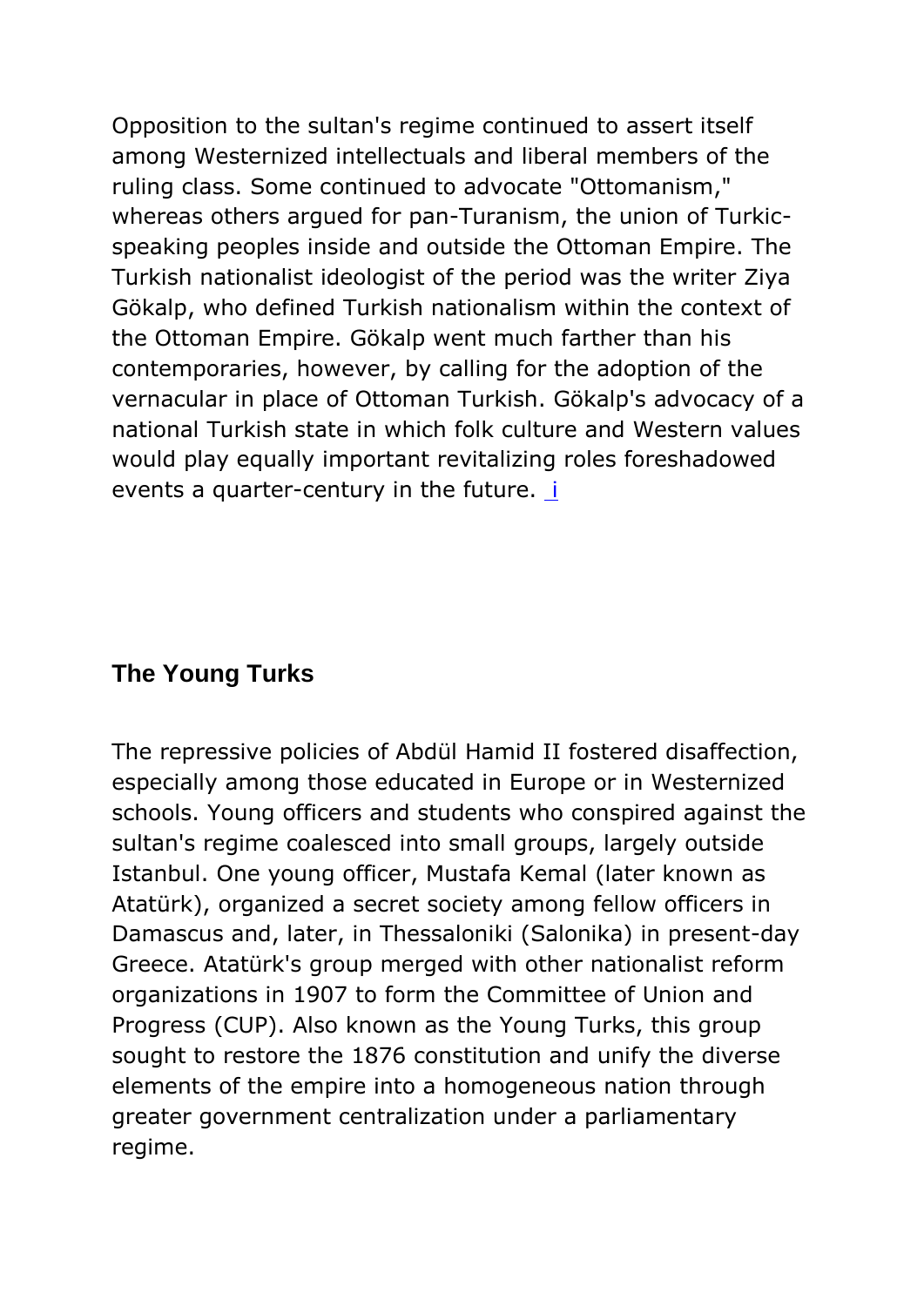Opposition to the sultan's regime continued to assert itself among Westernized intellectuals and liberal members of the ruling class. Some continued to advocate "Ottomanism," whereas others argued for pan-Turanism, the union of Turkic-speaking peoples inside and outside the Ottoman Empire. The Turkish nationalist ideologist of the period was the writer Ziya Gökalp, who defined Turkish nationalism within the context of the Ottoman Empire. Gökalp went much farther than his contemporaries, however, by calling for the adoption of the vernacular in place of Ottoman Turkish. Gökalp's advocacy of a national Turkish state in which folk culture and Western values would play equally important revitalizing roles foreshadowed events a quarter-century in the future. i

## The Young Turks

The repressive policies of Abdül Hamid II fostered disaffection, especially among those educated in Europe or in Westernized schools. Young officers and students who conspired against the sultan's regime coalesced into small groups, largely outside Istanbul. One young officer, Mustafa Kemal (later known as Atatürk), organized a secret society among fellow officers in Damascus and, later, in Thessaloniki (Salonika) in present-day Greece. Atatürk's group merged with other nationalist reform organizations in 1907 to form the Committee of Union and Progress (CUP). Also known as the Young Turks, this group sought to restore the 1876 constitution and unify the diverse elements of the empire into a homogeneous nation through greater government centralization under a parliamentary regime.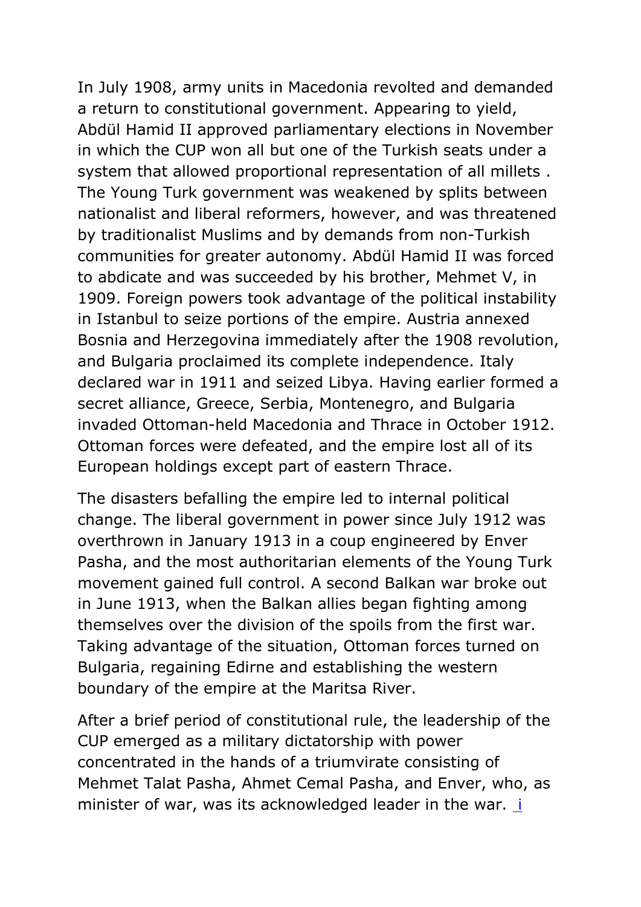In July 1908, army units in Macedonia revolted and demanded a return to constitutional government. Appearing to yield, Abdül Hamid II approved parliamentary elections in November in which the CUP won all but one of the Turkish seats under a system that allowed proportional representation of all millets . The Young Turk government was weakened by splits between nationalist and liberal reformers, however, and was threatened by traditionalist Muslims and by demands from non-Turkish communities for greater autonomy. Abdül Hamid II was forced to abdicate and was succeeded by his brother, Mehmet V, in 1909. Foreign powers took advantage of the political instability in Istanbul to seize portions of the empire. Austria annexed Bosnia and Herzegovina immediately after the 1908 revolution, and Bulgaria proclaimed its complete independence. Italy declared war in 1911 and seized Libya. Having earlier formed a secret alliance, Greece, Serbia, Montenegro, and Bulgaria invaded Ottoman-held Macedonia and Thrace in October 1912. Ottoman forces were defeated, and the empire lost all of its European holdings except part of eastern Thrace.

The disasters befalling the empire led to internal political change. The liberal government in power since July 1912 was overthrown in January 1913 in a coup engineered by Enver Pasha, and the most authoritarian elements of the Young Turk movement gained full control. A second Balkan war broke out in June 1913, when the Balkan allies began fighting among themselves over the division of the spoils from the first war. Taking advantage of the situation, Ottoman forces turned on Bulgaria, regaining Edirne and establishing the western boundary of the empire at the Maritsa River.

After a brief period of constitutional rule, the leadership of the CUP emerged as a military dictatorship with power concentrated in the hands of a triumvirate consisting of Mehmet Talat Pasha, Ahmet Cemal Pasha, and Enver, who, as minister of war, was its acknowledged leader in the war. i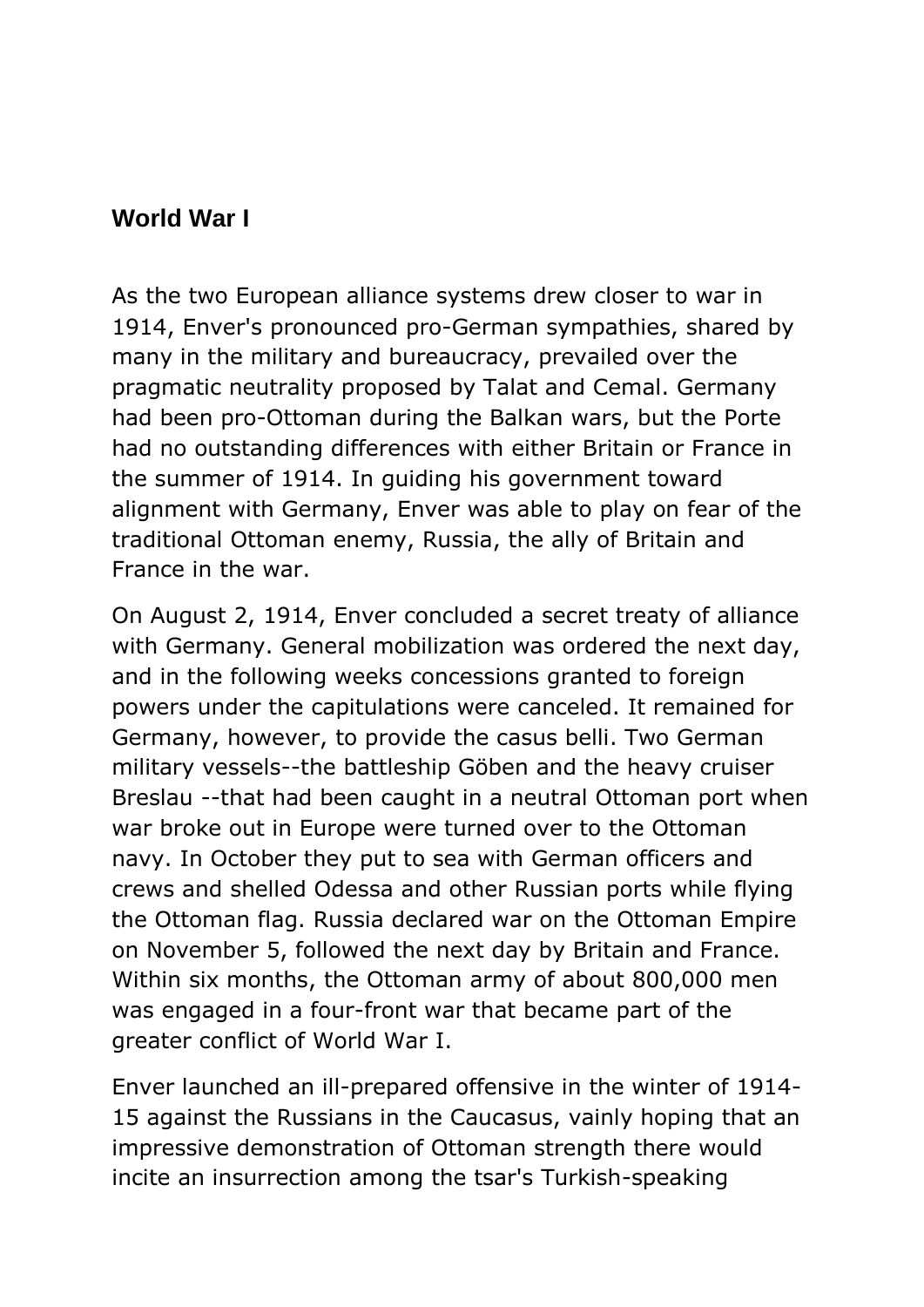## World War I

As the two European alliance systems drew closer to war in 1914, Enver's pronounced pro-German sympathies, shared by many in the military and bureaucracy, prevailed over the pragmatic neutrality proposed by Talat and Cemal. Germany had been pro-Ottoman during the Balkan wars, but the Porte had no outstanding differences with either Britain or France in the summer of 1914. In guiding his government toward alignment with Germany, Enver was able to play on fear of the traditional Ottoman enemy, Russia, the ally of Britain and France in the war.

On August 2, 1914, Enver concluded a secret treaty of alliance with Germany. General mobilization was ordered the next day, and in the following weeks concessions granted to foreign powers under the capitulations were canceled. It remained for Germany, however, to provide the casus belli. Two German military vessels--the battleship Göben and the heavy cruiser Breslau --that had been caught in a neutral Ottoman port when war broke out in Europe were turned over to the Ottoman navy. In October they put to sea with German officers and crews and shelled Odessa and other Russian ports while flying the Ottoman flag. Russia declared war on the Ottoman Empire on November 5, followed the next day by Britain and France. Within six months, the Ottoman army of about 800,000 men was engaged in a four-front war that became part of the greater conflict of World War I.

Enver launched an ill-prepared offensive in the winter of 1914-15 against the Russians in the Caucasus, vainly hoping that an impressive demonstration of Ottoman strength there would incite an insurrection among the tsar's Turkish-speaking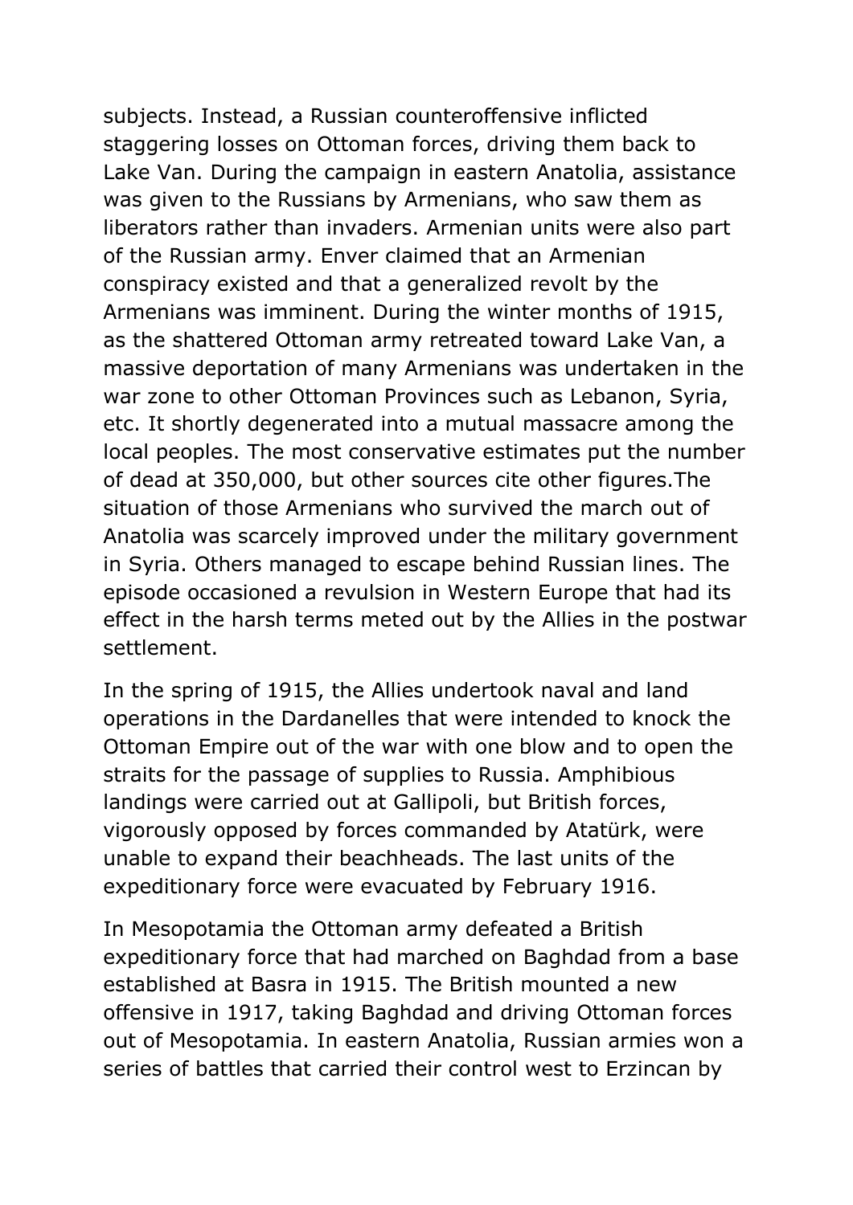subjects. Instead, a Russian counteroffensive inflicted staggering losses on Ottoman forces, driving them back to Lake Van. During the campaign in eastern Anatolia, assistance was given to the Russians by Armenians, who saw them as liberators rather than invaders. Armenian units were also part of the Russian army. Enver claimed that an Armenian conspiracy existed and that a generalized revolt by the Armenians was imminent. During the winter months of 1915, as the shattered Ottoman army retreated toward Lake Van, a massive deportation of many Armenians was undertaken in the war zone to other Ottoman Provinces such as Lebanon, Syria, etc. It shortly degenerated into a mutual massacre among the local peoples. The most conservative estimates put the number of dead at 350,000, but other sources cite other figures.The situation of those Armenians who survived the march out of Anatolia was scarcely improved under the military government in Syria. Others managed to escape behind Russian lines. The episode occasioned a revulsion in Western Europe that had its effect in the harsh terms meted out by the Allies in the postwar settlement.

In the spring of 1915, the Allies undertook naval and land operations in the Dardanelles that were intended to knock the Ottoman Empire out of the war with one blow and to open the straits for the passage of supplies to Russia. Amphibious landings were carried out at Gallipoli, but British forces, vigorously opposed by forces commanded by Atatürk, were unable to expand their beachheads. The last units of the expeditionary force were evacuated by February 1916.

In Mesopotamia the Ottoman army defeated a British expeditionary force that had marched on Baghdad from a base established at Basra in 1915. The British mounted a new offensive in 1917, taking Baghdad and driving Ottoman forces out of Mesopotamia. In eastern Anatolia, Russian armies won a series of battles that carried their control west to Erzincan by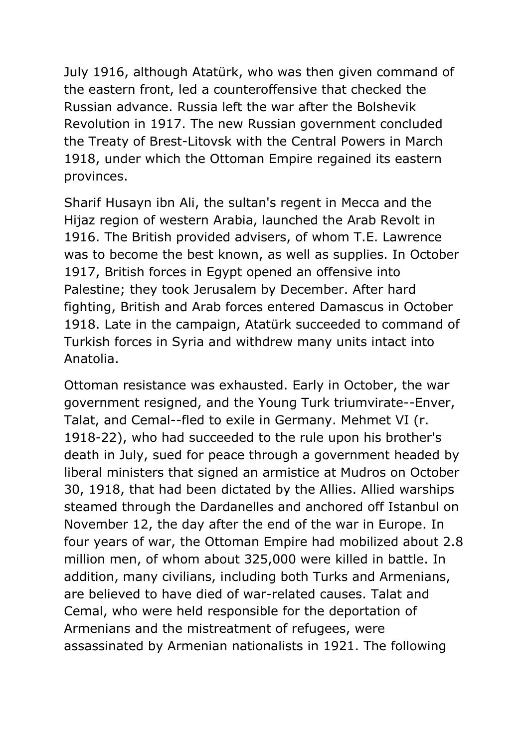July 1916, although Atatürk, who was then given command of the eastern front, led a counteroffensive that checked the Russian advance. Russia left the war after the Bolshevik Revolution in 1917. The new Russian government concluded the Treaty of Brest-Litovsk with the Central Powers in March 1918, under which the Ottoman Empire regained its eastern provinces.

Sharif Husayn ibn Ali, the sultan's regent in Mecca and the Hijaz region of western Arabia, launched the Arab Revolt in 1916. The British provided advisers, of whom T.E. Lawrence was to become the best known, as well as supplies. In October 1917, British forces in Egypt opened an offensive into Palestine; they took Jerusalem by December. After hard fighting, British and Arab forces entered Damascus in October 1918. Late in the campaign, Atatürk succeeded to command of Turkish forces in Syria and withdrew many units intact into Anatolia.

Ottoman resistance was exhausted. Early in October, the war government resigned, and the Young Turk triumvirate--Enver, Talat, and Cemal--fled to exile in Germany. Mehmet VI (r. 1918-22), who had succeeded to the rule upon his brother's death in July, sued for peace through a government headed by liberal ministers that signed an armistice at Mudros on October 30, 1918, that had been dictated by the Allies. Allied warships steamed through the Dardanelles and anchored off Istanbul on November 12, the day after the end of the war in Europe. In four years of war, the Ottoman Empire had mobilized about 2.8 million men, of whom about 325,000 were killed in battle. In addition, many civilians, including both Turks and Armenians, are believed to have died of war-related causes. Talat and Cemal, who were held responsible for the deportation of Armenians and the mistreatment of refugees, were assassinated by Armenian nationalists in 1921. The following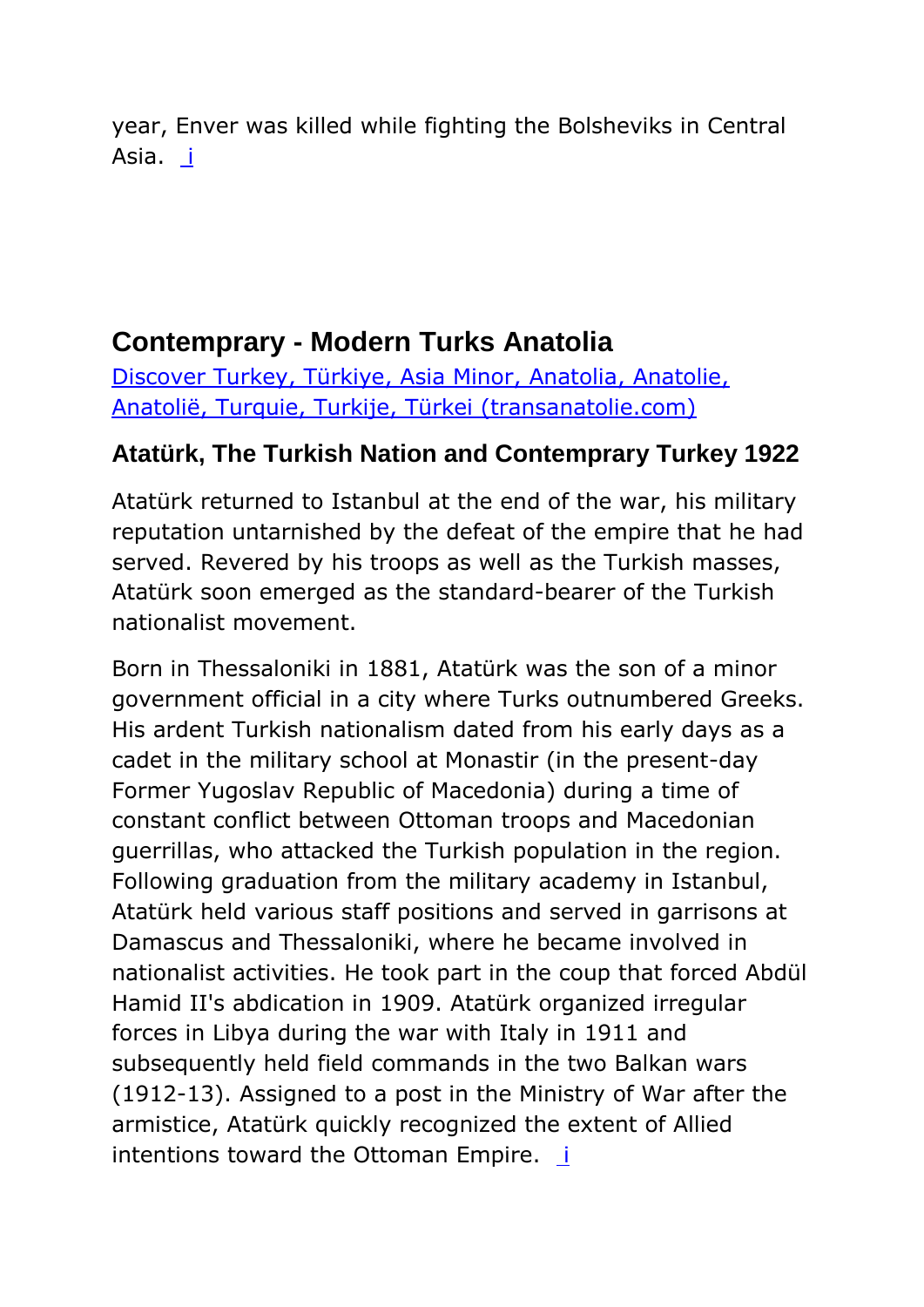year, Enver was killed while fighting the Bolsheviks in Central Asia. [i](#)

## Contemprary - Modern Turks Anatolia

[Discover Turkey, Türkiye, Asia Minor, Anatolia, Anatolie, Anatolië, Turquie, Turkije, Türkei (transanatolie.com)](#)

### Atatürk, The Turkish Nation and Contemprary Turkey 1922

Atatürk returned to Istanbul at the end of the war, his military reputation untarnished by the defeat of the empire that he had served. Revered by his troops as well as the Turkish masses, Atatürk soon emerged as the standard-bearer of the Turkish nationalist movement.

Born in Thessaloniki in 1881, Atatürk was the son of a minor government official in a city where Turks outnumbered Greeks. His ardent Turkish nationalism dated from his early days as a cadet in the military school at Monastir (in the present-day Former Yugoslav Republic of Macedonia) during a time of constant conflict between Ottoman troops and Macedonian guerrillas, who attacked the Turkish population in the region. Following graduation from the military academy in Istanbul, Atatürk held various staff positions and served in garrisons at Damascus and Thessaloniki, where he became involved in nationalist activities. He took part in the coup that forced Abdül Hamid II's abdication in 1909. Atatürk organized irregular forces in Libya during the war with Italy in 1911 and subsequently held field commands in the two Balkan wars (1912-13). Assigned to a post in the Ministry of War after the armistice, Atatürk quickly recognized the extent of Allied intentions toward the Ottoman Empire. [i](#)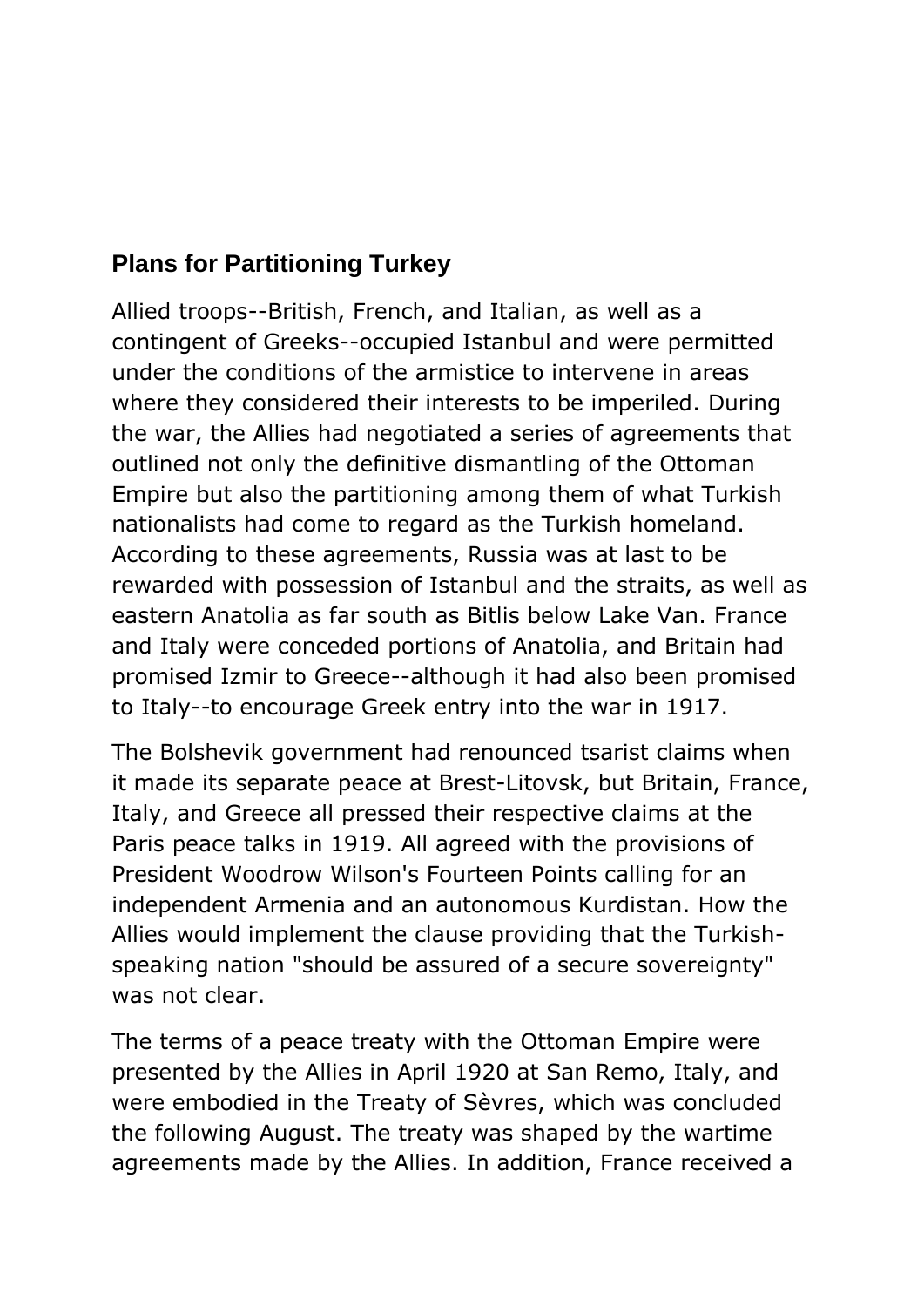## Plans for Partitioning Turkey

Allied troops--British, French, and Italian, as well as a contingent of Greeks--occupied Istanbul and were permitted under the conditions of the armistice to intervene in areas where they considered their interests to be imperiled. During the war, the Allies had negotiated a series of agreements that outlined not only the definitive dismantling of the Ottoman Empire but also the partitioning among them of what Turkish nationalists had come to regard as the Turkish homeland. According to these agreements, Russia was at last to be rewarded with possession of Istanbul and the straits, as well as eastern Anatolia as far south as Bitlis below Lake Van. France and Italy were conceded portions of Anatolia, and Britain had promised Izmir to Greece--although it had also been promised to Italy--to encourage Greek entry into the war in 1917.

The Bolshevik government had renounced tsarist claims when it made its separate peace at Brest-Litovsk, but Britain, France, Italy, and Greece all pressed their respective claims at the Paris peace talks in 1919. All agreed with the provisions of President Woodrow Wilson's Fourteen Points calling for an independent Armenia and an autonomous Kurdistan. How the Allies would implement the clause providing that the Turkish-speaking nation "should be assured of a secure sovereignty" was not clear.

The terms of a peace treaty with the Ottoman Empire were presented by the Allies in April 1920 at San Remo, Italy, and were embodied in the Treaty of Sèvres, which was concluded the following August. The treaty was shaped by the wartime agreements made by the Allies. In addition, France received a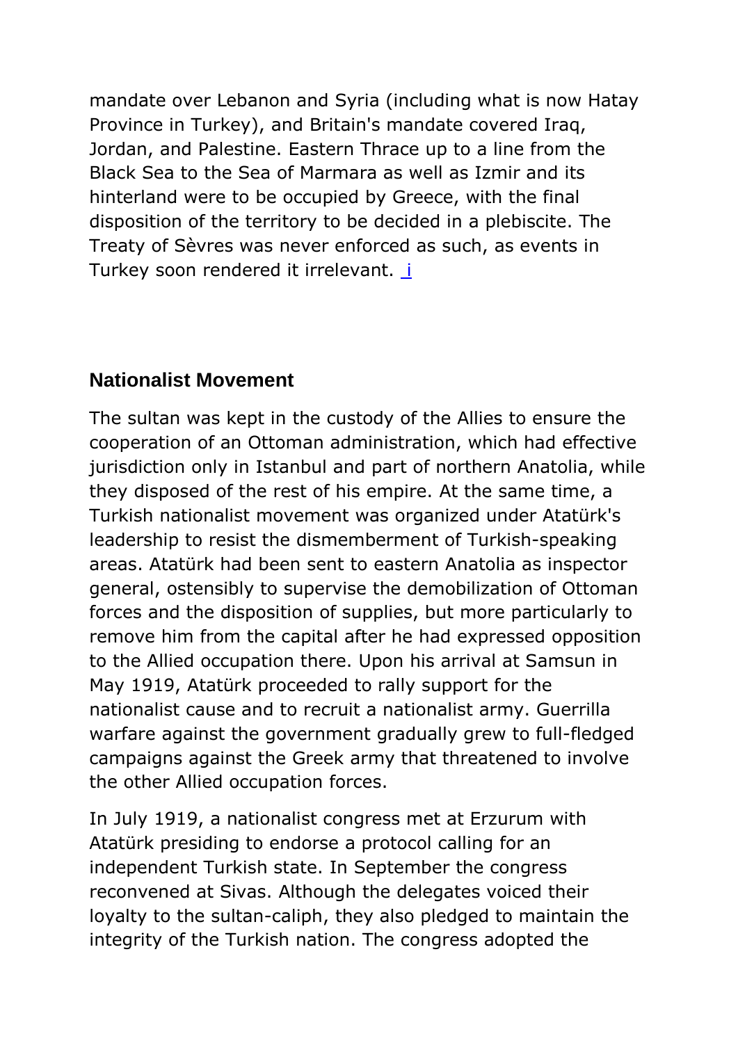mandate over Lebanon and Syria (including what is now Hatay Province in Turkey), and Britain's mandate covered Iraq, Jordan, and Palestine. Eastern Thrace up to a line from the Black Sea to the Sea of Marmara as well as Izmir and its hinterland were to be occupied by Greece, with the final disposition of the territory to be decided in a plebiscite. The Treaty of Sèvres was never enforced as such, as events in Turkey soon rendered it irrelevant. i

## Nationalist Movement

The sultan was kept in the custody of the Allies to ensure the cooperation of an Ottoman administration, which had effective jurisdiction only in Istanbul and part of northern Anatolia, while they disposed of the rest of his empire. At the same time, a Turkish nationalist movement was organized under Atatürk's leadership to resist the dismemberment of Turkish-speaking areas. Atatürk had been sent to eastern Anatolia as inspector general, ostensibly to supervise the demobilization of Ottoman forces and the disposition of supplies, but more particularly to remove him from the capital after he had expressed opposition to the Allied occupation there. Upon his arrival at Samsun in May 1919, Atatürk proceeded to rally support for the nationalist cause and to recruit a nationalist army. Guerrilla warfare against the government gradually grew to full-fledged campaigns against the Greek army that threatened to involve the other Allied occupation forces.

In July 1919, a nationalist congress met at Erzurum with Atatürk presiding to endorse a protocol calling for an independent Turkish state. In September the congress reconvened at Sivas. Although the delegates voiced their loyalty to the sultan-caliph, they also pledged to maintain the integrity of the Turkish nation. The congress adopted the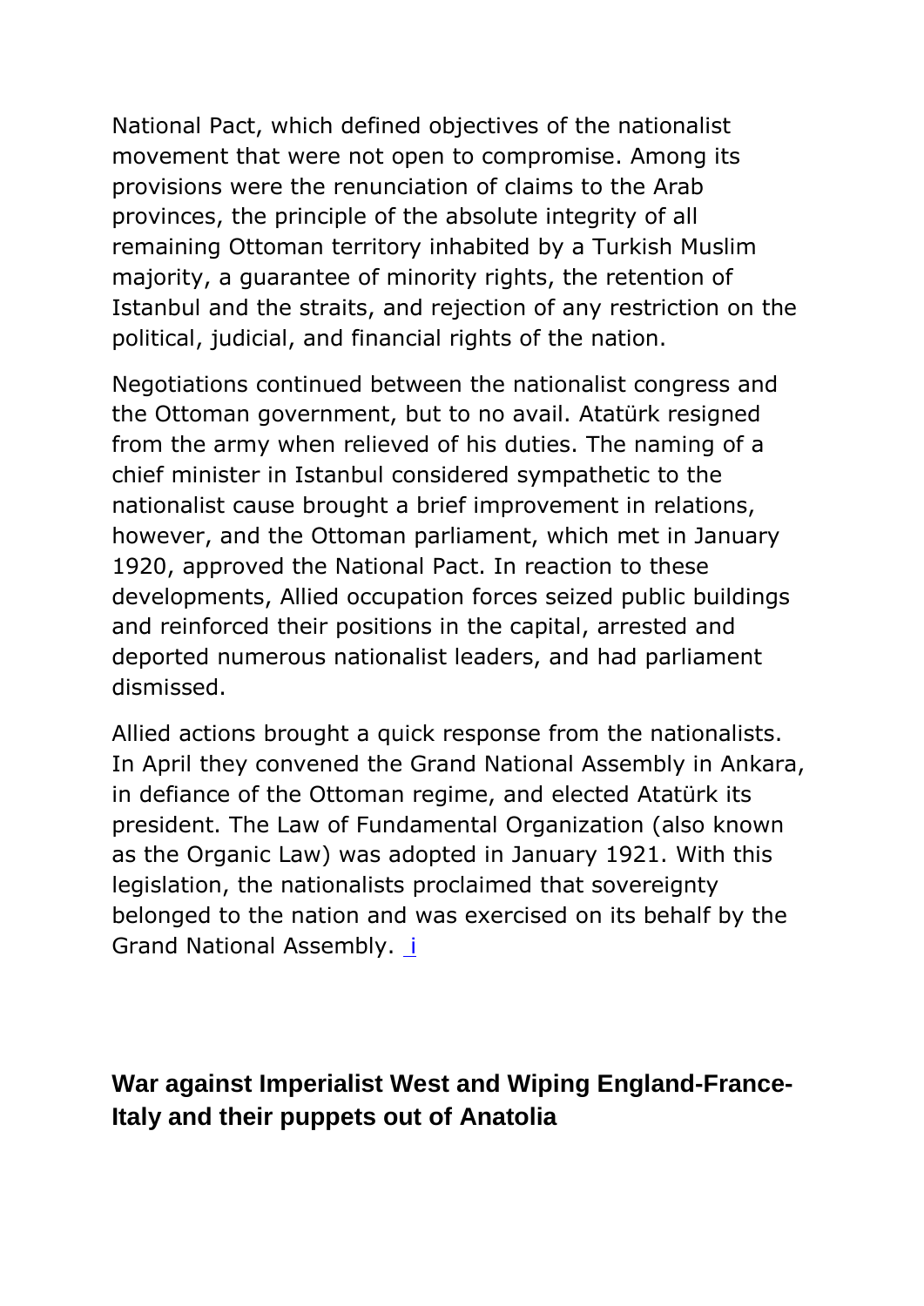National Pact, which defined objectives of the nationalist movement that were not open to compromise. Among its provisions were the renunciation of claims to the Arab provinces, the principle of the absolute integrity of all remaining Ottoman territory inhabited by a Turkish Muslim majority, a guarantee of minority rights, the retention of Istanbul and the straits, and rejection of any restriction on the political, judicial, and financial rights of the nation.

Negotiations continued between the nationalist congress and the Ottoman government, but to no avail. Atatürk resigned from the army when relieved of his duties. The naming of a chief minister in Istanbul considered sympathetic to the nationalist cause brought a brief improvement in relations, however, and the Ottoman parliament, which met in January 1920, approved the National Pact. In reaction to these developments, Allied occupation forces seized public buildings and reinforced their positions in the capital, arrested and deported numerous nationalist leaders, and had parliament dismissed.

Allied actions brought a quick response from the nationalists. In April they convened the Grand National Assembly in Ankara, in defiance of the Ottoman regime, and elected Atatürk its president. The Law of Fundamental Organization (also known as the Organic Law) was adopted in January 1921. With this legislation, the nationalists proclaimed that sovereignty belonged to the nation and was exercised on its behalf by the Grand National Assembly. [i]

## War against Imperialist West and Wiping England-France-Italy and their puppets out of Anatolia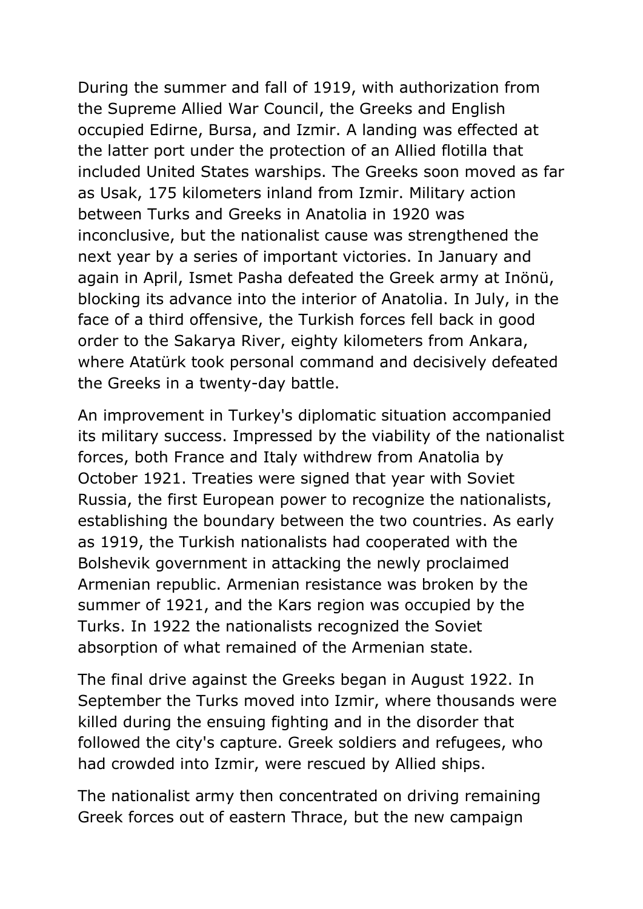During the summer and fall of 1919, with authorization from the Supreme Allied War Council, the Greeks and English occupied Edirne, Bursa, and Izmir. A landing was effected at the latter port under the protection of an Allied flotilla that included United States warships. The Greeks soon moved as far as Usak, 175 kilometers inland from Izmir. Military action between Turks and Greeks in Anatolia in 1920 was inconclusive, but the nationalist cause was strengthened the next year by a series of important victories. In January and again in April, Ismet Pasha defeated the Greek army at Inönü, blocking its advance into the interior of Anatolia. In July, in the face of a third offensive, the Turkish forces fell back in good order to the Sakarya River, eighty kilometers from Ankara, where Atatürk took personal command and decisively defeated the Greeks in a twenty-day battle.

An improvement in Turkey's diplomatic situation accompanied its military success. Impressed by the viability of the nationalist forces, both France and Italy withdrew from Anatolia by October 1921. Treaties were signed that year with Soviet Russia, the first European power to recognize the nationalists, establishing the boundary between the two countries. As early as 1919, the Turkish nationalists had cooperated with the Bolshevik government in attacking the newly proclaimed Armenian republic. Armenian resistance was broken by the summer of 1921, and the Kars region was occupied by the Turks. In 1922 the nationalists recognized the Soviet absorption of what remained of the Armenian state.

The final drive against the Greeks began in August 1922. In September the Turks moved into Izmir, where thousands were killed during the ensuing fighting and in the disorder that followed the city's capture. Greek soldiers and refugees, who had crowded into Izmir, were rescued by Allied ships.

The nationalist army then concentrated on driving remaining Greek forces out of eastern Thrace, but the new campaign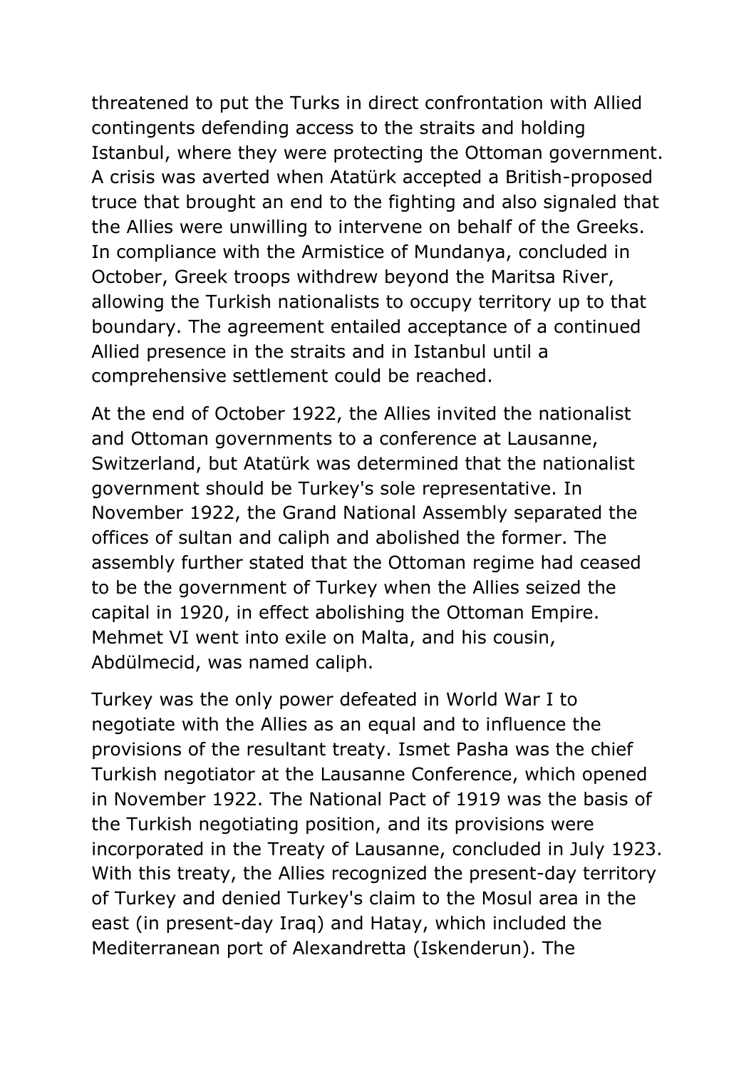threatened to put the Turks in direct confrontation with Allied contingents defending access to the straits and holding Istanbul, where they were protecting the Ottoman government. A crisis was averted when Atatürk accepted a British-proposed truce that brought an end to the fighting and also signaled that the Allies were unwilling to intervene on behalf of the Greeks. In compliance with the Armistice of Mundanya, concluded in October, Greek troops withdrew beyond the Maritsa River, allowing the Turkish nationalists to occupy territory up to that boundary. The agreement entailed acceptance of a continued Allied presence in the straits and in Istanbul until a comprehensive settlement could be reached.

At the end of October 1922, the Allies invited the nationalist and Ottoman governments to a conference at Lausanne, Switzerland, but Atatürk was determined that the nationalist government should be Turkey's sole representative. In November 1922, the Grand National Assembly separated the offices of sultan and caliph and abolished the former. The assembly further stated that the Ottoman regime had ceased to be the government of Turkey when the Allies seized the capital in 1920, in effect abolishing the Ottoman Empire. Mehmet VI went into exile on Malta, and his cousin, Abdülmecid, was named caliph.

Turkey was the only power defeated in World War I to negotiate with the Allies as an equal and to influence the provisions of the resultant treaty. Ismet Pasha was the chief Turkish negotiator at the Lausanne Conference, which opened in November 1922. The National Pact of 1919 was the basis of the Turkish negotiating position, and its provisions were incorporated in the Treaty of Lausanne, concluded in July 1923. With this treaty, the Allies recognized the present-day territory of Turkey and denied Turkey's claim to the Mosul area in the east (in present-day Iraq) and Hatay, which included the Mediterranean port of Alexandretta (Iskenderun). The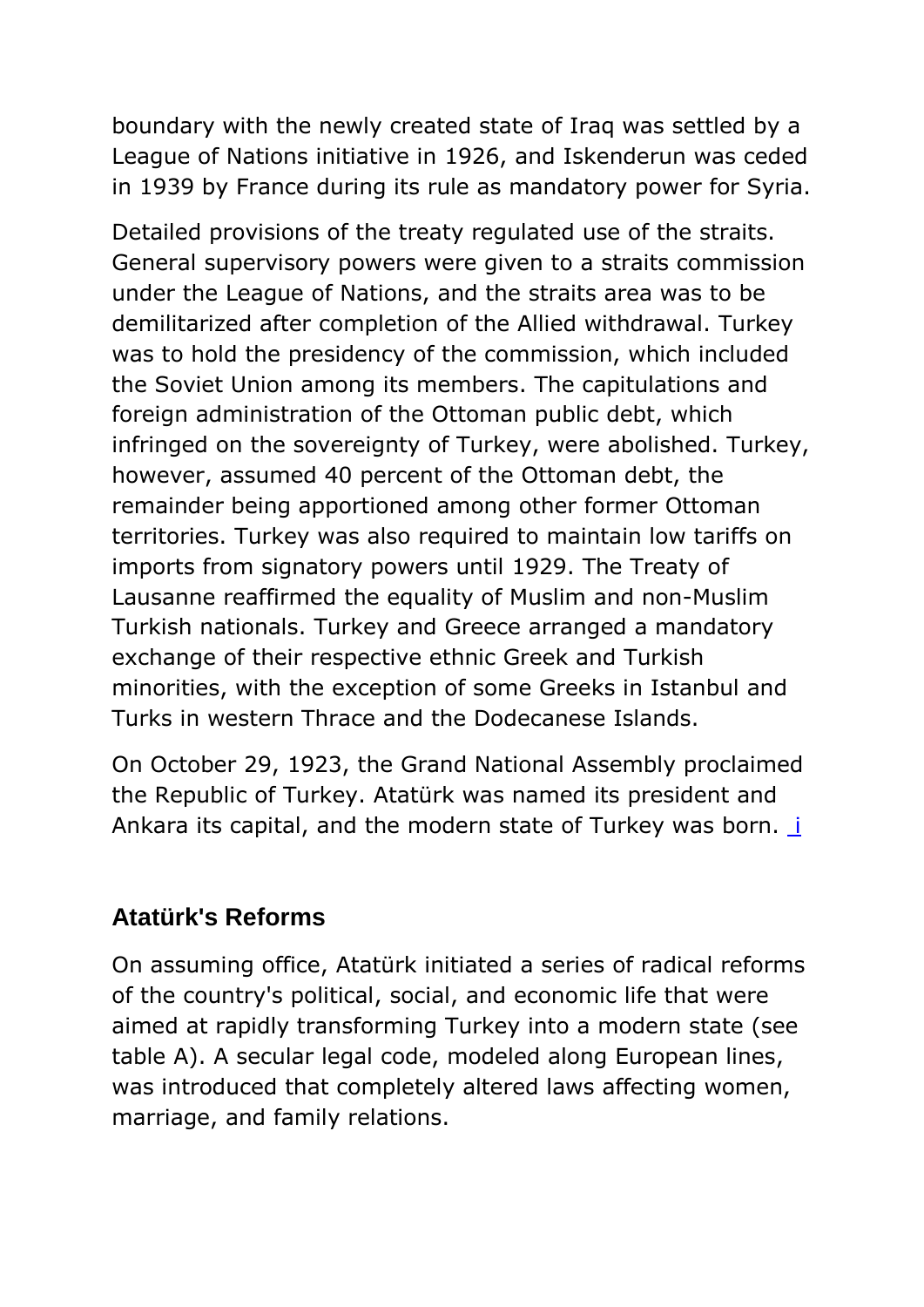boundary with the newly created state of Iraq was settled by a League of Nations initiative in 1926, and Iskenderun was ceded in 1939 by France during its rule as mandatory power for Syria.

Detailed provisions of the treaty regulated use of the straits. General supervisory powers were given to a straits commission under the League of Nations, and the straits area was to be demilitarized after completion of the Allied withdrawal. Turkey was to hold the presidency of the commission, which included the Soviet Union among its members. The capitulations and foreign administration of the Ottoman public debt, which infringed on the sovereignty of Turkey, were abolished. Turkey, however, assumed 40 percent of the Ottoman debt, the remainder being apportioned among other former Ottoman territories. Turkey was also required to maintain low tariffs on imports from signatory powers until 1929. The Treaty of Lausanne reaffirmed the equality of Muslim and non-Muslim Turkish nationals. Turkey and Greece arranged a mandatory exchange of their respective ethnic Greek and Turkish minorities, with the exception of some Greeks in Istanbul and Turks in western Thrace and the Dodecanese Islands.

On October 29, 1923, the Grand National Assembly proclaimed the Republic of Turkey. Atatürk was named its president and Ankara its capital, and the modern state of Turkey was born. i

## Atatürk's Reforms

On assuming office, Atatürk initiated a series of radical reforms of the country's political, social, and economic life that were aimed at rapidly transforming Turkey into a modern state (see table A). A secular legal code, modeled along European lines, was introduced that completely altered laws affecting women, marriage, and family relations.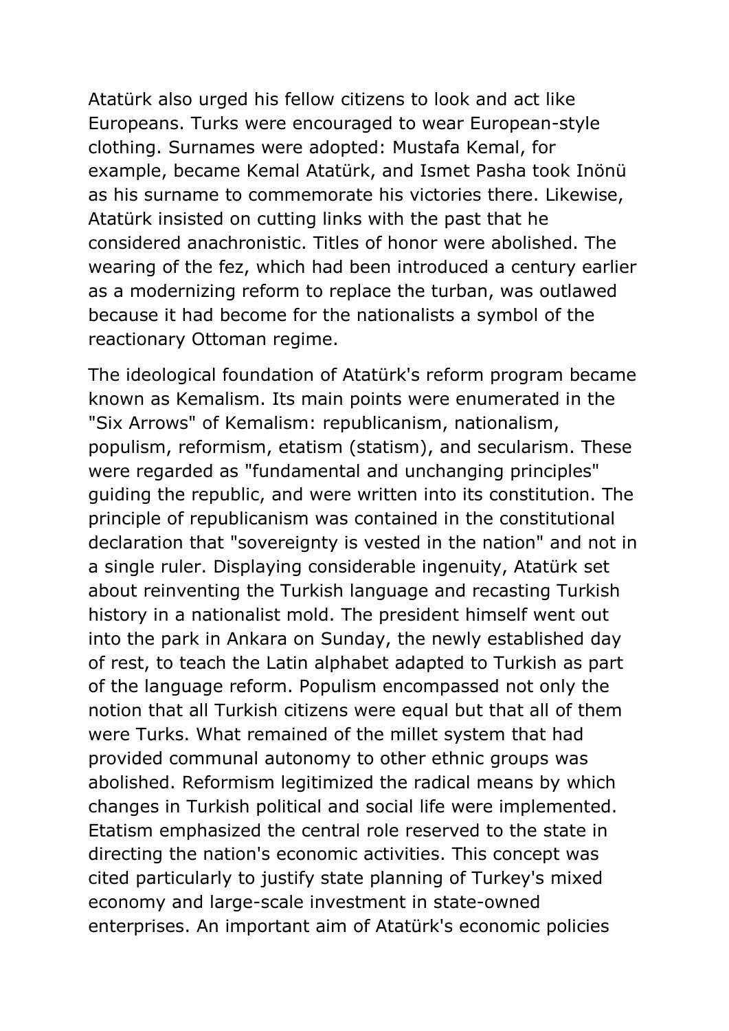Atatürk also urged his fellow citizens to look and act like Europeans. Turks were encouraged to wear European-style clothing. Surnames were adopted: Mustafa Kemal, for example, became Kemal Atatürk, and Ismet Pasha took Inönü as his surname to commemorate his victories there. Likewise, Atatürk insisted on cutting links with the past that he considered anachronistic. Titles of honor were abolished. The wearing of the fez, which had been introduced a century earlier as a modernizing reform to replace the turban, was outlawed because it had become for the nationalists a symbol of the reactionary Ottoman regime.

The ideological foundation of Atatürk's reform program became known as Kemalism. Its main points were enumerated in the "Six Arrows" of Kemalism: republicanism, nationalism, populism, reformism, etatism (statism), and secularism. These were regarded as "fundamental and unchanging principles" guiding the republic, and were written into its constitution. The principle of republicanism was contained in the constitutional declaration that "sovereignty is vested in the nation" and not in a single ruler. Displaying considerable ingenuity, Atatürk set about reinventing the Turkish language and recasting Turkish history in a nationalist mold. The president himself went out into the park in Ankara on Sunday, the newly established day of rest, to teach the Latin alphabet adapted to Turkish as part of the language reform. Populism encompassed not only the notion that all Turkish citizens were equal but that all of them were Turks. What remained of the millet system that had provided communal autonomy to other ethnic groups was abolished. Reformism legitimized the radical means by which changes in Turkish political and social life were implemented. Etatism emphasized the central role reserved to the state in directing the nation's economic activities. This concept was cited particularly to justify state planning of Turkey's mixed economy and large-scale investment in state-owned enterprises. An important aim of Atatürk's economic policies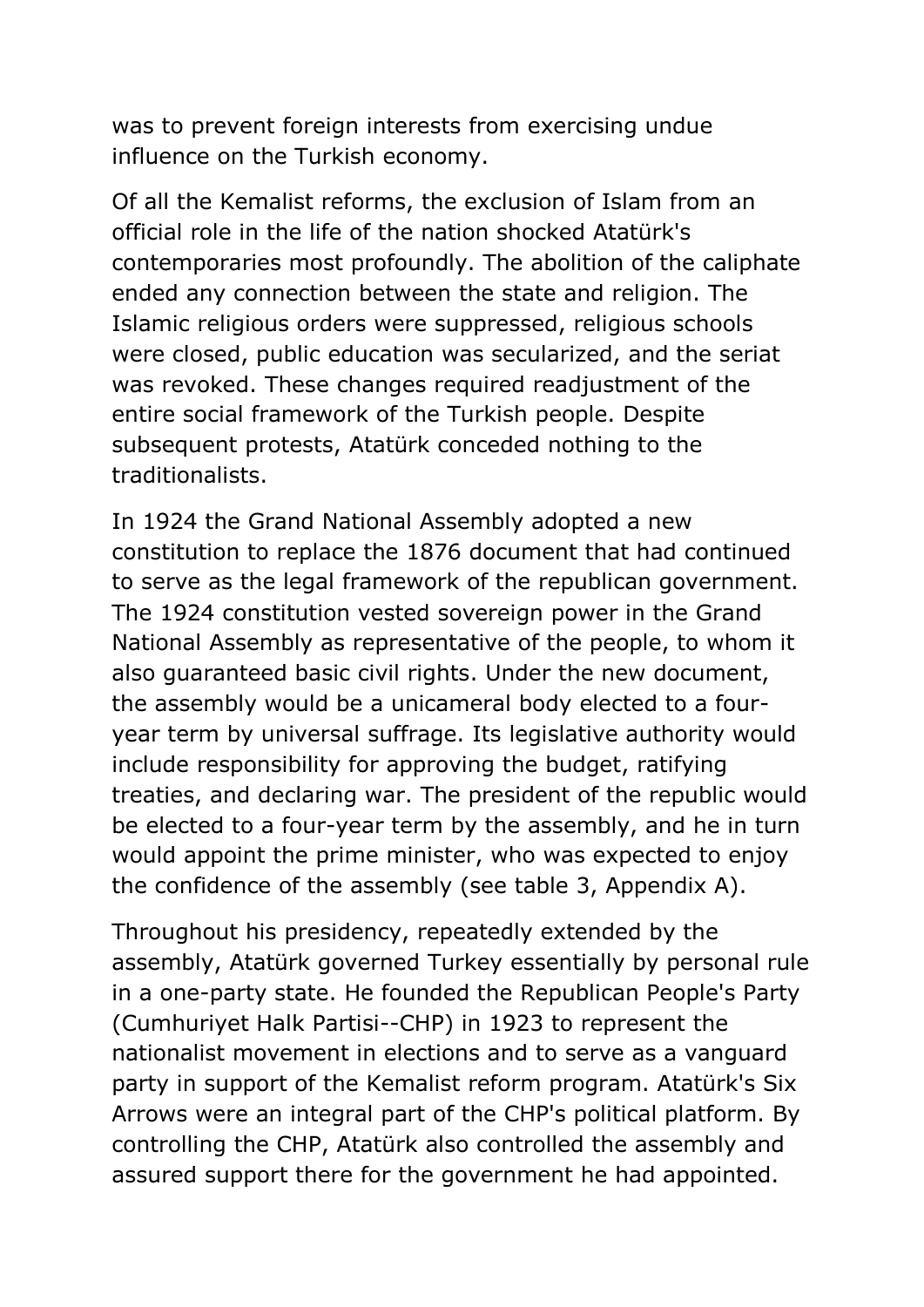was to prevent foreign interests from exercising undue influence on the Turkish economy.

Of all the Kemalist reforms, the exclusion of Islam from an official role in the life of the nation shocked Atatürk's contemporaries most profoundly. The abolition of the caliphate ended any connection between the state and religion. The Islamic religious orders were suppressed, religious schools were closed, public education was secularized, and the seriat was revoked. These changes required readjustment of the entire social framework of the Turkish people. Despite subsequent protests, Atatürk conceded nothing to the traditionalists.

In 1924 the Grand National Assembly adopted a new constitution to replace the 1876 document that had continued to serve as the legal framework of the republican government. The 1924 constitution vested sovereign power in the Grand National Assembly as representative of the people, to whom it also guaranteed basic civil rights. Under the new document, the assembly would be a unicameral body elected to a four-year term by universal suffrage. Its legislative authority would include responsibility for approving the budget, ratifying treaties, and declaring war. The president of the republic would be elected to a four-year term by the assembly, and he in turn would appoint the prime minister, who was expected to enjoy the confidence of the assembly (see table 3, Appendix A).

Throughout his presidency, repeatedly extended by the assembly, Atatürk governed Turkey essentially by personal rule in a one-party state. He founded the Republican People's Party (Cumhuriyet Halk Partisi--CHP) in 1923 to represent the nationalist movement in elections and to serve as a vanguard party in support of the Kemalist reform program. Atatürk's Six Arrows were an integral part of the CHP's political platform. By controlling the CHP, Atatürk also controlled the assembly and assured support there for the government he had appointed.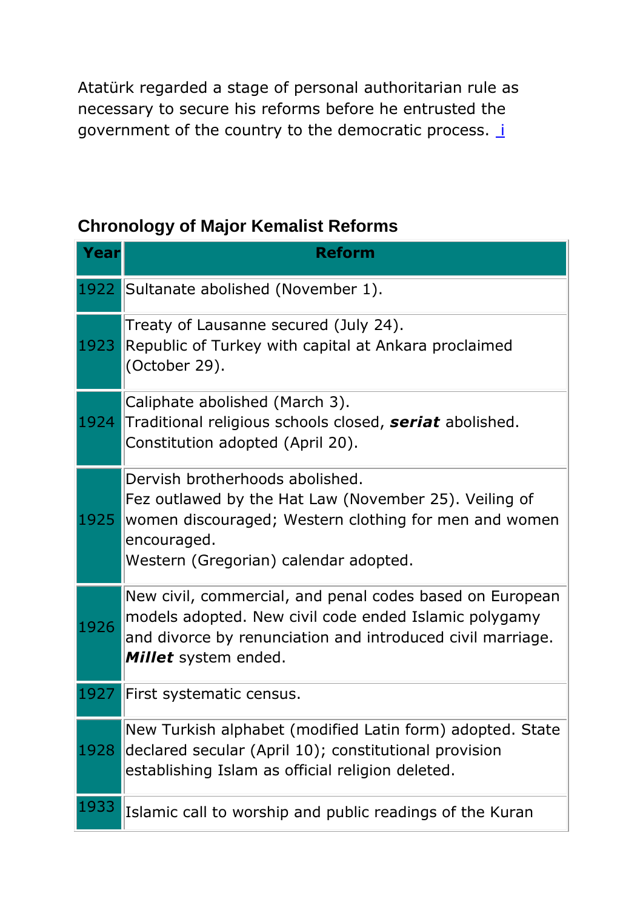Atatürk regarded a stage of personal authoritarian rule as necessary to secure his reforms before he entrusted the government of the country to the democratic process. i

### Chronology of Major Kemalist Reforms

| Year | Reform |
|---|---|
| 1922 | Sultanate abolished (November 1). |
| 1923 | Treaty of Lausanne secured (July 24).<br>Republic of Turkey with capital at Ankara proclaimed (October 29). |
| 1924 | Caliphate abolished (March 3).<br>Traditional religious schools closed, ***seriat*** abolished.<br>Constitution adopted (April 20). |
| 1925 | Dervish brotherhoods abolished.<br>Fez outlawed by the Hat Law (November 25). Veiling of women discouraged; Western clothing for men and women encouraged.<br>Western (Gregorian) calendar adopted. |
| 1926 | New civil, commercial, and penal codes based on European models adopted. New civil code ended Islamic polygamy and divorce by renunciation and introduced civil marriage. ***Millet*** system ended. |
| 1927 | First systematic census. |
| 1928 | New Turkish alphabet (modified Latin form) adopted. State declared secular (April 10); constitutional provision establishing Islam as official religion deleted. |
| 1933 | Islamic call to worship and public readings of the Kuran |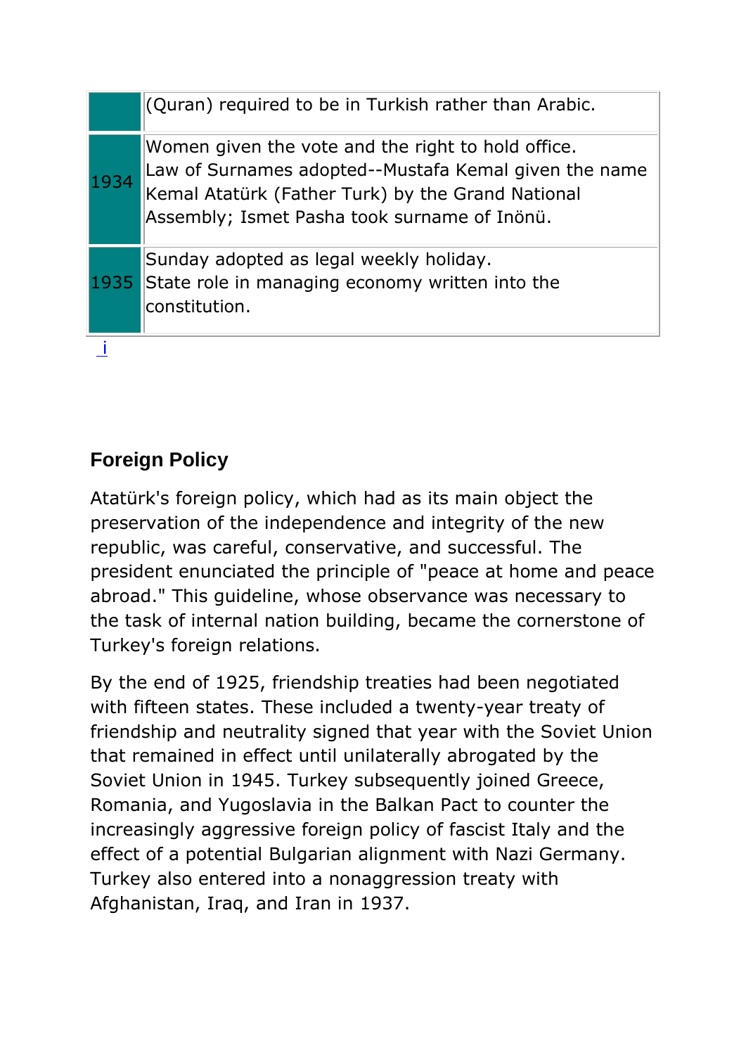| | |
|---|---|
| | (Quran) required to be in Turkish rather than Arabic. |
| 1934 | Women given the vote and the right to hold office.<br>Law of Surnames adopted--Mustafa Kemal given the name Kemal Atatürk (Father Turk) by the Grand National Assembly; Ismet Pasha took surname of Inönü. |
| 1935 | Sunday adopted as legal weekly holiday.<br>State role in managing economy written into the constitution. |

i

## Foreign Policy

Atatürk's foreign policy, which had as its main object the preservation of the independence and integrity of the new republic, was careful, conservative, and successful. The president enunciated the principle of "peace at home and peace abroad." This guideline, whose observance was necessary to the task of internal nation building, became the cornerstone of Turkey's foreign relations.

By the end of 1925, friendship treaties had been negotiated with fifteen states. These included a twenty-year treaty of friendship and neutrality signed that year with the Soviet Union that remained in effect until unilaterally abrogated by the Soviet Union in 1945. Turkey subsequently joined Greece, Romania, and Yugoslavia in the Balkan Pact to counter the increasingly aggressive foreign policy of fascist Italy and the effect of a potential Bulgarian alignment with Nazi Germany. Turkey also entered into a nonaggression treaty with Afghanistan, Iraq, and Iran in 1937.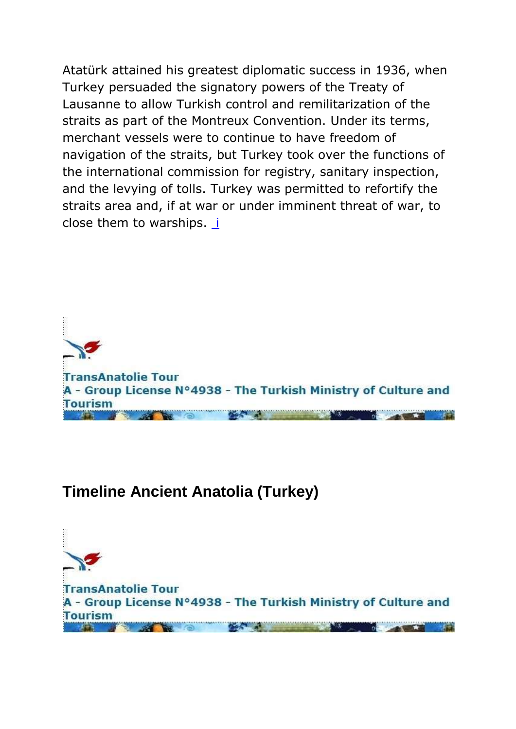Atatürk attained his greatest diplomatic success in 1936, when Turkey persuaded the signatory powers of the Treaty of Lausanne to allow Turkish control and remilitarization of the straits as part of the Montreux Convention. Under its terms, merchant vessels were to continue to have freedom of navigation of the straits, but Turkey took over the functions of the international commission for registry, sanitary inspection, and the levying of tolls. Turkey was permitted to refortify the straits area and, if at war or under imminent threat of war, to close them to warships. i

**TransAnatolie Tour**
**A - Group License N°4938 - The Turkish Ministry of Culture and Tourism**

## Timeline Ancient Anatolia (Turkey)

**TransAnatolie Tour**
**A - Group License N°4938 - The Turkish Ministry of Culture and Tourism**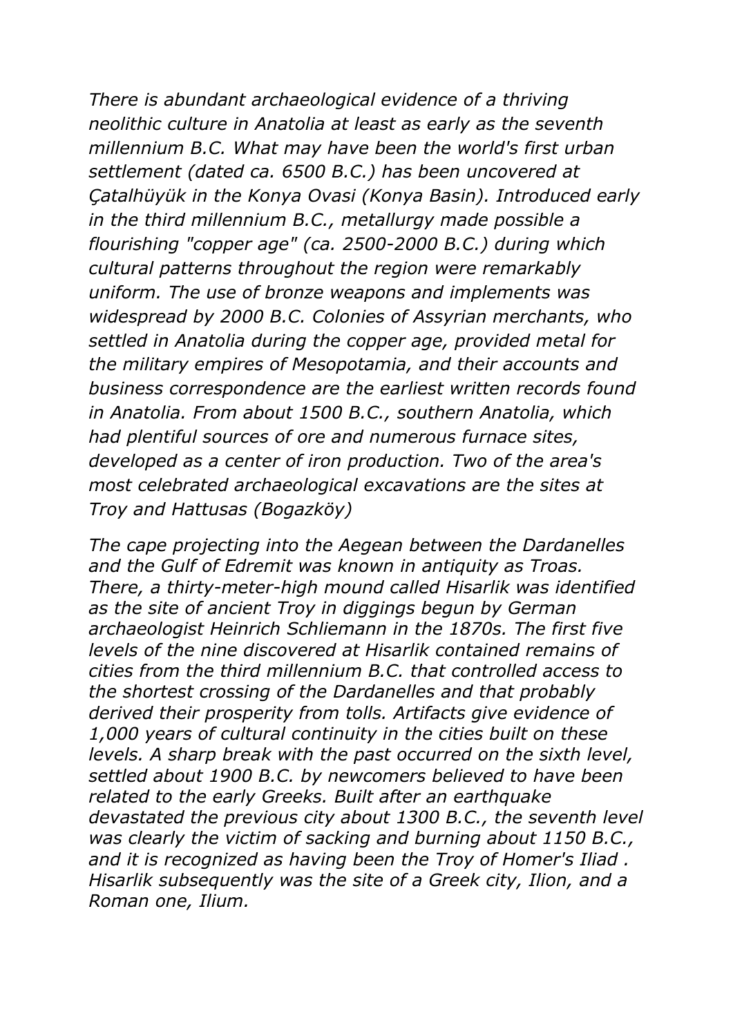*There is abundant archaeological evidence of a thriving neolithic culture in Anatolia at least as early as the seventh millennium B.C. What may have been the world's first urban settlement (dated ca. 6500 B.C.) has been uncovered at Çatalhüyük in the Konya Ovasi (Konya Basin). Introduced early in the third millennium B.C., metallurgy made possible a flourishing "copper age" (ca. 2500-2000 B.C.) during which cultural patterns throughout the region were remarkably uniform. The use of bronze weapons and implements was widespread by 2000 B.C. Colonies of Assyrian merchants, who settled in Anatolia during the copper age, provided metal for the military empires of Mesopotamia, and their accounts and business correspondence are the earliest written records found in Anatolia. From about 1500 B.C., southern Anatolia, which had plentiful sources of ore and numerous furnace sites, developed as a center of iron production. Two of the area's most celebrated archaeological excavations are the sites at Troy and Hattusas (Bogazköy)*

*The cape projecting into the Aegean between the Dardanelles and the Gulf of Edremit was known in antiquity as Troas. There, a thirty-meter-high mound called Hisarlik was identified as the site of ancient Troy in diggings begun by German archaeologist Heinrich Schliemann in the 1870s. The first five levels of the nine discovered at Hisarlik contained remains of cities from the third millennium B.C. that controlled access to the shortest crossing of the Dardanelles and that probably derived their prosperity from tolls. Artifacts give evidence of 1,000 years of cultural continuity in the cities built on these levels. A sharp break with the past occurred on the sixth level, settled about 1900 B.C. by newcomers believed to have been related to the early Greeks. Built after an earthquake devastated the previous city about 1300 B.C., the seventh level was clearly the victim of sacking and burning about 1150 B.C., and it is recognized as having been the Troy of Homer's Iliad . Hisarlik subsequently was the site of a Greek city, Ilion, and a Roman one, Ilium.*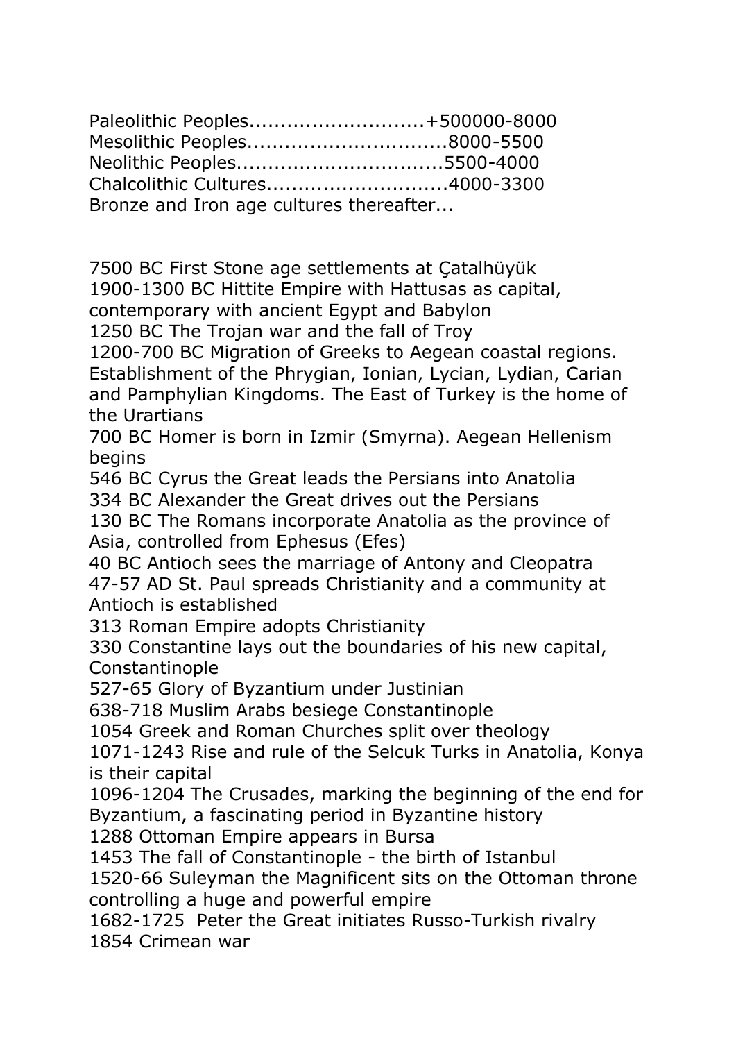Paleolithic Peoples...........................+500000-8000
Mesolithic Peoples...............................8000-5500
Neolithic Peoples................................5500-4000
Chalcolithic Cultures............................4000-3300
Bronze and Iron age cultures thereafter...

7500 BC First Stone age settlements at Çatalhüyük
1900-1300 BC Hittite Empire with Hattusas as capital, contemporary with ancient Egypt and Babylon
1250 BC The Trojan war and the fall of Troy
1200-700 BC Migration of Greeks to Aegean coastal regions. Establishment of the Phrygian, Ionian, Lycian, Lydian, Carian and Pamphylian Kingdoms. The East of Turkey is the home of the Urartians
700 BC Homer is born in Izmir (Smyrna). Aegean Hellenism begins
546 BC Cyrus the Great leads the Persians into Anatolia
334 BC Alexander the Great drives out the Persians
130 BC The Romans incorporate Anatolia as the province of Asia, controlled from Ephesus (Efes)
40 BC Antioch sees the marriage of Antony and Cleopatra
47-57 AD St. Paul spreads Christianity and a community at Antioch is established
313 Roman Empire adopts Christianity
330 Constantine lays out the boundaries of his new capital, Constantinople
527-65 Glory of Byzantium under Justinian
638-718 Muslim Arabs besiege Constantinople
1054 Greek and Roman Churches split over theology
1071-1243 Rise and rule of the Selcuk Turks in Anatolia, Konya is their capital
1096-1204 The Crusades, marking the beginning of the end for Byzantium, a fascinating period in Byzantine history
1288 Ottoman Empire appears in Bursa
1453 The fall of Constantinople - the birth of Istanbul
1520-66 Suleyman the Magnificent sits on the Ottoman throne controlling a huge and powerful empire
1682-1725 Peter the Great initiates Russo-Turkish rivalry
1854 Crimean war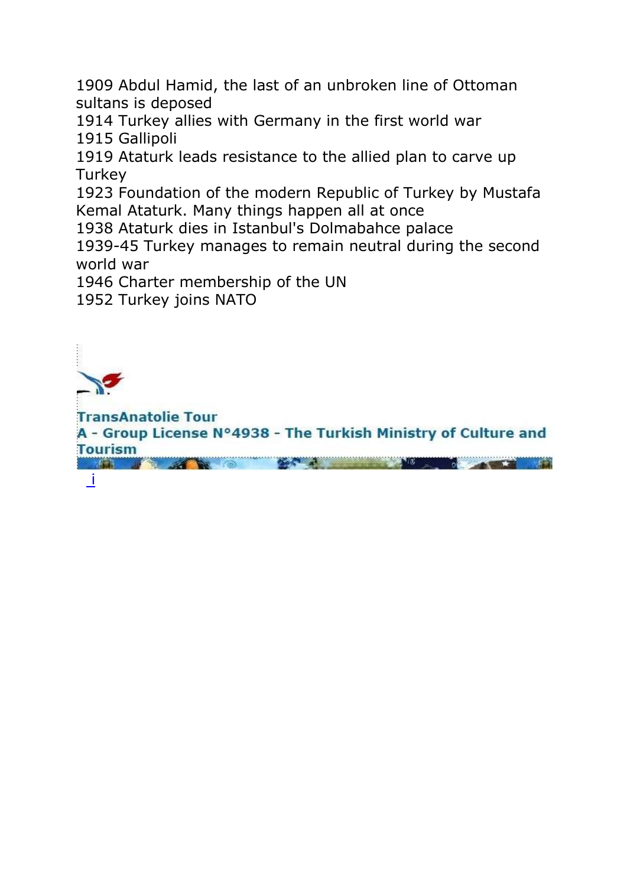1909 Abdul Hamid, the last of an unbroken line of Ottoman sultans is deposed
1914 Turkey allies with Germany in the first world war
1915 Gallipoli
1919 Ataturk leads resistance to the allied plan to carve up Turkey
1923 Foundation of the modern Republic of Turkey by Mustafa Kemal Ataturk. Many things happen all at once
1938 Ataturk dies in Istanbul's Dolmabahce palace
1939-45 Turkey manages to remain neutral during the second world war
1946 Charter membership of the UN
1952 Turkey joins NATO

**TransAnatolie Tour**
**A - Group License N°4938 - The Turkish Ministry of Culture and Tourism**

i